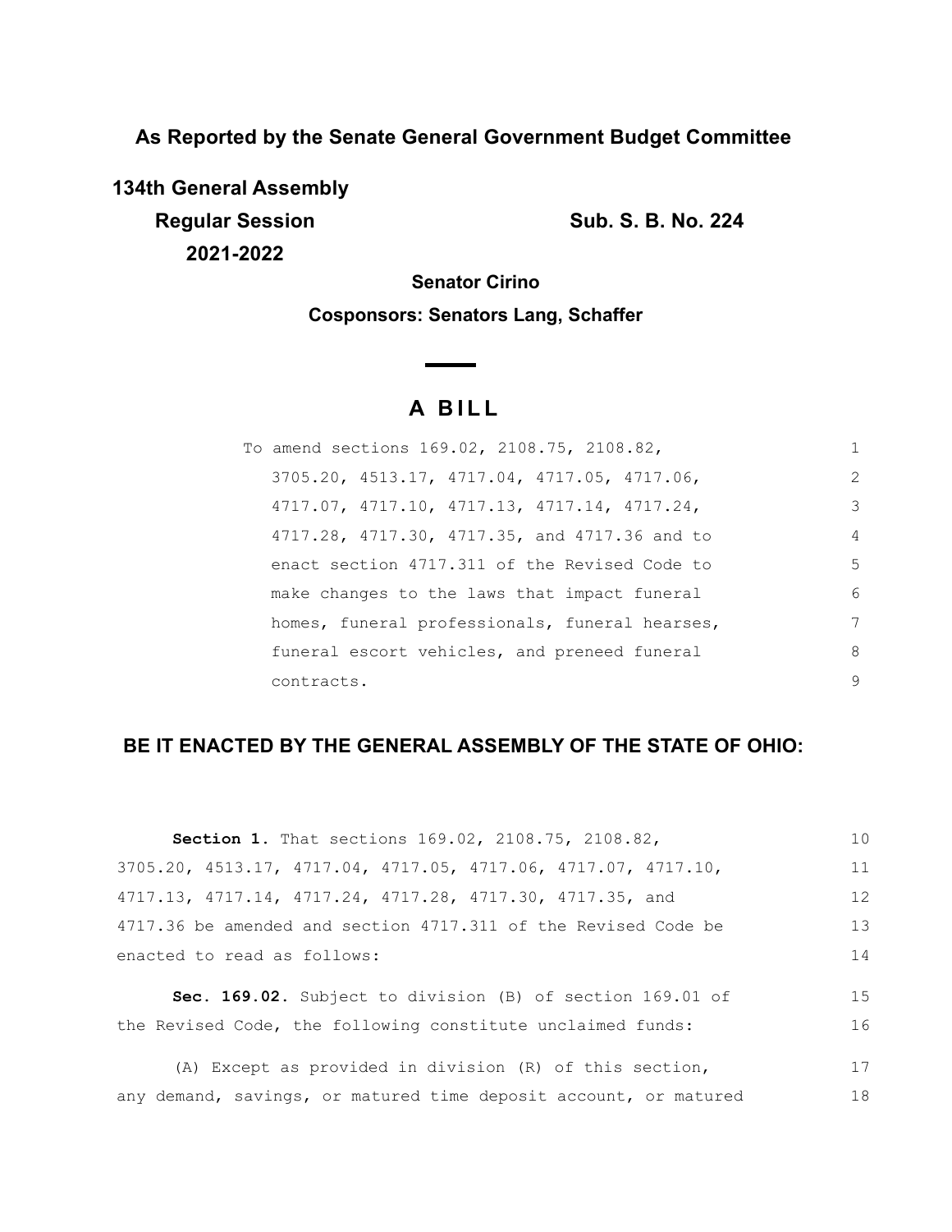**As Reported by the Senate General Government Budget Committee**

**134th General Assembly**

**Regular Session**

**2021-2022**

**Sub. S. B. No. 224**

**Senator Cirino**

**Cosponsors: Senators Lang, Schaffer**

# A BILL

To amend sections 169.02, 2108.75, 2108.82, 3705.20, 4513.17, 4717.04, 4717.05, 4717.06, 4717.07, 4717.10, 4717.13, 4717.14, 4717.24, 4717.28, 4717.30, 4717.35, and 4717.36 and to enact section 4717.311 of the Revised Code to make changes to the laws that impact funeral homes, funeral professionals, funeral hearses, funeral escort vehicles, and preneed funeral contracts.

**BE IT ENACTED BY THE GENERAL ASSEMBLY OF THE STATE OF OHIO:**

**Section 1.** That sections 169.02, 2108.75, 2108.82, 3705.20, 4513.17, 4717.04, 4717.05, 4717.06, 4717.07, 4717.10, 4717.13, 4717.14, 4717.24, 4717.28, 4717.30, 4717.35, and 4717.36 be amended and section 4717.311 of the Revised Code be enacted to read as follows:

**Sec. 169.02.** Subject to division (B) of section 169.01 of the Revised Code, the following constitute unclaimed funds:

(A) Except as provided in division (R) of this section, any demand, savings, or matured time deposit account, or matured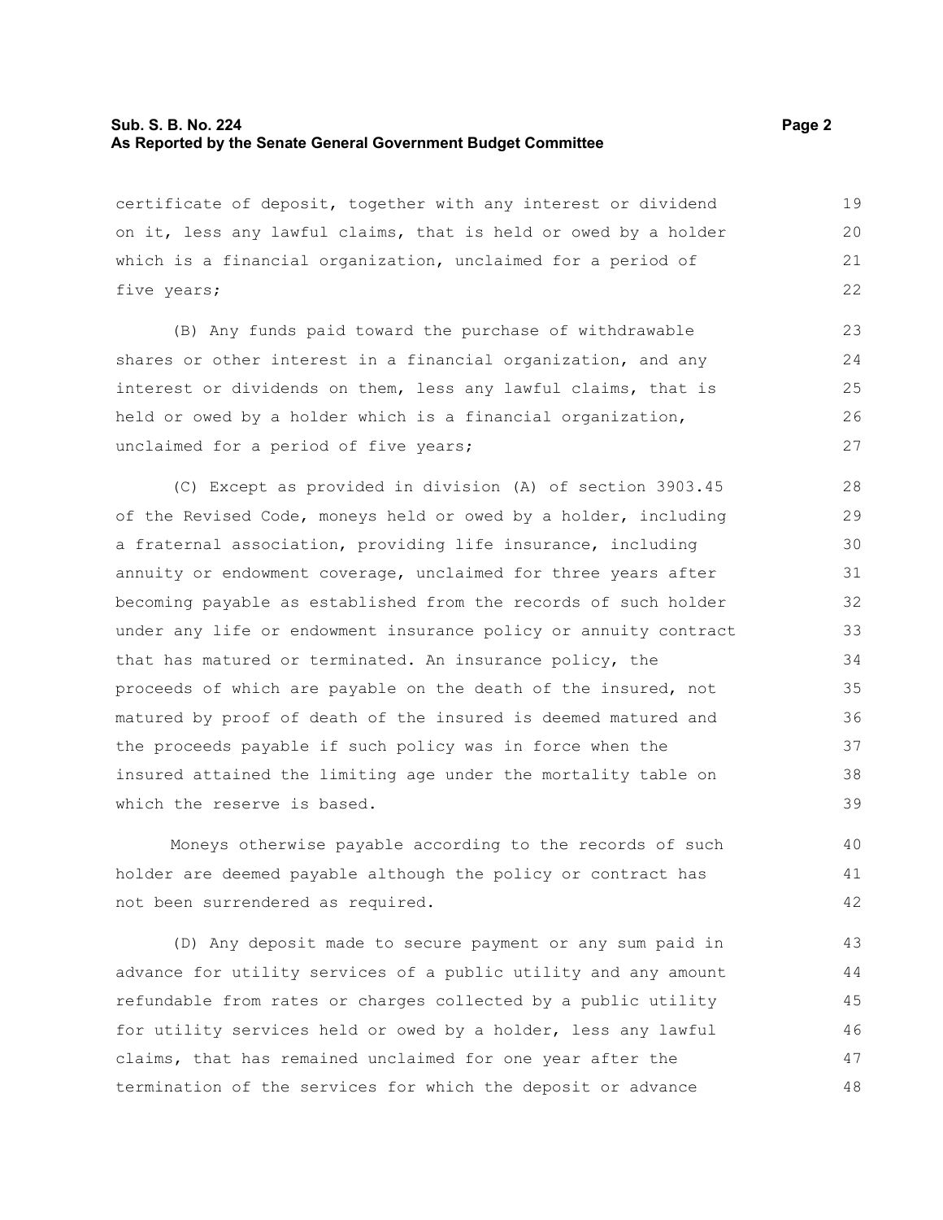certificate of deposit, together with any interest or dividend on it, less any lawful claims, that is held or owed by a holder which is a financial organization, unclaimed for a period of five years;

(B) Any funds paid toward the purchase of withdrawable shares or other interest in a financial organization, and any interest or dividends on them, less any lawful claims, that is held or owed by a holder which is a financial organization, unclaimed for a period of five years;

(C) Except as provided in division (A) of section 3903.45 of the Revised Code, moneys held or owed by a holder, including a fraternal association, providing life insurance, including annuity or endowment coverage, unclaimed for three years after becoming payable as established from the records of such holder under any life or endowment insurance policy or annuity contract that has matured or terminated. An insurance policy, the proceeds of which are payable on the death of the insured, not matured by proof of death of the insured is deemed matured and the proceeds payable if such policy was in force when the insured attained the limiting age under the mortality table on which the reserve is based.

Moneys otherwise payable according to the records of such holder are deemed payable although the policy or contract has not been surrendered as required.

(D) Any deposit made to secure payment or any sum paid in advance for utility services of a public utility and any amount refundable from rates or charges collected by a public utility for utility services held or owed by a holder, less any lawful claims, that has remained unclaimed for one year after the termination of the services for which the deposit or advance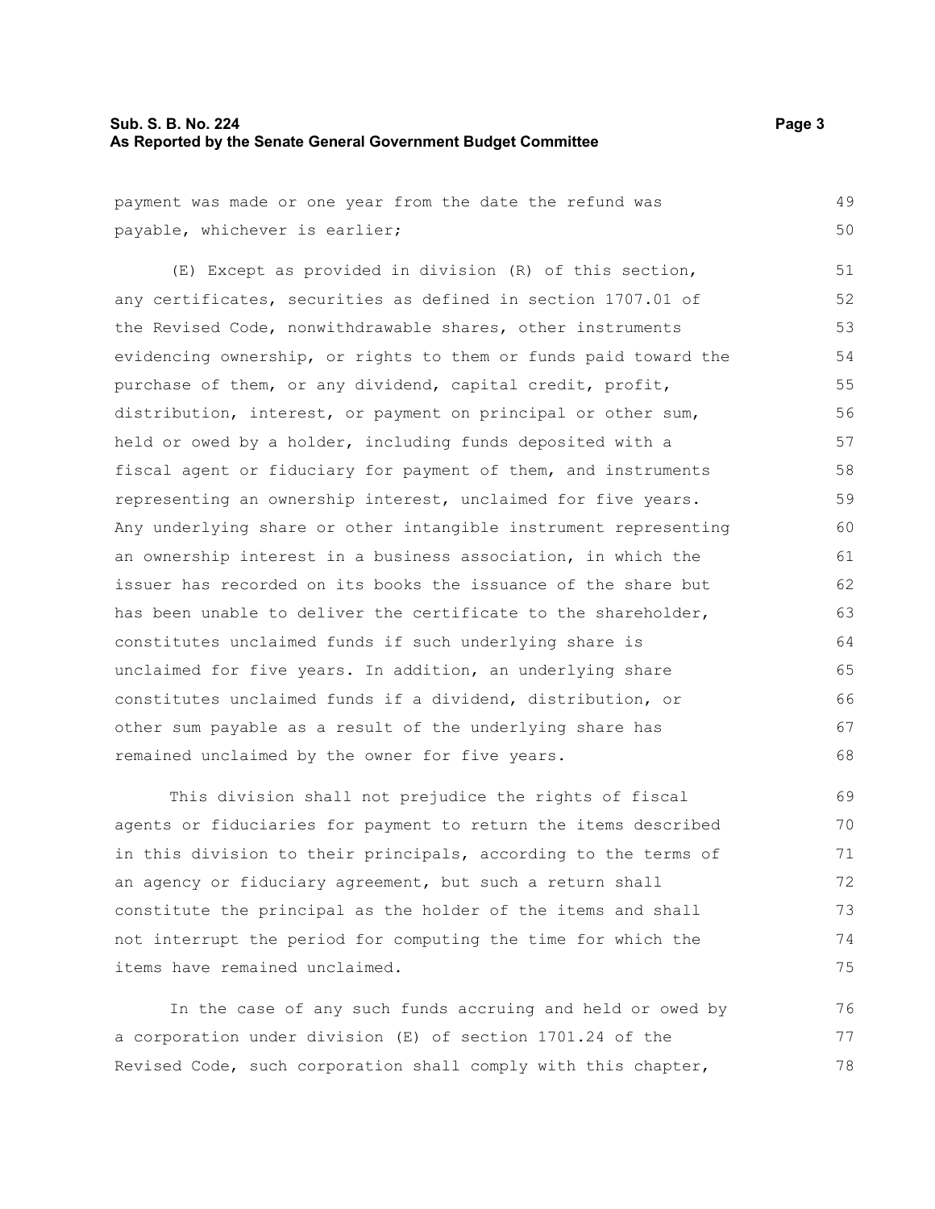payment was made or one year from the date the refund was payable, whichever is earlier;

(E) Except as provided in division (R) of this section, any certificates, securities as defined in section 1707.01 of the Revised Code, nonwithdrawable shares, other instruments evidencing ownership, or rights to them or funds paid toward the purchase of them, or any dividend, capital credit, profit, distribution, interest, or payment on principal or other sum, held or owed by a holder, including funds deposited with a fiscal agent or fiduciary for payment of them, and instruments representing an ownership interest, unclaimed for five years. Any underlying share or other intangible instrument representing an ownership interest in a business association, in which the issuer has recorded on its books the issuance of the share but has been unable to deliver the certificate to the shareholder, constitutes unclaimed funds if such underlying share is unclaimed for five years. In addition, an underlying share constitutes unclaimed funds if a dividend, distribution, or other sum payable as a result of the underlying share has remained unclaimed by the owner for five years.

This division shall not prejudice the rights of fiscal agents or fiduciaries for payment to return the items described in this division to their principals, according to the terms of an agency or fiduciary agreement, but such a return shall constitute the principal as the holder of the items and shall not interrupt the period for computing the time for which the items have remained unclaimed.

In the case of any such funds accruing and held or owed by a corporation under division (E) of section 1701.24 of the Revised Code, such corporation shall comply with this chapter,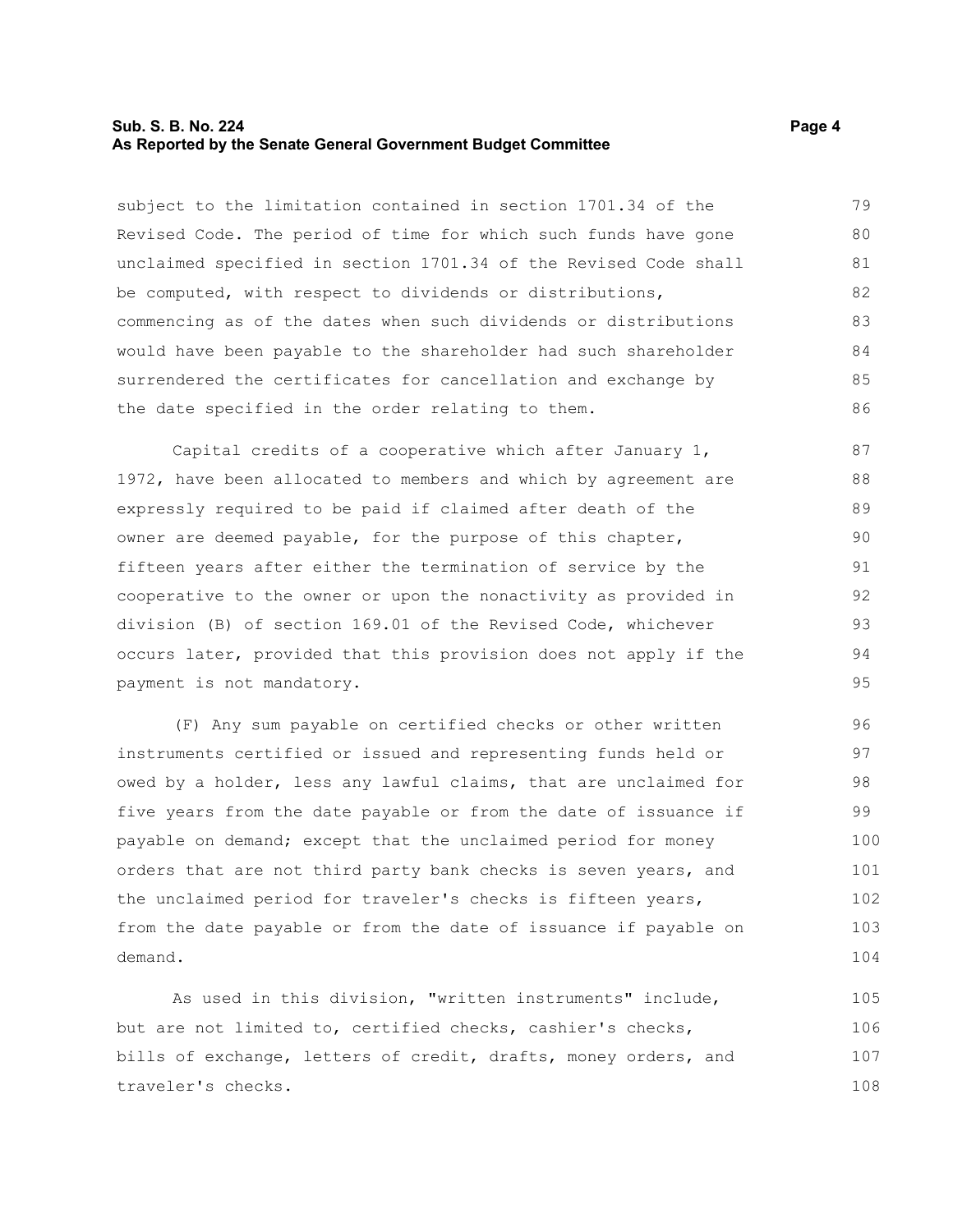subject to the limitation contained in section 1701.34 of the Revised Code. The period of time for which such funds have gone unclaimed specified in section 1701.34 of the Revised Code shall be computed, with respect to dividends or distributions, commencing as of the dates when such dividends or distributions would have been payable to the shareholder had such shareholder surrendered the certificates for cancellation and exchange by the date specified in the order relating to them.

Capital credits of a cooperative which after January 1, 1972, have been allocated to members and which by agreement are expressly required to be paid if claimed after death of the owner are deemed payable, for the purpose of this chapter, fifteen years after either the termination of service by the cooperative to the owner or upon the nonactivity as provided in division (B) of section 169.01 of the Revised Code, whichever occurs later, provided that this provision does not apply if the payment is not mandatory.

(F) Any sum payable on certified checks or other written instruments certified or issued and representing funds held or owed by a holder, less any lawful claims, that are unclaimed for five years from the date payable or from the date of issuance if payable on demand; except that the unclaimed period for money orders that are not third party bank checks is seven years, and the unclaimed period for traveler's checks is fifteen years, from the date payable or from the date of issuance if payable on demand.

As used in this division, "written instruments" include, but are not limited to, certified checks, cashier's checks, bills of exchange, letters of credit, drafts, money orders, and traveler's checks.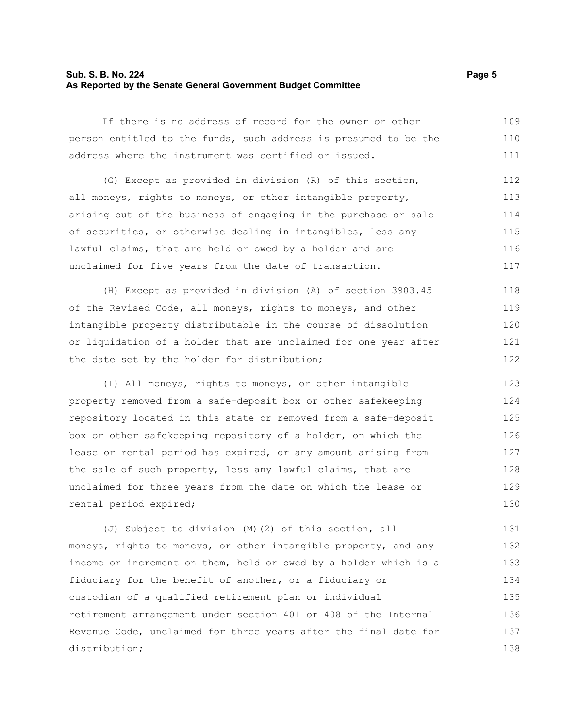If there is no address of record for the owner or other person entitled to the funds, such address is presumed to be the address where the instrument was certified or issued.

(G) Except as provided in division (R) of this section, all moneys, rights to moneys, or other intangible property, arising out of the business of engaging in the purchase or sale of securities, or otherwise dealing in intangibles, less any lawful claims, that are held or owed by a holder and are unclaimed for five years from the date of transaction.

(H) Except as provided in division (A) of section 3903.45 of the Revised Code, all moneys, rights to moneys, and other intangible property distributable in the course of dissolution or liquidation of a holder that are unclaimed for one year after the date set by the holder for distribution;

(I) All moneys, rights to moneys, or other intangible property removed from a safe-deposit box or other safekeeping repository located in this state or removed from a safe-deposit box or other safekeeping repository of a holder, on which the lease or rental period has expired, or any amount arising from the sale of such property, less any lawful claims, that are unclaimed for three years from the date on which the lease or rental period expired;

(J) Subject to division (M)(2) of this section, all moneys, rights to moneys, or other intangible property, and any income or increment on them, held or owed by a holder which is a fiduciary for the benefit of another, or a fiduciary or custodian of a qualified retirement plan or individual retirement arrangement under section 401 or 408 of the Internal Revenue Code, unclaimed for three years after the final date for distribution;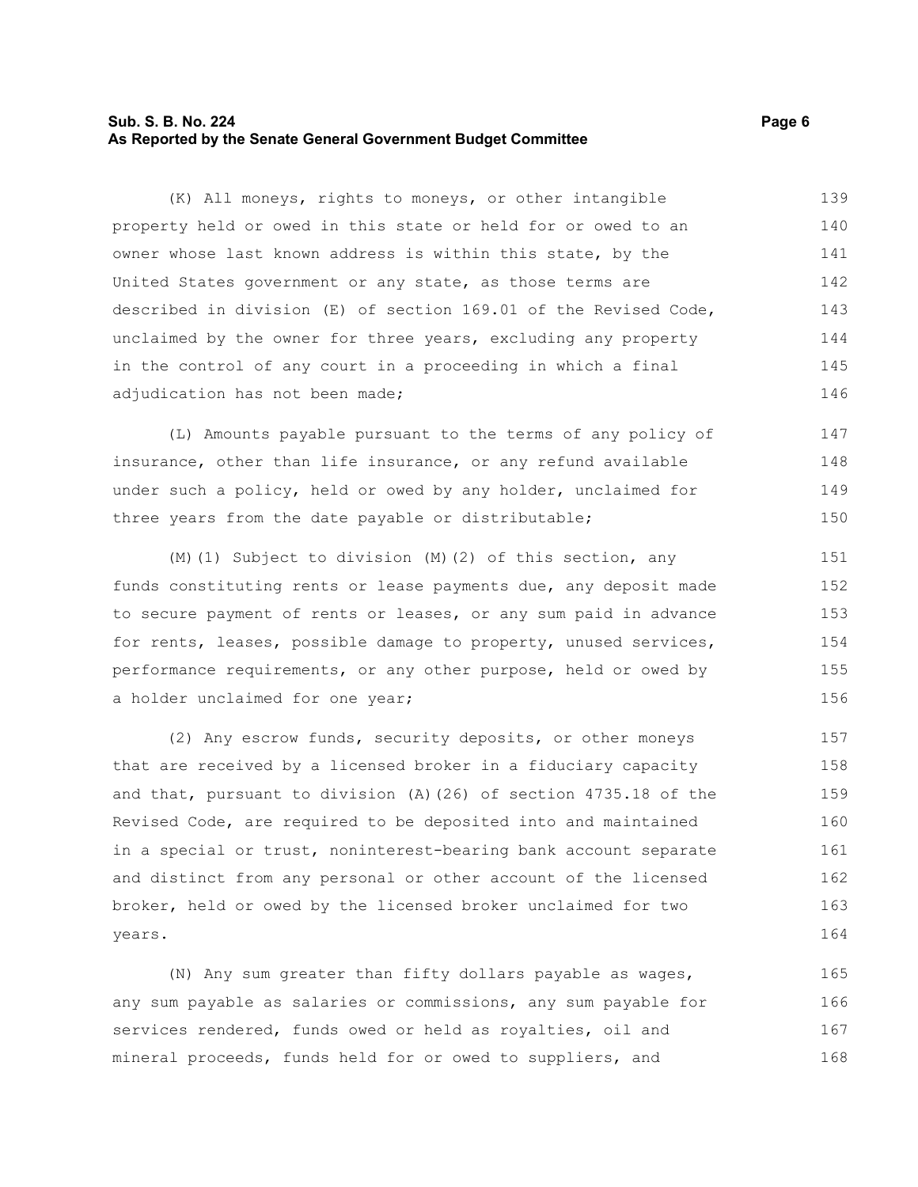(K) All moneys, rights to moneys, or other intangible property held or owed in this state or held for or owed to an owner whose last known address is within this state, by the United States government or any state, as those terms are described in division (E) of section 169.01 of the Revised Code, unclaimed by the owner for three years, excluding any property in the control of any court in a proceeding in which a final adjudication has not been made;

(L) Amounts payable pursuant to the terms of any policy of insurance, other than life insurance, or any refund available under such a policy, held or owed by any holder, unclaimed for three years from the date payable or distributable;

(M)(1) Subject to division (M)(2) of this section, any funds constituting rents or lease payments due, any deposit made to secure payment of rents or leases, or any sum paid in advance for rents, leases, possible damage to property, unused services, performance requirements, or any other purpose, held or owed by a holder unclaimed for one year;

(2) Any escrow funds, security deposits, or other moneys that are received by a licensed broker in a fiduciary capacity and that, pursuant to division (A)(26) of section 4735.18 of the Revised Code, are required to be deposited into and maintained in a special or trust, noninterest-bearing bank account separate and distinct from any personal or other account of the licensed broker, held or owed by the licensed broker unclaimed for two years.

(N) Any sum greater than fifty dollars payable as wages, any sum payable as salaries or commissions, any sum payable for services rendered, funds owed or held as royalties, oil and mineral proceeds, funds held for or owed to suppliers, and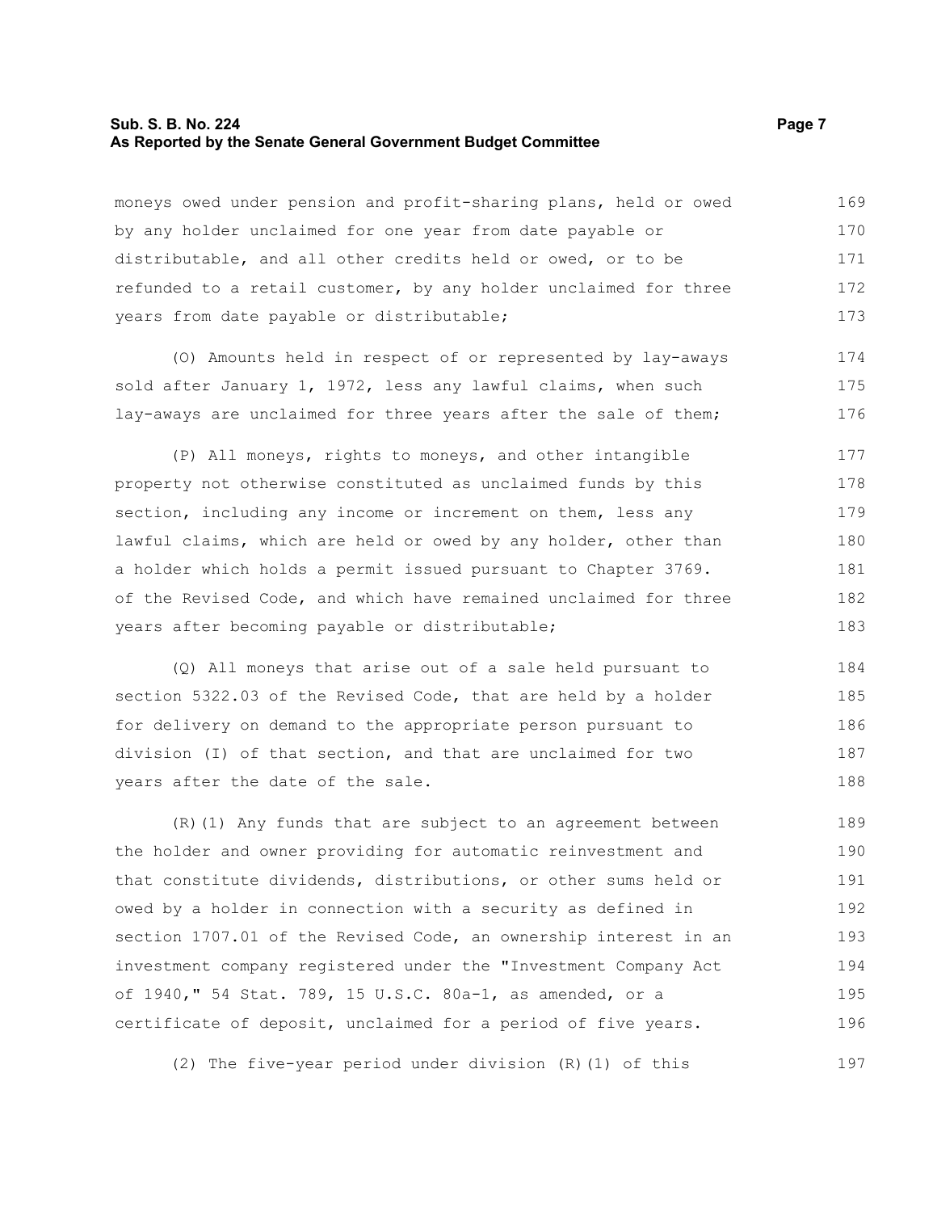moneys owed under pension and profit-sharing plans, held or owed by any holder unclaimed for one year from date payable or distributable, and all other credits held or owed, or to be refunded to a retail customer, by any holder unclaimed for three years from date payable or distributable;

(O) Amounts held in respect of or represented by lay-aways sold after January 1, 1972, less any lawful claims, when such lay-aways are unclaimed for three years after the sale of them;

(P) All moneys, rights to moneys, and other intangible property not otherwise constituted as unclaimed funds by this section, including any income or increment on them, less any lawful claims, which are held or owed by any holder, other than a holder which holds a permit issued pursuant to Chapter 3769. of the Revised Code, and which have remained unclaimed for three years after becoming payable or distributable;

(Q) All moneys that arise out of a sale held pursuant to section 5322.03 of the Revised Code, that are held by a holder for delivery on demand to the appropriate person pursuant to division (I) of that section, and that are unclaimed for two years after the date of the sale.

(R)(1) Any funds that are subject to an agreement between the holder and owner providing for automatic reinvestment and that constitute dividends, distributions, or other sums held or owed by a holder in connection with a security as defined in section 1707.01 of the Revised Code, an ownership interest in an investment company registered under the "Investment Company Act of 1940," 54 Stat. 789, 15 U.S.C. 80a-1, as amended, or a certificate of deposit, unclaimed for a period of five years.

(2) The five-year period under division (R)(1) of this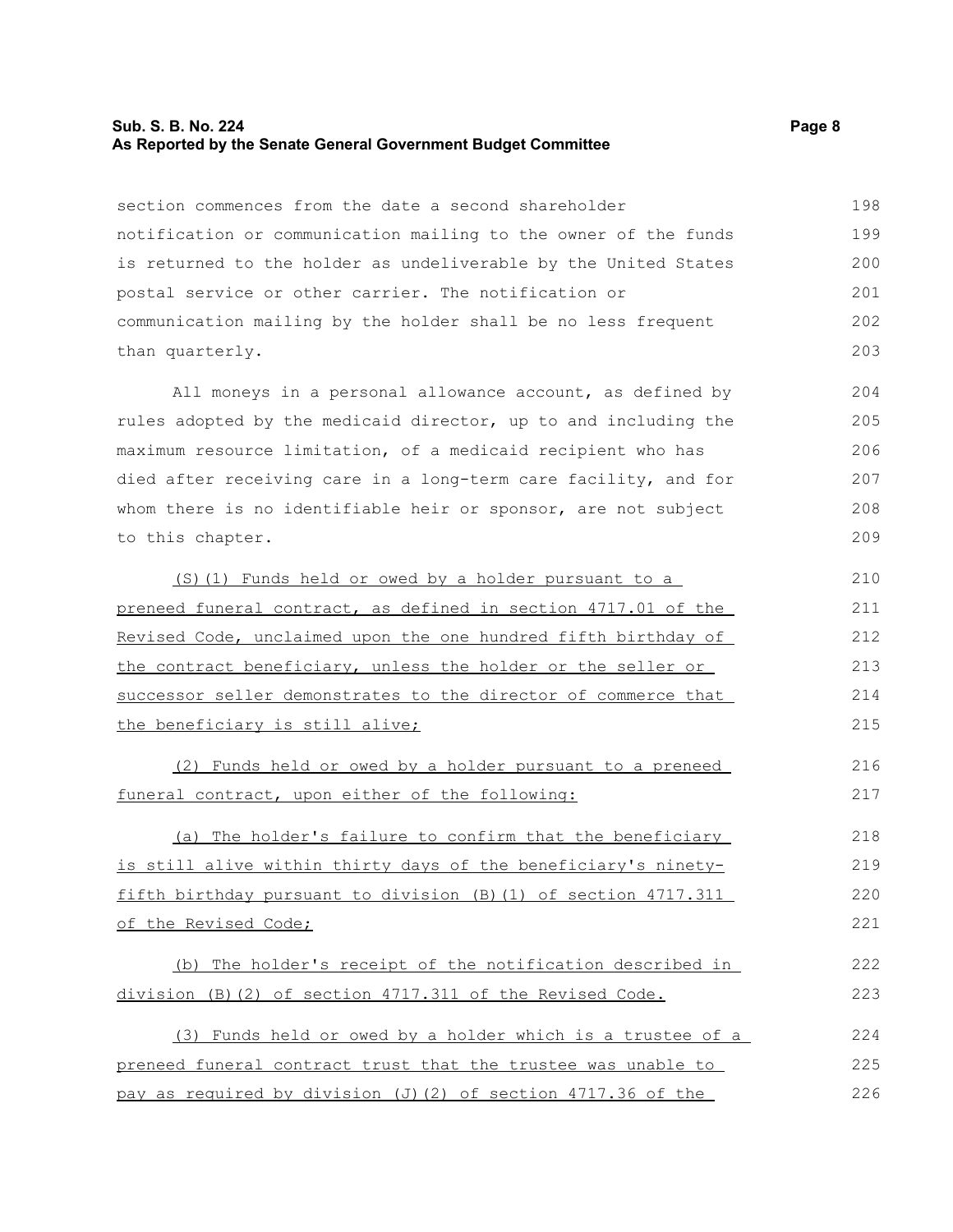section commences from the date a second shareholder notification or communication mailing to the owner of the funds is returned to the holder as undeliverable by the United States postal service or other carrier. The notification or communication mailing by the holder shall be no less frequent than quarterly.

All moneys in a personal allowance account, as defined by rules adopted by the medicaid director, up to and including the maximum resource limitation, of a medicaid recipient who has died after receiving care in a long-term care facility, and for whom there is no identifiable heir or sponsor, are not subject to this chapter.

<u>(S)(1) Funds held or owed by a holder pursuant to a preneed funeral contract, as defined in section 4717.01 of the Revised Code, unclaimed upon the one hundred fifth birthday of the contract beneficiary, unless the holder or the seller or successor seller demonstrates to the director of commerce that the beneficiary is still alive;</u>

<u>(2) Funds held or owed by a holder pursuant to a preneed funeral contract, upon either of the following:</u>

<u>(a) The holder's failure to confirm that the beneficiary is still alive within thirty days of the beneficiary's ninety-fifth birthday pursuant to division (B)(1) of section 4717.311 of the Revised Code;</u>

<u>(b) The holder's receipt of the notification described in division (B)(2) of section 4717.311 of the Revised Code.</u>

<u>(3) Funds held or owed by a holder which is a trustee of a preneed funeral contract trust that the trustee was unable to pay as required by division (J)(2) of section 4717.36 of the</u>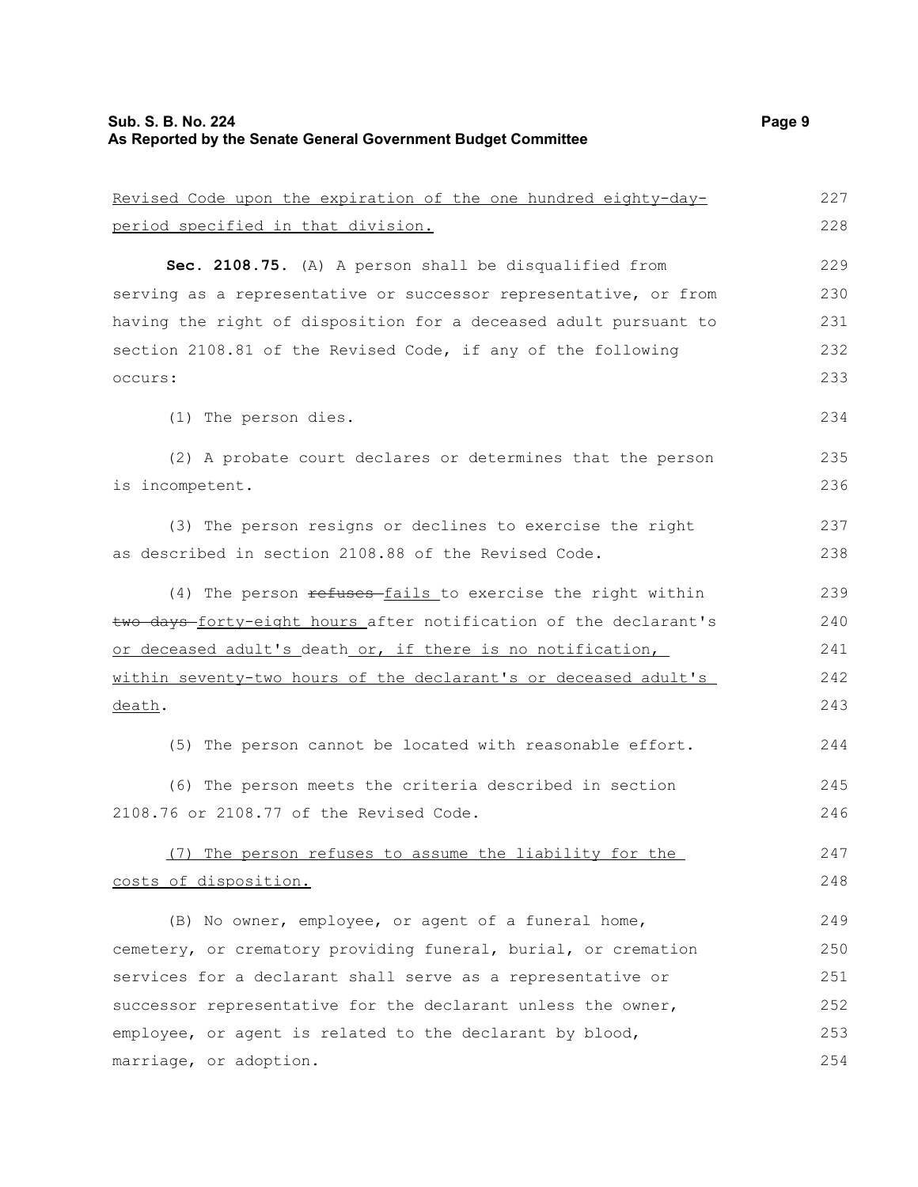Revised Code upon the expiration of the one hundred eighty-day-period specified in that division.

**Sec. 2108.75.** (A) A person shall be disqualified from serving as a representative or successor representative, or from having the right of disposition for a deceased adult pursuant to section 2108.81 of the Revised Code, if any of the following occurs:

(1) The person dies.

(2) A probate court declares or determines that the person is incompetent.

(3) The person resigns or declines to exercise the right as described in section 2108.88 of the Revised Code.

(4) The person ~~refuses~~ fails to exercise the right within ~~two days~~ forty-eight hours after notification of the declarant's or deceased adult's death or, if there is no notification, within seventy-two hours of the declarant's or deceased adult's death.

(5) The person cannot be located with reasonable effort.

(6) The person meets the criteria described in section 2108.76 or 2108.77 of the Revised Code.

(7) The person refuses to assume the liability for the costs of disposition.

(B) No owner, employee, or agent of a funeral home, cemetery, or crematory providing funeral, burial, or cremation services for a declarant shall serve as a representative or successor representative for the declarant unless the owner, employee, or agent is related to the declarant by blood, marriage, or adoption.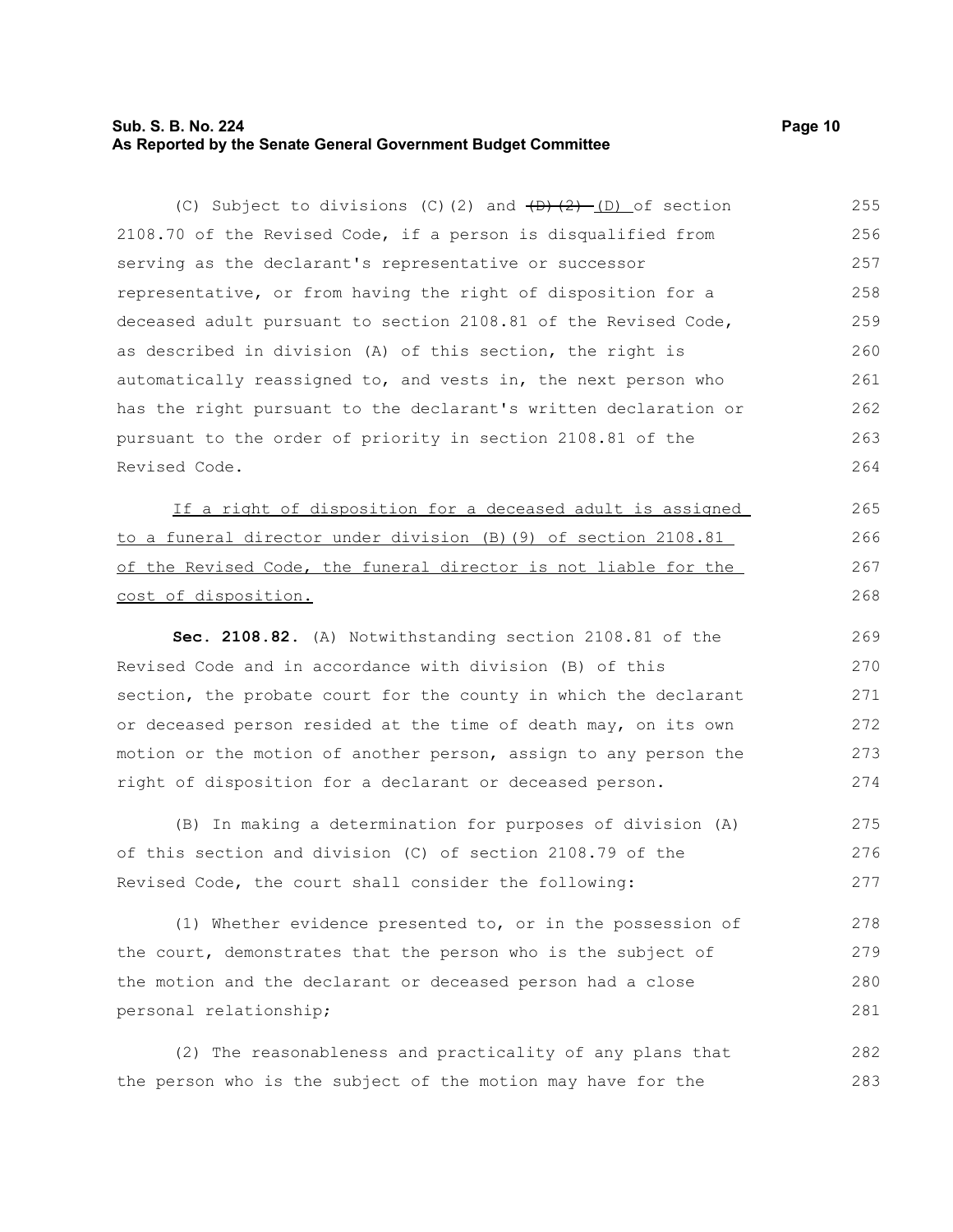(C) Subject to divisions (C)(2) and ~~(D)(2)~~ (D) of section 2108.70 of the Revised Code, if a person is disqualified from serving as the declarant's representative or successor representative, or from having the right of disposition for a deceased adult pursuant to section 2108.81 of the Revised Code, as described in division (A) of this section, the right is automatically reassigned to, and vests in, the next person who has the right pursuant to the declarant's written declaration or pursuant to the order of priority in section 2108.81 of the Revised Code.

<u>If a right of disposition for a deceased adult is assigned to a funeral director under division (B)(9) of section 2108.81 of the Revised Code, the funeral director is not liable for the cost of disposition.</u>

**Sec. 2108.82.** (A) Notwithstanding section 2108.81 of the Revised Code and in accordance with division (B) of this section, the probate court for the county in which the declarant or deceased person resided at the time of death may, on its own motion or the motion of another person, assign to any person the right of disposition for a declarant or deceased person.

(B) In making a determination for purposes of division (A) of this section and division (C) of section 2108.79 of the Revised Code, the court shall consider the following:

(1) Whether evidence presented to, or in the possession of the court, demonstrates that the person who is the subject of the motion and the declarant or deceased person had a close personal relationship;

(2) The reasonableness and practicality of any plans that the person who is the subject of the motion may have for the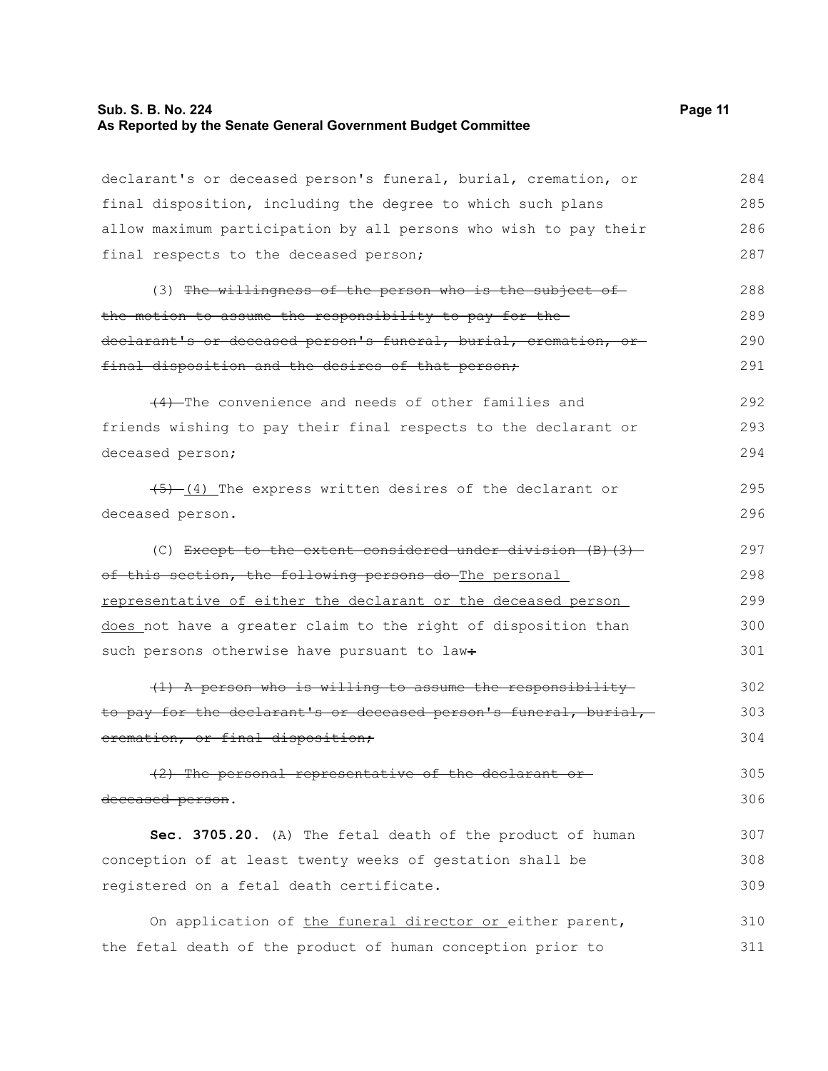declarant's or deceased person's funeral, burial, cremation, or final disposition, including the degree to which such plans allow maximum participation by all persons who wish to pay their final respects to the deceased person;

(3) ~~The willingness of the person who is the subject of the motion to assume the responsibility to pay for the declarant's or deceased person's funeral, burial, cremation, or final disposition and the desires of that person;~~

~~(4)~~ The convenience and needs of other families and friends wishing to pay their final respects to the declarant or deceased person;

~~(5)~~ <u>(4)</u> The express written desires of the declarant or deceased person.

(C) ~~Except to the extent considered under division (B)(3) of this section, the following persons do~~ <u>The personal representative of either the declarant or the deceased person does</u> not have a greater claim to the right of disposition than such persons otherwise have pursuant to law~~:~~

~~(1) A person who is willing to assume the responsibility to pay for the declarant's or deceased person's funeral, burial, cremation, or final disposition;~~

~~(2) The personal representative of the declarant or deceased person~~.

**Sec. 3705.20.** (A) The fetal death of the product of human conception of at least twenty weeks of gestation shall be registered on a fetal death certificate.

On application of <u>the funeral director or</u> either parent, the fetal death of the product of human conception prior to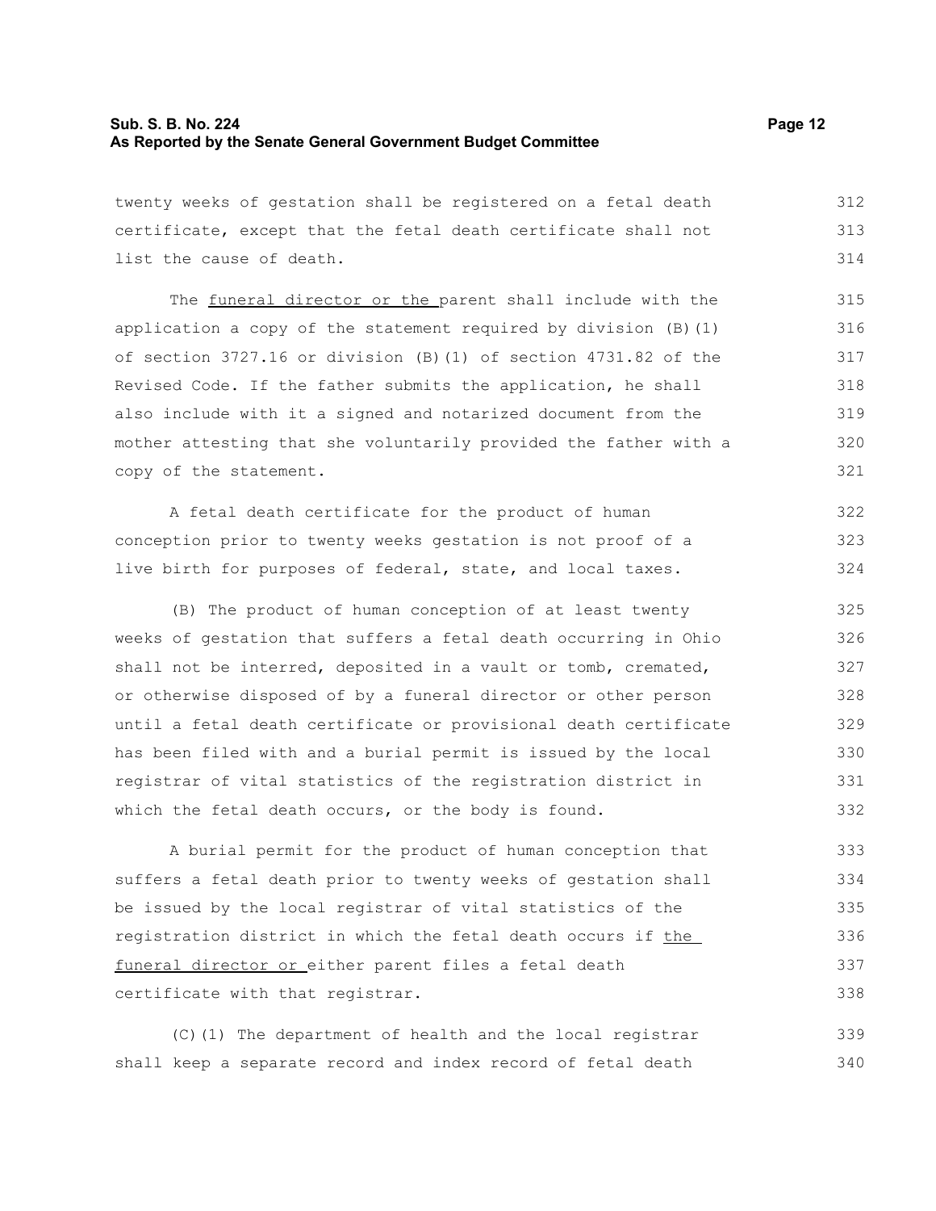twenty weeks of gestation shall be registered on a fetal death certificate, except that the fetal death certificate shall not list the cause of death.

The funeral director or the parent shall include with the application a copy of the statement required by division (B)(1) of section 3727.16 or division (B)(1) of section 4731.82 of the Revised Code. If the father submits the application, he shall also include with it a signed and notarized document from the mother attesting that she voluntarily provided the father with a copy of the statement.

A fetal death certificate for the product of human conception prior to twenty weeks gestation is not proof of a live birth for purposes of federal, state, and local taxes.

(B) The product of human conception of at least twenty weeks of gestation that suffers a fetal death occurring in Ohio shall not be interred, deposited in a vault or tomb, cremated, or otherwise disposed of by a funeral director or other person until a fetal death certificate or provisional death certificate has been filed with and a burial permit is issued by the local registrar of vital statistics of the registration district in which the fetal death occurs, or the body is found.

A burial permit for the product of human conception that suffers a fetal death prior to twenty weeks of gestation shall be issued by the local registrar of vital statistics of the registration district in which the fetal death occurs if the funeral director or either parent files a fetal death certificate with that registrar.

(C)(1) The department of health and the local registrar shall keep a separate record and index record of fetal death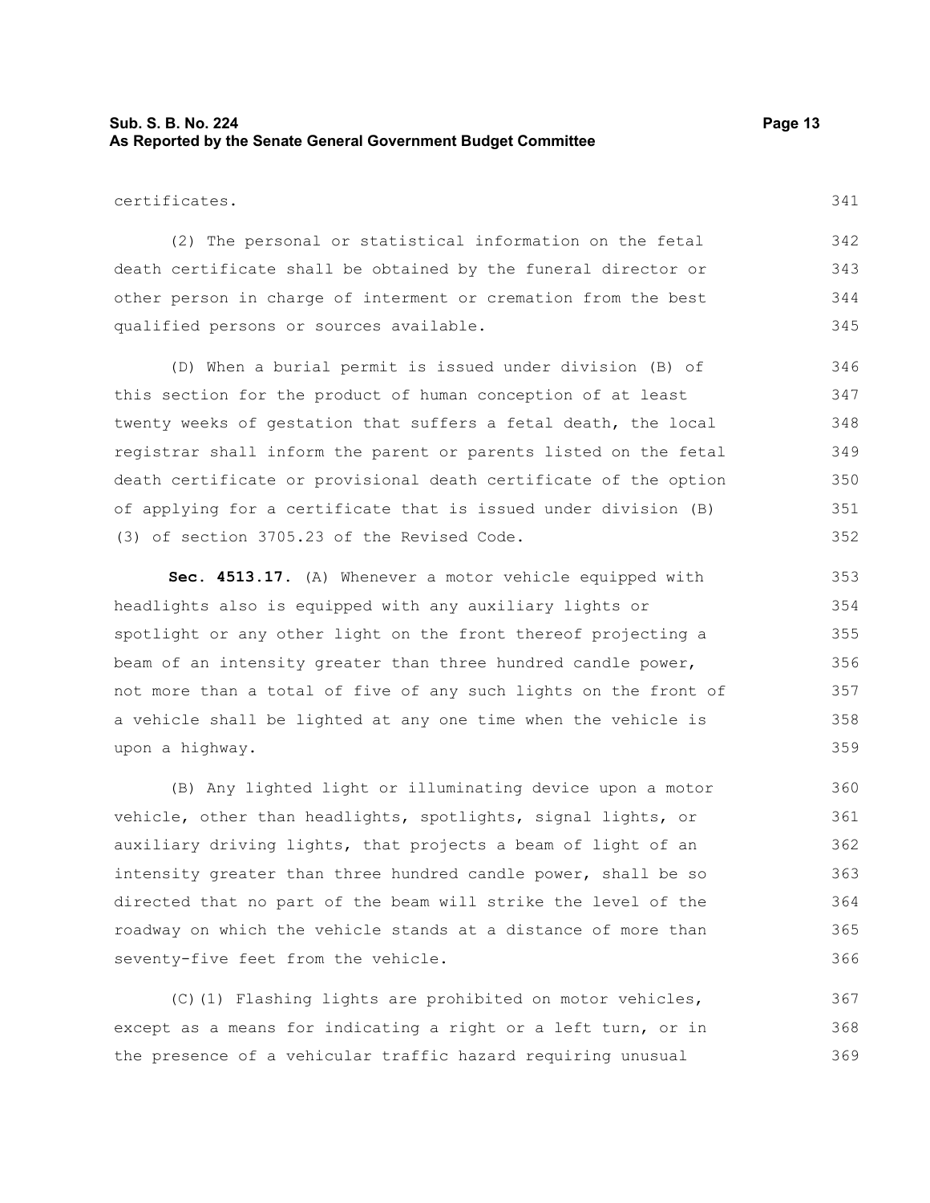certificates.

(2) The personal or statistical information on the fetal death certificate shall be obtained by the funeral director or other person in charge of interment or cremation from the best qualified persons or sources available.

(D) When a burial permit is issued under division (B) of this section for the product of human conception of at least twenty weeks of gestation that suffers a fetal death, the local registrar shall inform the parent or parents listed on the fetal death certificate or provisional death certificate of the option of applying for a certificate that is issued under division (B)(3) of section 3705.23 of the Revised Code.

**Sec. 4513.17.** (A) Whenever a motor vehicle equipped with headlights also is equipped with any auxiliary lights or spotlight or any other light on the front thereof projecting a beam of an intensity greater than three hundred candle power, not more than a total of five of any such lights on the front of a vehicle shall be lighted at any one time when the vehicle is upon a highway.

(B) Any lighted light or illuminating device upon a motor vehicle, other than headlights, spotlights, signal lights, or auxiliary driving lights, that projects a beam of light of an intensity greater than three hundred candle power, shall be so directed that no part of the beam will strike the level of the roadway on which the vehicle stands at a distance of more than seventy-five feet from the vehicle.

(C)(1) Flashing lights are prohibited on motor vehicles, except as a means for indicating a right or a left turn, or in the presence of a vehicular traffic hazard requiring unusual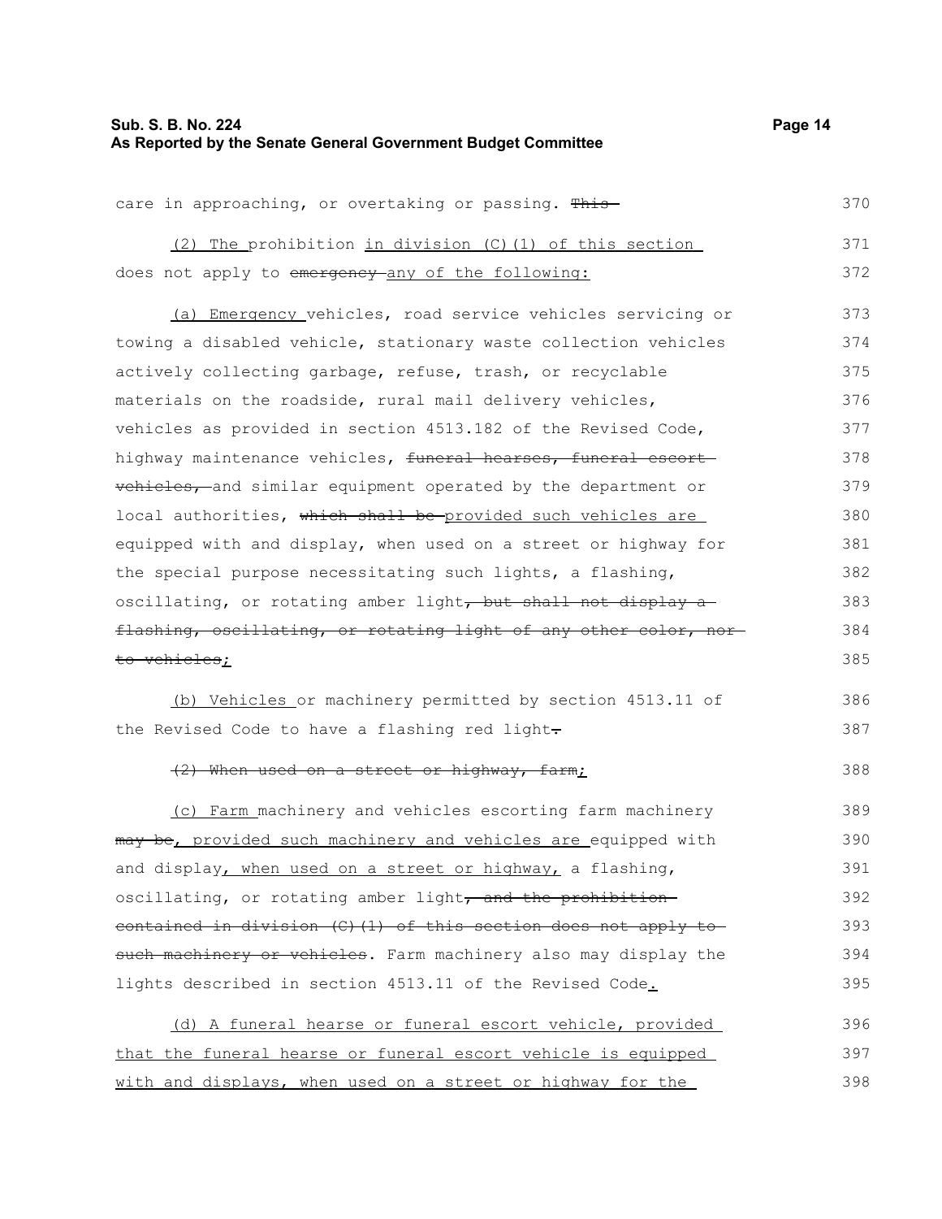care in approaching, or overtaking or passing. ~~This~~

(2) The prohibition in division (C)(1) of this section does not apply to ~~emergency~~ any of the following:

(a) Emergency vehicles, road service vehicles servicing or towing a disabled vehicle, stationary waste collection vehicles actively collecting garbage, refuse, trash, or recyclable materials on the roadside, rural mail delivery vehicles, vehicles as provided in section 4513.182 of the Revised Code, highway maintenance vehicles, ~~funeral hearses, funeral escort vehicles,~~ and similar equipment operated by the department or local authorities, ~~which shall be~~ provided such vehicles are equipped with and display, when used on a street or highway for the special purpose necessitating such lights, a flashing, oscillating, or rotating amber light~~, but shall not display a flashing, oscillating, or rotating light of any other color, nor to vehicles~~;

(b) Vehicles or machinery permitted by section 4513.11 of the Revised Code to have a flashing red light~~.~~

~~(2) When used on a street or highway, farm~~;

(c) Farm machinery and vehicles escorting farm machinery ~~may be~~, provided such machinery and vehicles are equipped with and display, when used on a street or highway, a flashing, oscillating, or rotating amber light~~, and the prohibition contained in division (C)(1) of this section does not apply to such machinery or vehicles~~. Farm machinery also may display the lights described in section 4513.11 of the Revised Code.

(d) A funeral hearse or funeral escort vehicle, provided that the funeral hearse or funeral escort vehicle is equipped with and displays, when used on a street or highway for the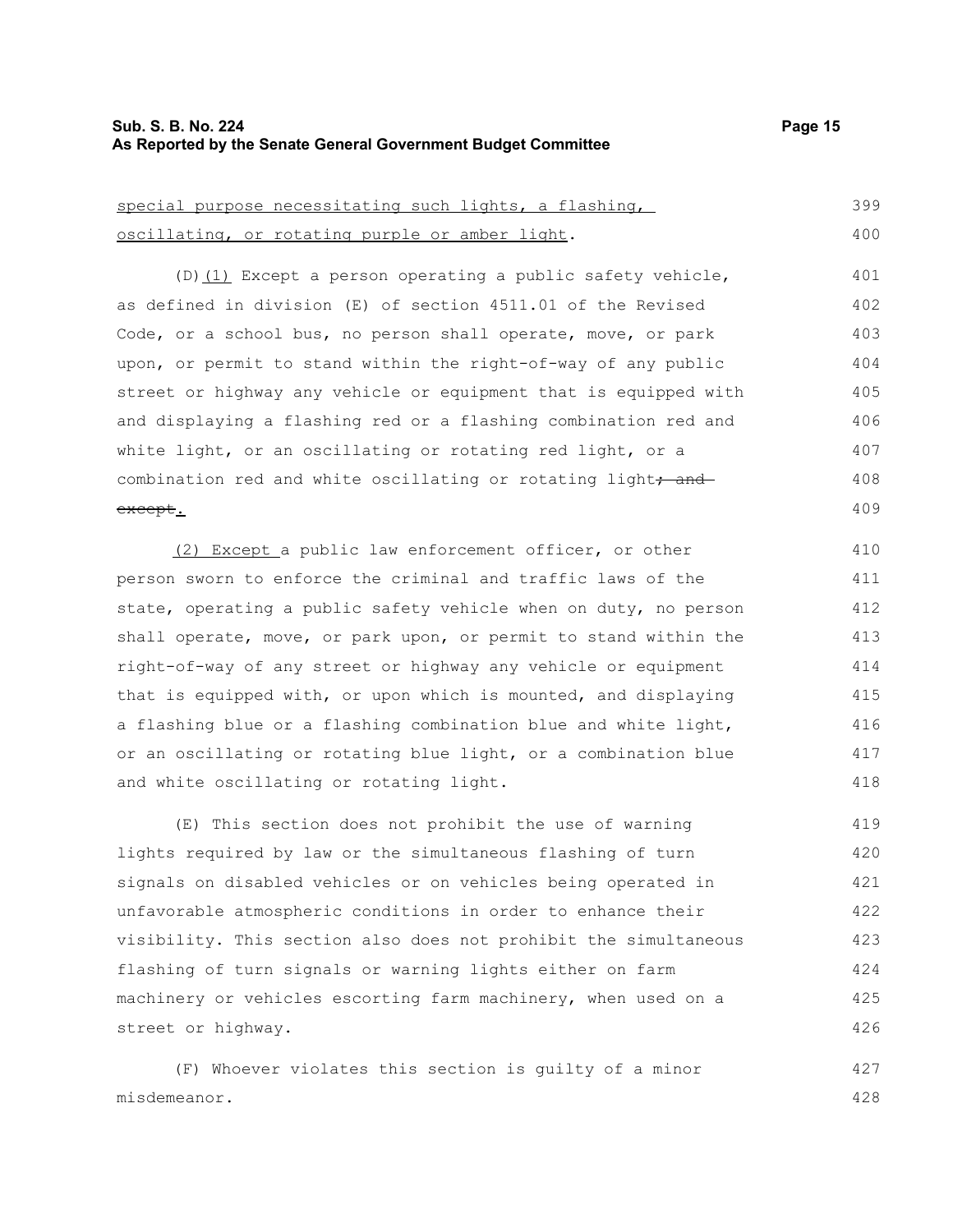special purpose necessitating such lights, a flashing, oscillating, or rotating purple or amber light.

(D)(1) Except a person operating a public safety vehicle, as defined in division (E) of section 4511.01 of the Revised Code, or a school bus, no person shall operate, move, or park upon, or permit to stand within the right-of-way of any public street or highway any vehicle or equipment that is equipped with and displaying a flashing red or a flashing combination red and white light, or an oscillating or rotating red light, or a combination red and white oscillating or rotating light~~; and except~~.

(2) Except a public law enforcement officer, or other person sworn to enforce the criminal and traffic laws of the state, operating a public safety vehicle when on duty, no person shall operate, move, or park upon, or permit to stand within the right-of-way of any street or highway any vehicle or equipment that is equipped with, or upon which is mounted, and displaying a flashing blue or a flashing combination blue and white light, or an oscillating or rotating blue light, or a combination blue and white oscillating or rotating light.

(E) This section does not prohibit the use of warning lights required by law or the simultaneous flashing of turn signals on disabled vehicles or on vehicles being operated in unfavorable atmospheric conditions in order to enhance their visibility. This section also does not prohibit the simultaneous flashing of turn signals or warning lights either on farm machinery or vehicles escorting farm machinery, when used on a street or highway.

(F) Whoever violates this section is guilty of a minor misdemeanor.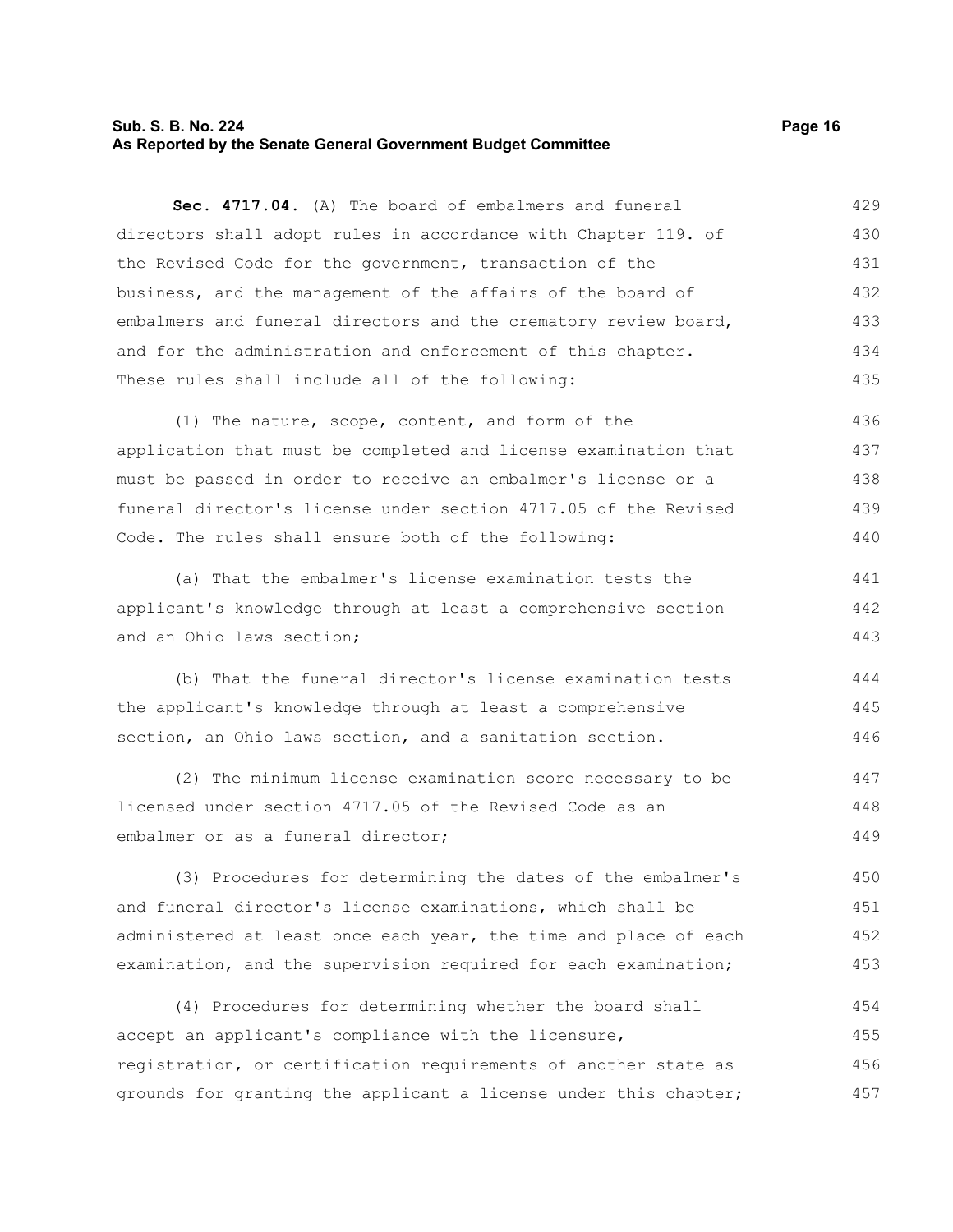**Sec. 4717.04.** (A) The board of embalmers and funeral directors shall adopt rules in accordance with Chapter 119. of the Revised Code for the government, transaction of the business, and the management of the affairs of the board of embalmers and funeral directors and the crematory review board, and for the administration and enforcement of this chapter. These rules shall include all of the following:

(1) The nature, scope, content, and form of the application that must be completed and license examination that must be passed in order to receive an embalmer's license or a funeral director's license under section 4717.05 of the Revised Code. The rules shall ensure both of the following:

(a) That the embalmer's license examination tests the applicant's knowledge through at least a comprehensive section and an Ohio laws section;

(b) That the funeral director's license examination tests the applicant's knowledge through at least a comprehensive section, an Ohio laws section, and a sanitation section.

(2) The minimum license examination score necessary to be licensed under section 4717.05 of the Revised Code as an embalmer or as a funeral director;

(3) Procedures for determining the dates of the embalmer's and funeral director's license examinations, which shall be administered at least once each year, the time and place of each examination, and the supervision required for each examination;

(4) Procedures for determining whether the board shall accept an applicant's compliance with the licensure, registration, or certification requirements of another state as grounds for granting the applicant a license under this chapter;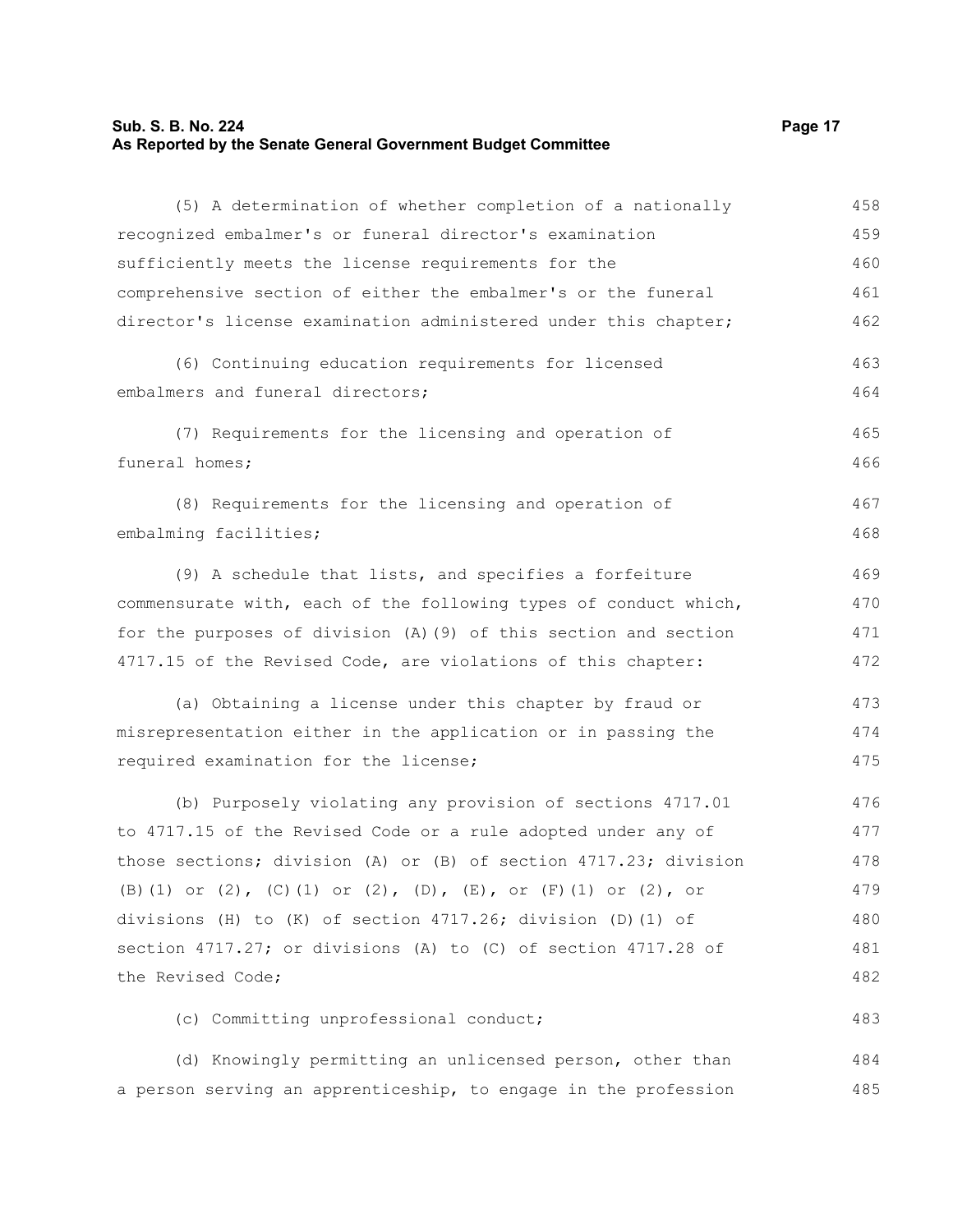(5) A determination of whether completion of a nationally recognized embalmer's or funeral director's examination sufficiently meets the license requirements for the comprehensive section of either the embalmer's or the funeral director's license examination administered under this chapter;

(6) Continuing education requirements for licensed embalmers and funeral directors;

(7) Requirements for the licensing and operation of funeral homes;

(8) Requirements for the licensing and operation of embalming facilities;

(9) A schedule that lists, and specifies a forfeiture commensurate with, each of the following types of conduct which, for the purposes of division (A)(9) of this section and section 4717.15 of the Revised Code, are violations of this chapter:

(a) Obtaining a license under this chapter by fraud or misrepresentation either in the application or in passing the required examination for the license;

(b) Purposely violating any provision of sections 4717.01 to 4717.15 of the Revised Code or a rule adopted under any of those sections; division (A) or (B) of section 4717.23; division (B)(1) or (2), (C)(1) or (2), (D), (E), or (F)(1) or (2), or divisions (H) to (K) of section 4717.26; division (D)(1) of section 4717.27; or divisions (A) to (C) of section 4717.28 of the Revised Code;

(c) Committing unprofessional conduct;

(d) Knowingly permitting an unlicensed person, other than a person serving an apprenticeship, to engage in the profession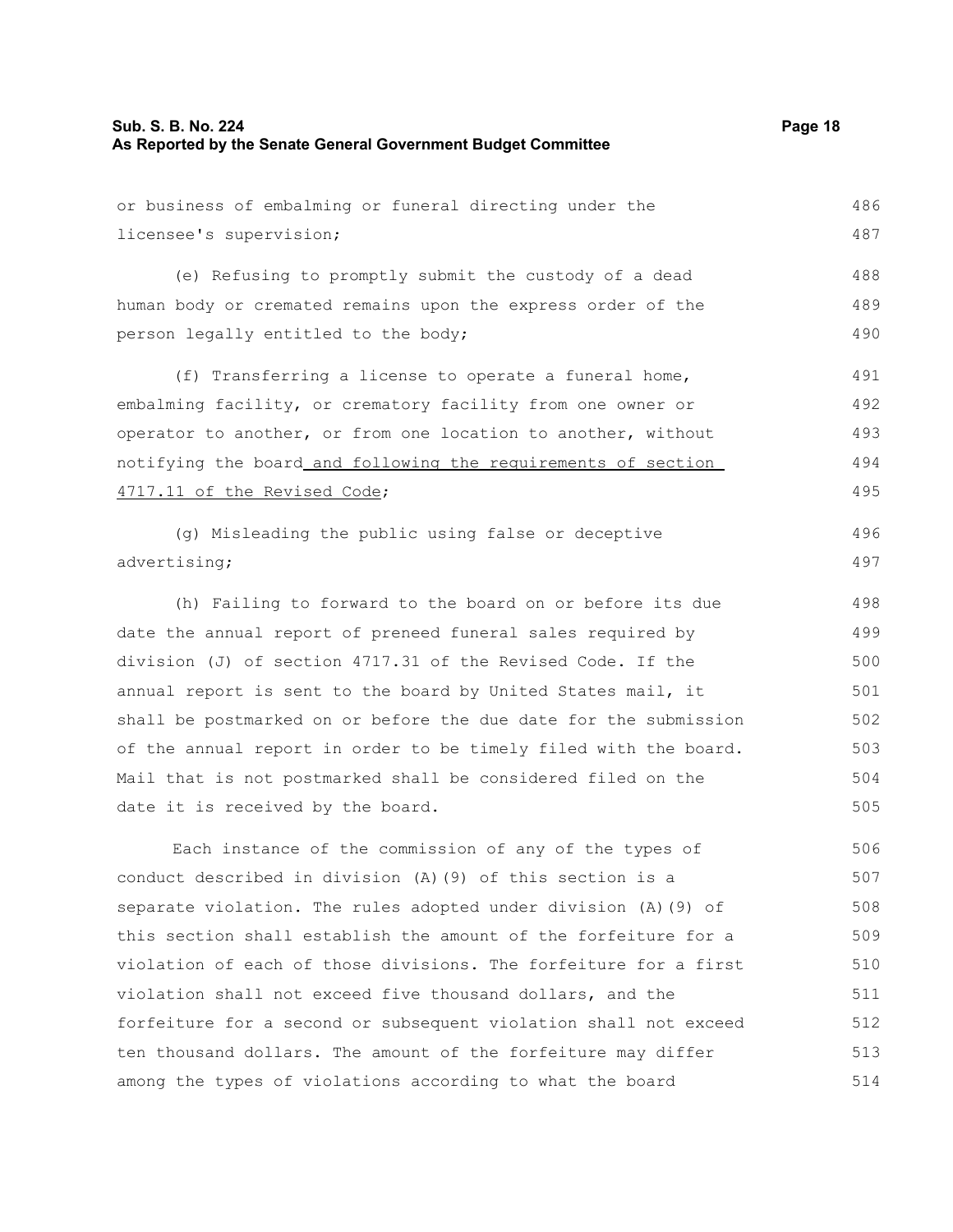or business of embalming or funeral directing under the licensee's supervision;

(e) Refusing to promptly submit the custody of a dead human body or cremated remains upon the express order of the person legally entitled to the body;

(f) Transferring a license to operate a funeral home, embalming facility, or crematory facility from one owner or operator to another, or from one location to another, without notifying the board and following the requirements of section 4717.11 of the Revised Code;

(g) Misleading the public using false or deceptive advertising;

(h) Failing to forward to the board on or before its due date the annual report of preneed funeral sales required by division (J) of section 4717.31 of the Revised Code. If the annual report is sent to the board by United States mail, it shall be postmarked on or before the due date for the submission of the annual report in order to be timely filed with the board. Mail that is not postmarked shall be considered filed on the date it is received by the board.

Each instance of the commission of any of the types of conduct described in division (A)(9) of this section is a separate violation. The rules adopted under division (A)(9) of this section shall establish the amount of the forfeiture for a violation of each of those divisions. The forfeiture for a first violation shall not exceed five thousand dollars, and the forfeiture for a second or subsequent violation shall not exceed ten thousand dollars. The amount of the forfeiture may differ among the types of violations according to what the board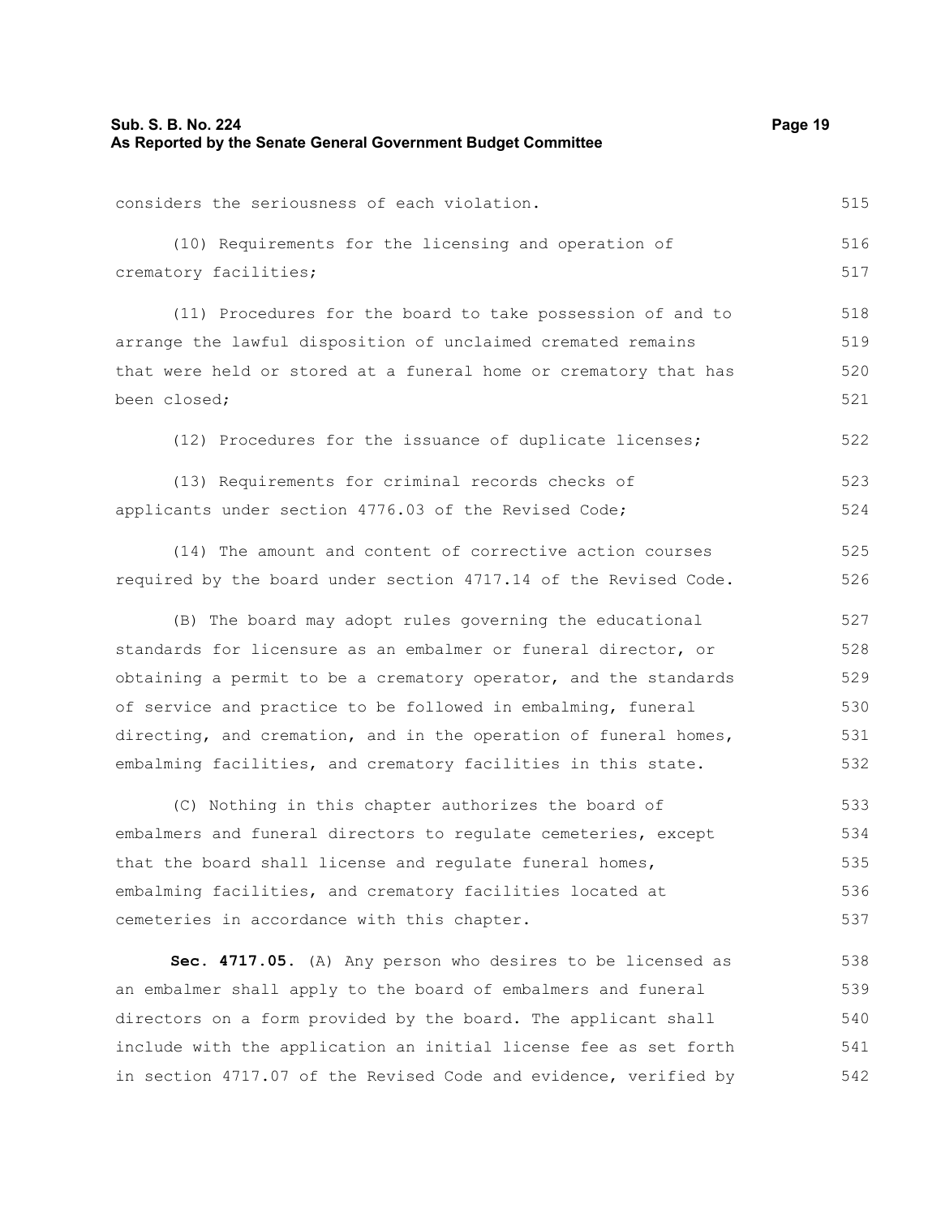considers the seriousness of each violation.

(10) Requirements for the licensing and operation of crematory facilities;

(11) Procedures for the board to take possession of and to arrange the lawful disposition of unclaimed cremated remains that were held or stored at a funeral home or crematory that has been closed;

(12) Procedures for the issuance of duplicate licenses;

(13) Requirements for criminal records checks of applicants under section 4776.03 of the Revised Code;

(14) The amount and content of corrective action courses required by the board under section 4717.14 of the Revised Code.

(B) The board may adopt rules governing the educational standards for licensure as an embalmer or funeral director, or obtaining a permit to be a crematory operator, and the standards of service and practice to be followed in embalming, funeral directing, and cremation, and in the operation of funeral homes, embalming facilities, and crematory facilities in this state.

(C) Nothing in this chapter authorizes the board of embalmers and funeral directors to regulate cemeteries, except that the board shall license and regulate funeral homes, embalming facilities, and crematory facilities located at cemeteries in accordance with this chapter.

**Sec. 4717.05.** (A) Any person who desires to be licensed as an embalmer shall apply to the board of embalmers and funeral directors on a form provided by the board. The applicant shall include with the application an initial license fee as set forth in section 4717.07 of the Revised Code and evidence, verified by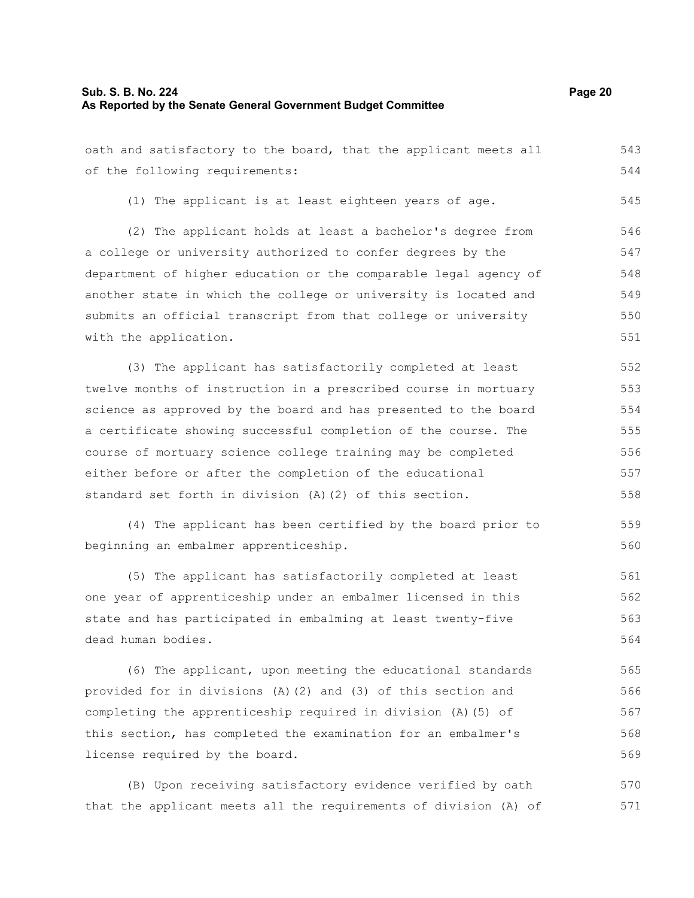oath and satisfactory to the board, that the applicant meets all of the following requirements:

(1) The applicant is at least eighteen years of age.

(2) The applicant holds at least a bachelor's degree from a college or university authorized to confer degrees by the department of higher education or the comparable legal agency of another state in which the college or university is located and submits an official transcript from that college or university with the application.

(3) The applicant has satisfactorily completed at least twelve months of instruction in a prescribed course in mortuary science as approved by the board and has presented to the board a certificate showing successful completion of the course. The course of mortuary science college training may be completed either before or after the completion of the educational standard set forth in division (A)(2) of this section.

(4) The applicant has been certified by the board prior to beginning an embalmer apprenticeship.

(5) The applicant has satisfactorily completed at least one year of apprenticeship under an embalmer licensed in this state and has participated in embalming at least twenty-five dead human bodies.

(6) The applicant, upon meeting the educational standards provided for in divisions (A)(2) and (3) of this section and completing the apprenticeship required in division (A)(5) of this section, has completed the examination for an embalmer's license required by the board.

(B) Upon receiving satisfactory evidence verified by oath that the applicant meets all the requirements of division (A) of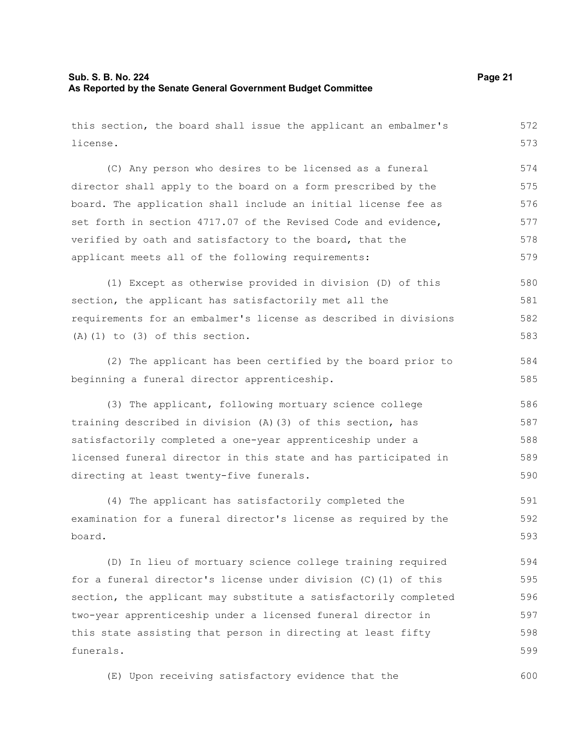this section, the board shall issue the applicant an embalmer's license.

(C) Any person who desires to be licensed as a funeral director shall apply to the board on a form prescribed by the board. The application shall include an initial license fee as set forth in section 4717.07 of the Revised Code and evidence, verified by oath and satisfactory to the board, that the applicant meets all of the following requirements:

(1) Except as otherwise provided in division (D) of this section, the applicant has satisfactorily met all the requirements for an embalmer's license as described in divisions (A)(1) to (3) of this section.

(2) The applicant has been certified by the board prior to beginning a funeral director apprenticeship.

(3) The applicant, following mortuary science college training described in division (A)(3) of this section, has satisfactorily completed a one-year apprenticeship under a licensed funeral director in this state and has participated in directing at least twenty-five funerals.

(4) The applicant has satisfactorily completed the examination for a funeral director's license as required by the board.

(D) In lieu of mortuary science college training required for a funeral director's license under division (C)(1) of this section, the applicant may substitute a satisfactorily completed two-year apprenticeship under a licensed funeral director in this state assisting that person in directing at least fifty funerals.

(E) Upon receiving satisfactory evidence that the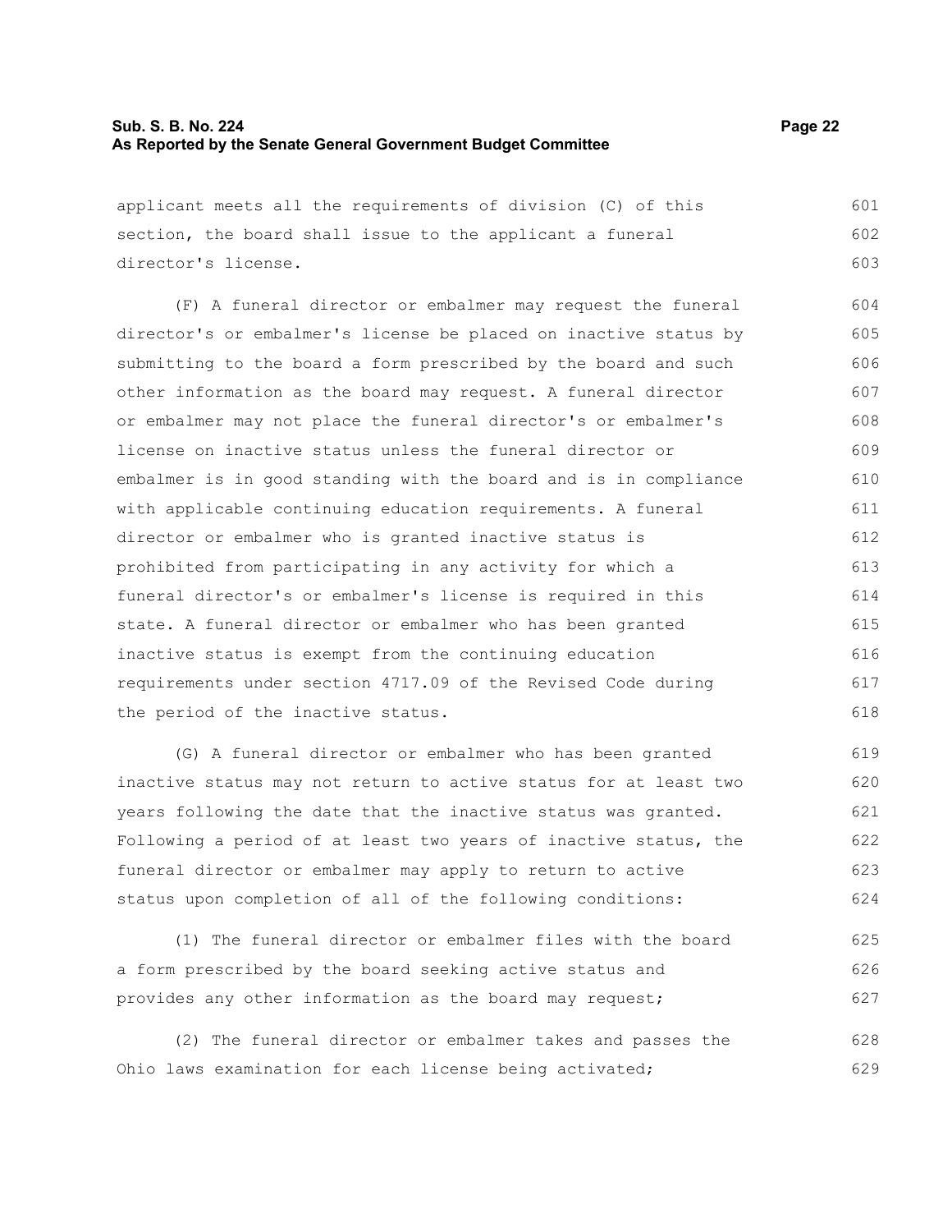applicant meets all the requirements of division (C) of this section, the board shall issue to the applicant a funeral director's license.

(F) A funeral director or embalmer may request the funeral director's or embalmer's license be placed on inactive status by submitting to the board a form prescribed by the board and such other information as the board may request. A funeral director or embalmer may not place the funeral director's or embalmer's license on inactive status unless the funeral director or embalmer is in good standing with the board and is in compliance with applicable continuing education requirements. A funeral director or embalmer who is granted inactive status is prohibited from participating in any activity for which a funeral director's or embalmer's license is required in this state. A funeral director or embalmer who has been granted inactive status is exempt from the continuing education requirements under section 4717.09 of the Revised Code during the period of the inactive status.

(G) A funeral director or embalmer who has been granted inactive status may not return to active status for at least two years following the date that the inactive status was granted. Following a period of at least two years of inactive status, the funeral director or embalmer may apply to return to active status upon completion of all of the following conditions:

(1) The funeral director or embalmer files with the board a form prescribed by the board seeking active status and provides any other information as the board may request;

(2) The funeral director or embalmer takes and passes the Ohio laws examination for each license being activated;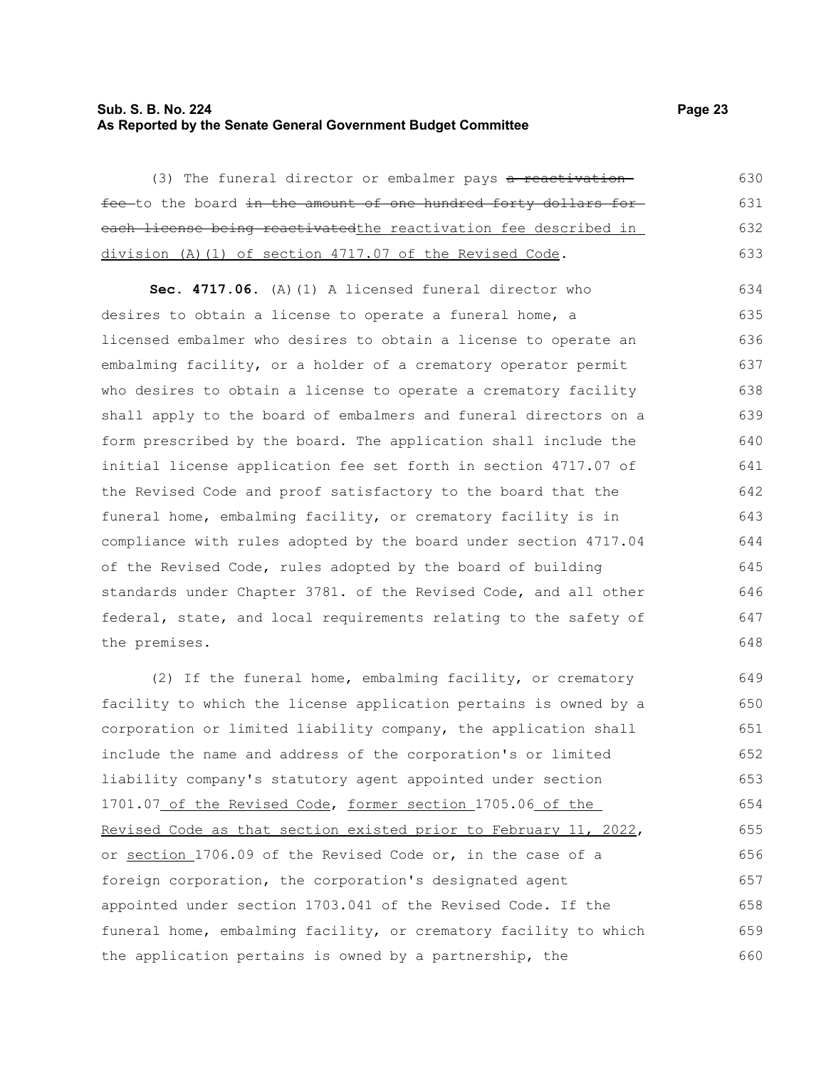(3) The funeral director or embalmer pays ~~a reactivation fee~~ to the board ~~in the amount of one hundred forty dollars for each license being reactivated~~the reactivation fee described in division (A)(1) of section 4717.07 of the Revised Code.

**Sec. 4717.06.** (A)(1) A licensed funeral director who desires to obtain a license to operate a funeral home, a licensed embalmer who desires to obtain a license to operate an embalming facility, or a holder of a crematory operator permit who desires to obtain a license to operate a crematory facility shall apply to the board of embalmers and funeral directors on a form prescribed by the board. The application shall include the initial license application fee set forth in section 4717.07 of the Revised Code and proof satisfactory to the board that the funeral home, embalming facility, or crematory facility is in compliance with rules adopted by the board under section 4717.04 of the Revised Code, rules adopted by the board of building standards under Chapter 3781. of the Revised Code, and all other federal, state, and local requirements relating to the safety of the premises.

(2) If the funeral home, embalming facility, or crematory facility to which the license application pertains is owned by a corporation or limited liability company, the application shall include the name and address of the corporation's or limited liability company's statutory agent appointed under section 1701.07 of the Revised Code, former section 1705.06 of the Revised Code as that section existed prior to February 11, 2022, or section 1706.09 of the Revised Code or, in the case of a foreign corporation, the corporation's designated agent appointed under section 1703.041 of the Revised Code. If the funeral home, embalming facility, or crematory facility to which the application pertains is owned by a partnership, the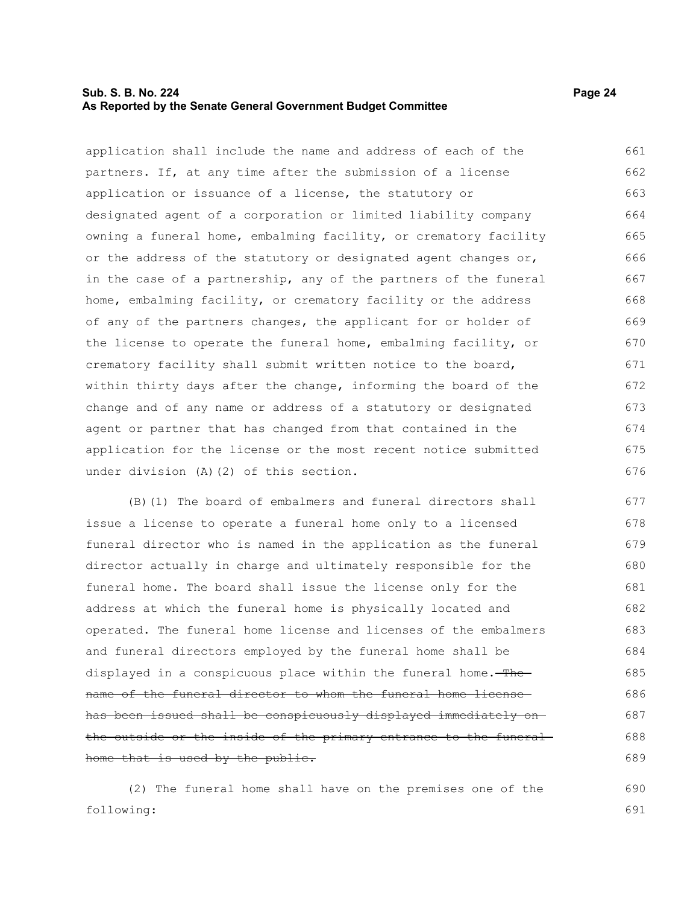application shall include the name and address of each of the partners. If, at any time after the submission of a license application or issuance of a license, the statutory or designated agent of a corporation or limited liability company owning a funeral home, embalming facility, or crematory facility or the address of the statutory or designated agent changes or, in the case of a partnership, any of the partners of the funeral home, embalming facility, or crematory facility or the address of any of the partners changes, the applicant for or holder of the license to operate the funeral home, embalming facility, or crematory facility shall submit written notice to the board, within thirty days after the change, informing the board of the change and of any name or address of a statutory or designated agent or partner that has changed from that contained in the application for the license or the most recent notice submitted under division (A)(2) of this section.

(B)(1) The board of embalmers and funeral directors shall issue a license to operate a funeral home only to a licensed funeral director who is named in the application as the funeral director actually in charge and ultimately responsible for the funeral home. The board shall issue the license only for the address at which the funeral home is physically located and operated. The funeral home license and licenses of the embalmers and funeral directors employed by the funeral home shall be displayed in a conspicuous place within the funeral home. ~~The name of the funeral director to whom the funeral home license has been issued shall be conspicuously displayed immediately on the outside or the inside of the primary entrance to the funeral home that is used by the public.~~

(2) The funeral home shall have on the premises one of the following: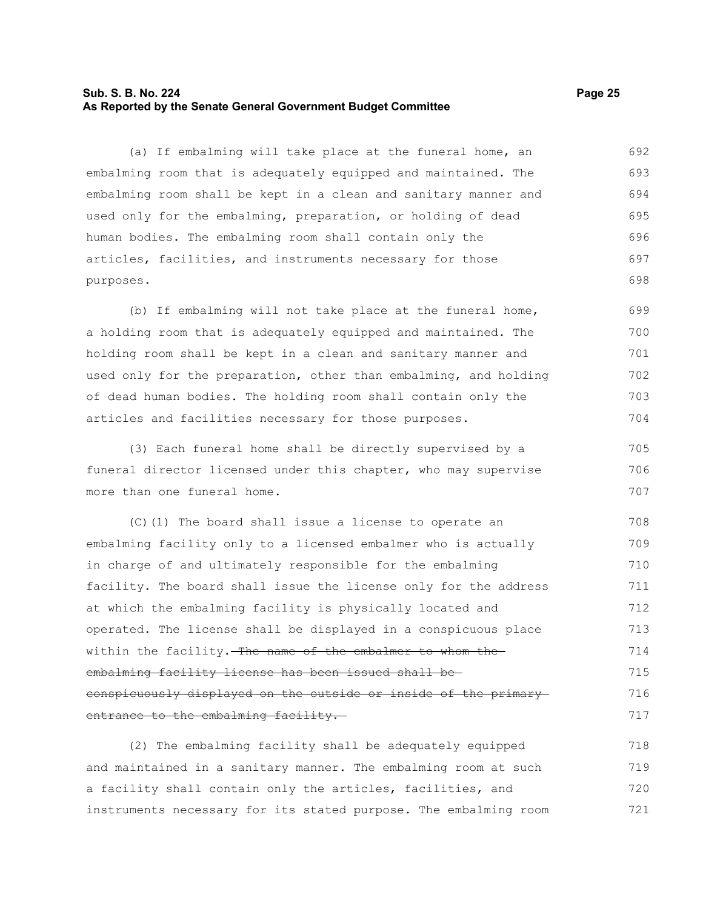(a) If embalming will take place at the funeral home, an embalming room that is adequately equipped and maintained. The embalming room shall be kept in a clean and sanitary manner and used only for the embalming, preparation, or holding of dead human bodies. The embalming room shall contain only the articles, facilities, and instruments necessary for those purposes.

(b) If embalming will not take place at the funeral home, a holding room that is adequately equipped and maintained. The holding room shall be kept in a clean and sanitary manner and used only for the preparation, other than embalming, and holding of dead human bodies. The holding room shall contain only the articles and facilities necessary for those purposes.

(3) Each funeral home shall be directly supervised by a funeral director licensed under this chapter, who may supervise more than one funeral home.

(C)(1) The board shall issue a license to operate an embalming facility only to a licensed embalmer who is actually in charge of and ultimately responsible for the embalming facility. The board shall issue the license only for the address at which the embalming facility is physically located and operated. The license shall be displayed in a conspicuous place within the facility. ~~The name of the embalmer to whom the embalming facility license has been issued shall be conspicuously displayed on the outside or inside of the primary entrance to the embalming facility.~~

(2) The embalming facility shall be adequately equipped and maintained in a sanitary manner. The embalming room at such a facility shall contain only the articles, facilities, and instruments necessary for its stated purpose. The embalming room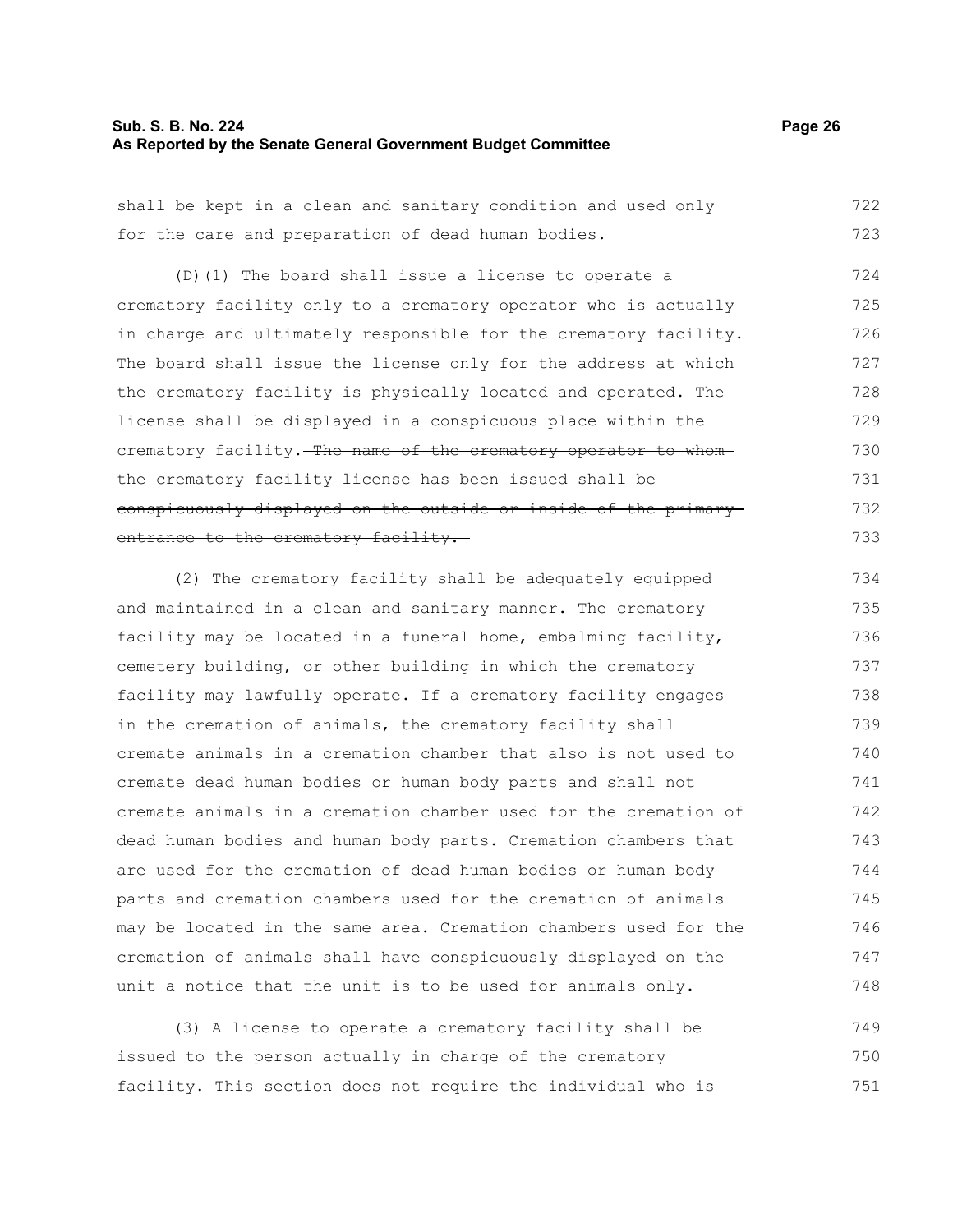shall be kept in a clean and sanitary condition and used only for the care and preparation of dead human bodies.

(D)(1) The board shall issue a license to operate a crematory facility only to a crematory operator who is actually in charge and ultimately responsible for the crematory facility. The board shall issue the license only for the address at which the crematory facility is physically located and operated. The license shall be displayed in a conspicuous place within the crematory facility. ~~The name of the crematory operator to whom the crematory facility license has been issued shall be conspicuously displayed on the outside or inside of the primary entrance to the crematory facility.~~

(2) The crematory facility shall be adequately equipped and maintained in a clean and sanitary manner. The crematory facility may be located in a funeral home, embalming facility, cemetery building, or other building in which the crematory facility may lawfully operate. If a crematory facility engages in the cremation of animals, the crematory facility shall cremate animals in a cremation chamber that also is not used to cremate dead human bodies or human body parts and shall not cremate animals in a cremation chamber used for the cremation of dead human bodies and human body parts. Cremation chambers that are used for the cremation of dead human bodies or human body parts and cremation chambers used for the cremation of animals may be located in the same area. Cremation chambers used for the cremation of animals shall have conspicuously displayed on the unit a notice that the unit is to be used for animals only.

(3) A license to operate a crematory facility shall be issued to the person actually in charge of the crematory facility. This section does not require the individual who is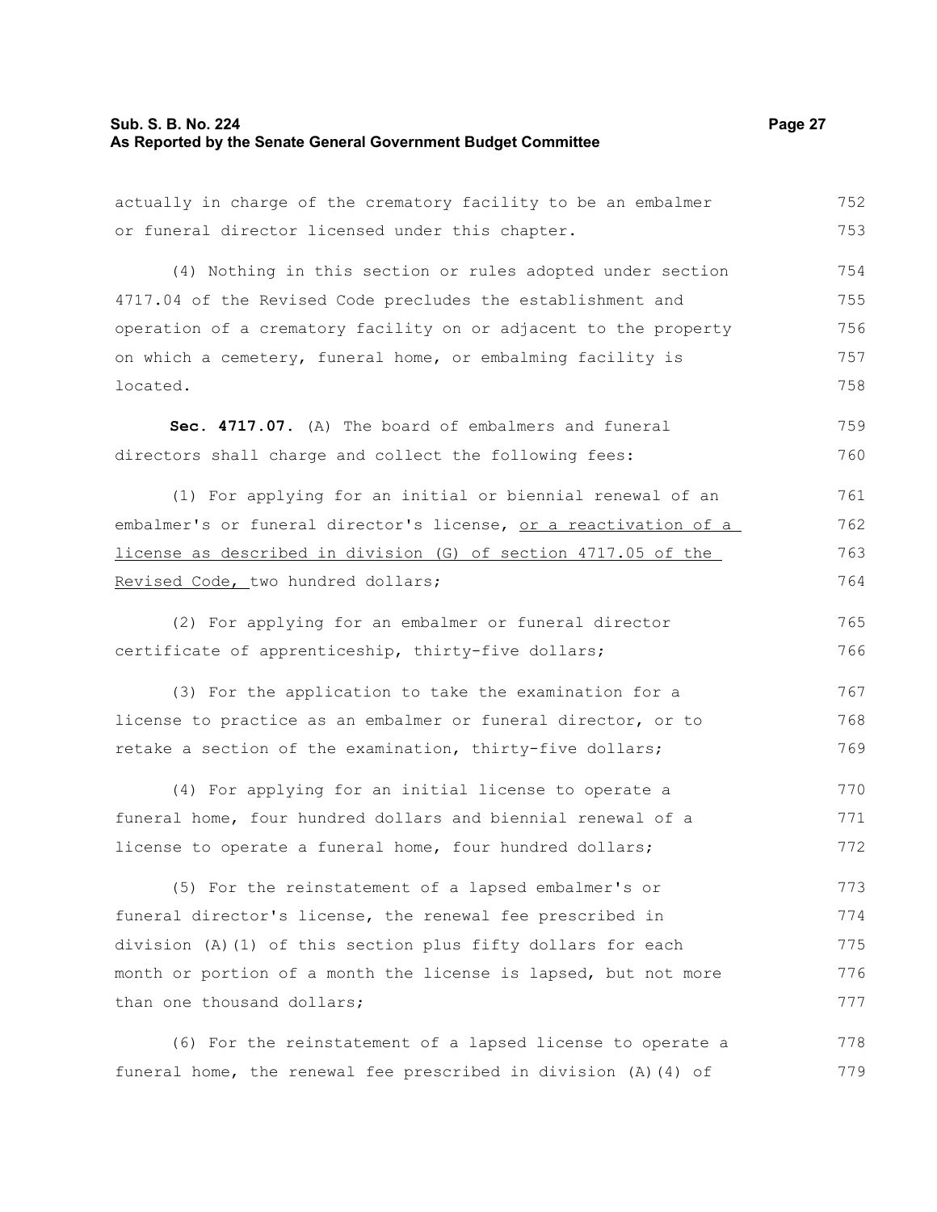actually in charge of the crematory facility to be an embalmer or funeral director licensed under this chapter.

(4) Nothing in this section or rules adopted under section 4717.04 of the Revised Code precludes the establishment and operation of a crematory facility on or adjacent to the property on which a cemetery, funeral home, or embalming facility is located.

**Sec. 4717.07.** (A) The board of embalmers and funeral directors shall charge and collect the following fees:

(1) For applying for an initial or biennial renewal of an embalmer's or funeral director's license, <u>or a reactivation of a license as described in division (G) of section 4717.05 of the Revised Code,</u> two hundred dollars;

(2) For applying for an embalmer or funeral director certificate of apprenticeship, thirty-five dollars;

(3) For the application to take the examination for a license to practice as an embalmer or funeral director, or to retake a section of the examination, thirty-five dollars;

(4) For applying for an initial license to operate a funeral home, four hundred dollars and biennial renewal of a license to operate a funeral home, four hundred dollars;

(5) For the reinstatement of a lapsed embalmer's or funeral director's license, the renewal fee prescribed in division (A)(1) of this section plus fifty dollars for each month or portion of a month the license is lapsed, but not more than one thousand dollars;

(6) For the reinstatement of a lapsed license to operate a funeral home, the renewal fee prescribed in division (A)(4) of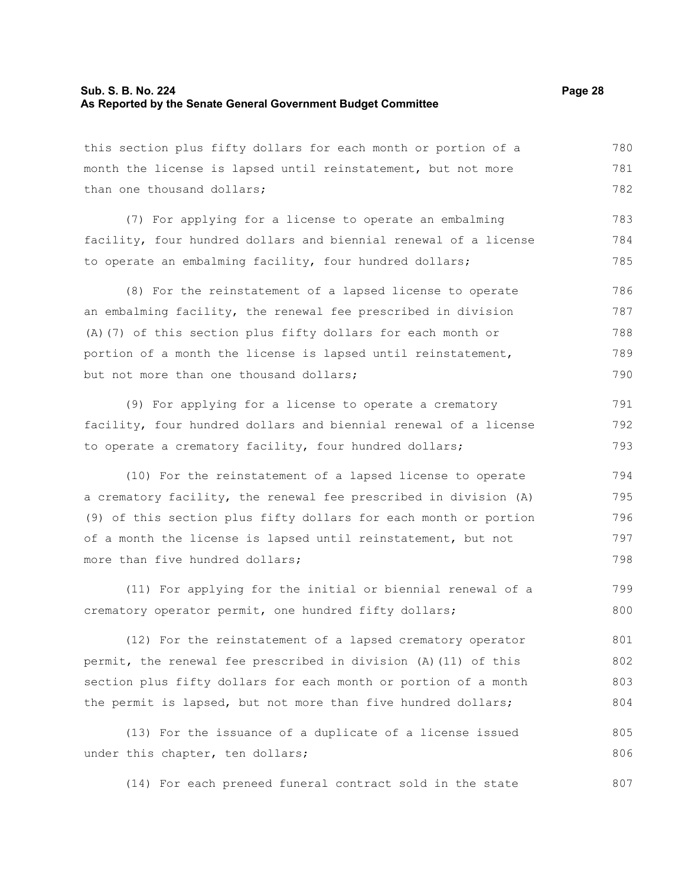this section plus fifty dollars for each month or portion of a month the license is lapsed until reinstatement, but not more than one thousand dollars;

(7) For applying for a license to operate an embalming facility, four hundred dollars and biennial renewal of a license to operate an embalming facility, four hundred dollars;

(8) For the reinstatement of a lapsed license to operate an embalming facility, the renewal fee prescribed in division (A)(7) of this section plus fifty dollars for each month or portion of a month the license is lapsed until reinstatement, but not more than one thousand dollars;

(9) For applying for a license to operate a crematory facility, four hundred dollars and biennial renewal of a license to operate a crematory facility, four hundred dollars;

(10) For the reinstatement of a lapsed license to operate a crematory facility, the renewal fee prescribed in division (A)(9) of this section plus fifty dollars for each month or portion of a month the license is lapsed until reinstatement, but not more than five hundred dollars;

(11) For applying for the initial or biennial renewal of a crematory operator permit, one hundred fifty dollars;

(12) For the reinstatement of a lapsed crematory operator permit, the renewal fee prescribed in division (A)(11) of this section plus fifty dollars for each month or portion of a month the permit is lapsed, but not more than five hundred dollars;

(13) For the issuance of a duplicate of a license issued under this chapter, ten dollars;

(14) For each preneed funeral contract sold in the state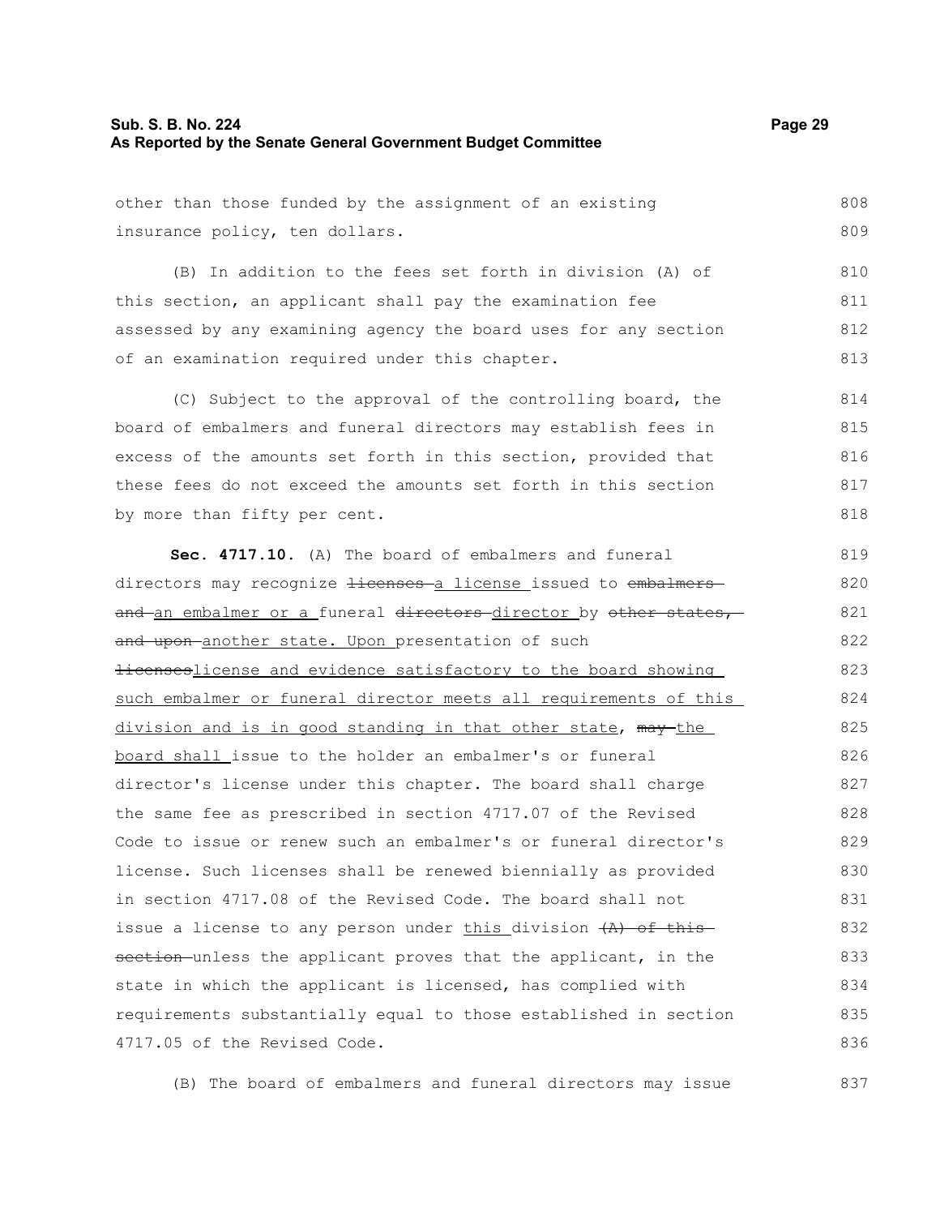other than those funded by the assignment of an existing insurance policy, ten dollars.

(B) In addition to the fees set forth in division (A) of this section, an applicant shall pay the examination fee assessed by any examining agency the board uses for any section of an examination required under this chapter.

(C) Subject to the approval of the controlling board, the board of embalmers and funeral directors may establish fees in excess of the amounts set forth in this section, provided that these fees do not exceed the amounts set forth in this section by more than fifty per cent.

**Sec. 4717.10.** (A) The board of embalmers and funeral directors may recognize ~~licenses~~ a license issued to ~~embalmers and~~ an embalmer or a funeral ~~directors~~ director by ~~other states, and upon~~ another state. Upon presentation of such ~~licenses~~license and evidence satisfactory to the board showing such embalmer or funeral director meets all requirements of this division and is in good standing in that other state, ~~may~~ the board shall issue to the holder an embalmer's or funeral director's license under this chapter. The board shall charge the same fee as prescribed in section 4717.07 of the Revised Code to issue or renew such an embalmer's or funeral director's license. Such licenses shall be renewed biennially as provided in section 4717.08 of the Revised Code. The board shall not issue a license to any person under this division ~~(A) of this section~~ unless the applicant proves that the applicant, in the state in which the applicant is licensed, has complied with requirements substantially equal to those established in section 4717.05 of the Revised Code.

(B) The board of embalmers and funeral directors may issue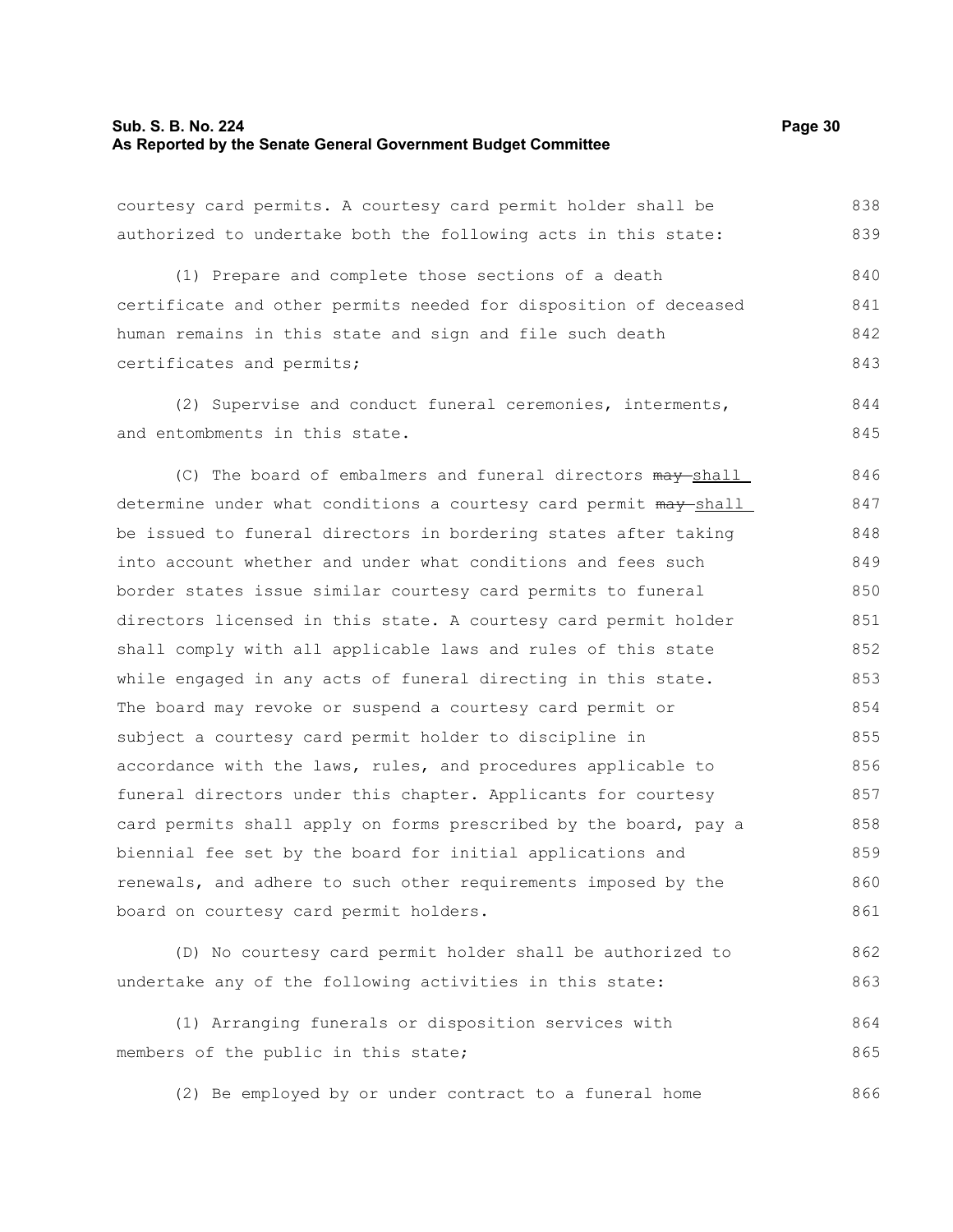courtesy card permits. A courtesy card permit holder shall be authorized to undertake both the following acts in this state:

(1) Prepare and complete those sections of a death certificate and other permits needed for disposition of deceased human remains in this state and sign and file such death certificates and permits;

(2) Supervise and conduct funeral ceremonies, interments, and entombments in this state.

(C) The board of embalmers and funeral directors ~~may~~ shall determine under what conditions a courtesy card permit ~~may~~ shall be issued to funeral directors in bordering states after taking into account whether and under what conditions and fees such border states issue similar courtesy card permits to funeral directors licensed in this state. A courtesy card permit holder shall comply with all applicable laws and rules of this state while engaged in any acts of funeral directing in this state. The board may revoke or suspend a courtesy card permit or subject a courtesy card permit holder to discipline in accordance with the laws, rules, and procedures applicable to funeral directors under this chapter. Applicants for courtesy card permits shall apply on forms prescribed by the board, pay a biennial fee set by the board for initial applications and renewals, and adhere to such other requirements imposed by the board on courtesy card permit holders.

(D) No courtesy card permit holder shall be authorized to undertake any of the following activities in this state:

(1) Arranging funerals or disposition services with members of the public in this state;

(2) Be employed by or under contract to a funeral home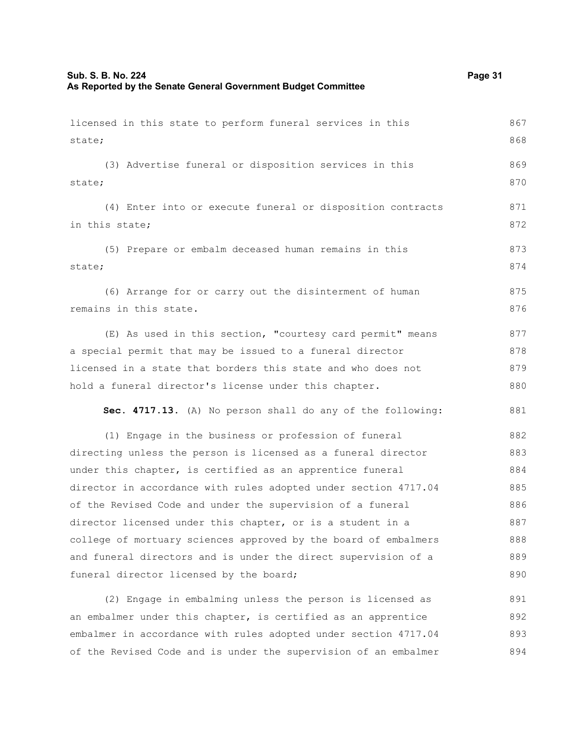licensed in this state to perform funeral services in this state;

(3) Advertise funeral or disposition services in this state;

(4) Enter into or execute funeral or disposition contracts in this state;

(5) Prepare or embalm deceased human remains in this state;

(6) Arrange for or carry out the disinterment of human remains in this state.

(E) As used in this section, "courtesy card permit" means a special permit that may be issued to a funeral director licensed in a state that borders this state and who does not hold a funeral director's license under this chapter.

**Sec. 4717.13.** (A) No person shall do any of the following:

(1) Engage in the business or profession of funeral directing unless the person is licensed as a funeral director under this chapter, is certified as an apprentice funeral director in accordance with rules adopted under section 4717.04 of the Revised Code and under the supervision of a funeral director licensed under this chapter, or is a student in a college of mortuary sciences approved by the board of embalmers and funeral directors and is under the direct supervision of a funeral director licensed by the board;

(2) Engage in embalming unless the person is licensed as an embalmer under this chapter, is certified as an apprentice embalmer in accordance with rules adopted under section 4717.04 of the Revised Code and is under the supervision of an embalmer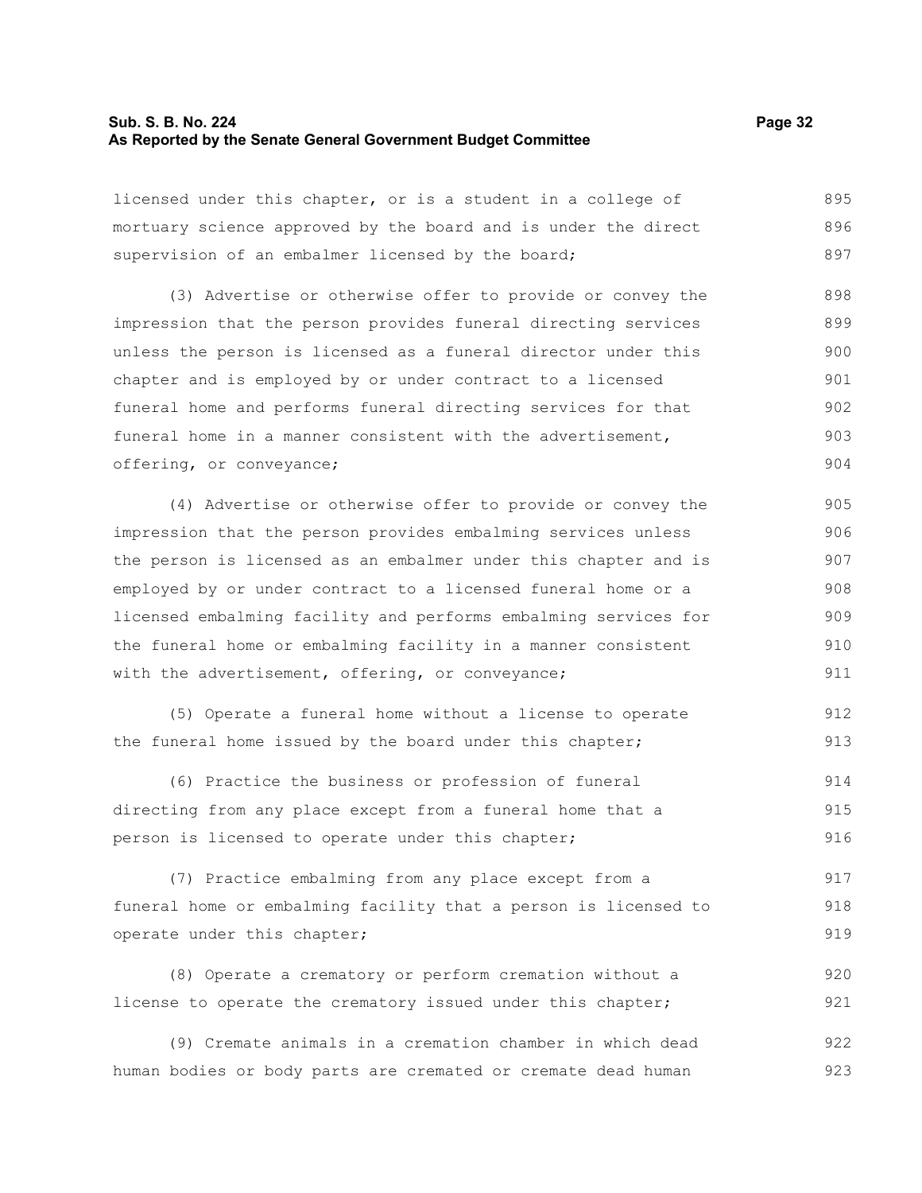licensed under this chapter, or is a student in a college of mortuary science approved by the board and is under the direct supervision of an embalmer licensed by the board;

(3) Advertise or otherwise offer to provide or convey the impression that the person provides funeral directing services unless the person is licensed as a funeral director under this chapter and is employed by or under contract to a licensed funeral home and performs funeral directing services for that funeral home in a manner consistent with the advertisement, offering, or conveyance;

(4) Advertise or otherwise offer to provide or convey the impression that the person provides embalming services unless the person is licensed as an embalmer under this chapter and is employed by or under contract to a licensed funeral home or a licensed embalming facility and performs embalming services for the funeral home or embalming facility in a manner consistent with the advertisement, offering, or conveyance;

(5) Operate a funeral home without a license to operate the funeral home issued by the board under this chapter;

(6) Practice the business or profession of funeral directing from any place except from a funeral home that a person is licensed to operate under this chapter;

(7) Practice embalming from any place except from a funeral home or embalming facility that a person is licensed to operate under this chapter;

(8) Operate a crematory or perform cremation without a license to operate the crematory issued under this chapter;

(9) Cremate animals in a cremation chamber in which dead human bodies or body parts are cremated or cremate dead human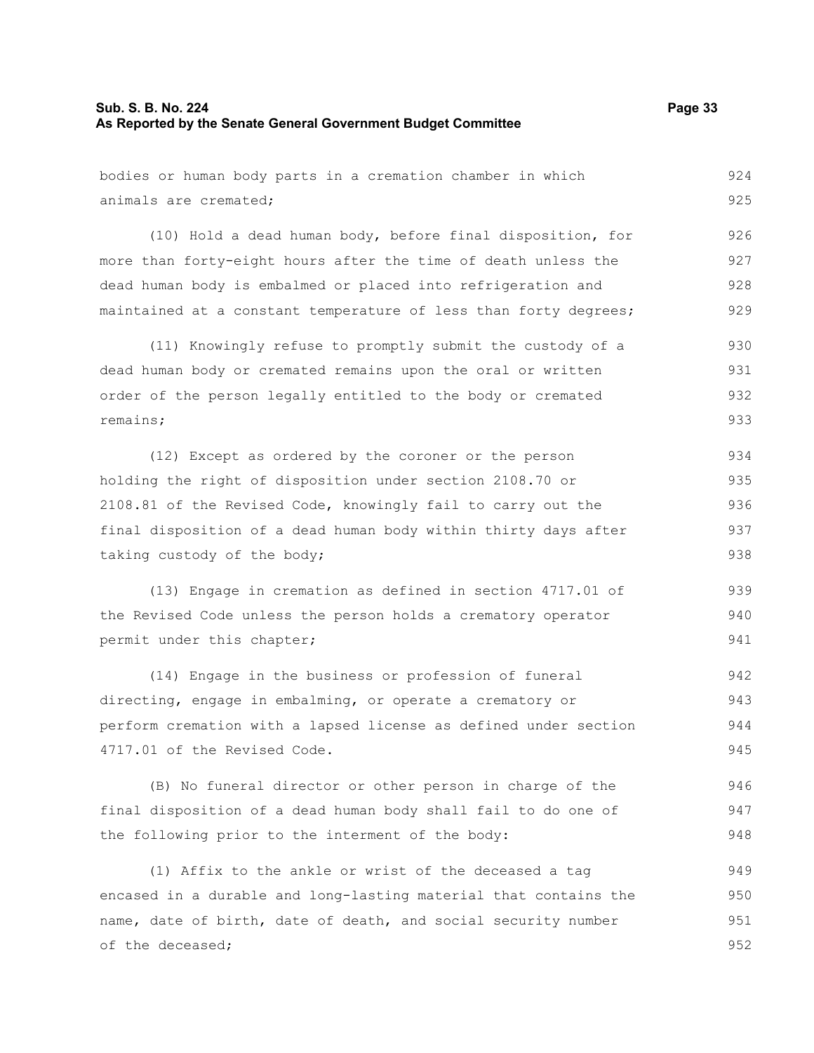bodies or human body parts in a cremation chamber in which animals are cremated;

(10) Hold a dead human body, before final disposition, for more than forty-eight hours after the time of death unless the dead human body is embalmed or placed into refrigeration and maintained at a constant temperature of less than forty degrees;

(11) Knowingly refuse to promptly submit the custody of a dead human body or cremated remains upon the oral or written order of the person legally entitled to the body or cremated remains;

(12) Except as ordered by the coroner or the person holding the right of disposition under section 2108.70 or 2108.81 of the Revised Code, knowingly fail to carry out the final disposition of a dead human body within thirty days after taking custody of the body;

(13) Engage in cremation as defined in section 4717.01 of the Revised Code unless the person holds a crematory operator permit under this chapter;

(14) Engage in the business or profession of funeral directing, engage in embalming, or operate a crematory or perform cremation with a lapsed license as defined under section 4717.01 of the Revised Code.

(B) No funeral director or other person in charge of the final disposition of a dead human body shall fail to do one of the following prior to the interment of the body:

(1) Affix to the ankle or wrist of the deceased a tag encased in a durable and long-lasting material that contains the name, date of birth, date of death, and social security number of the deceased;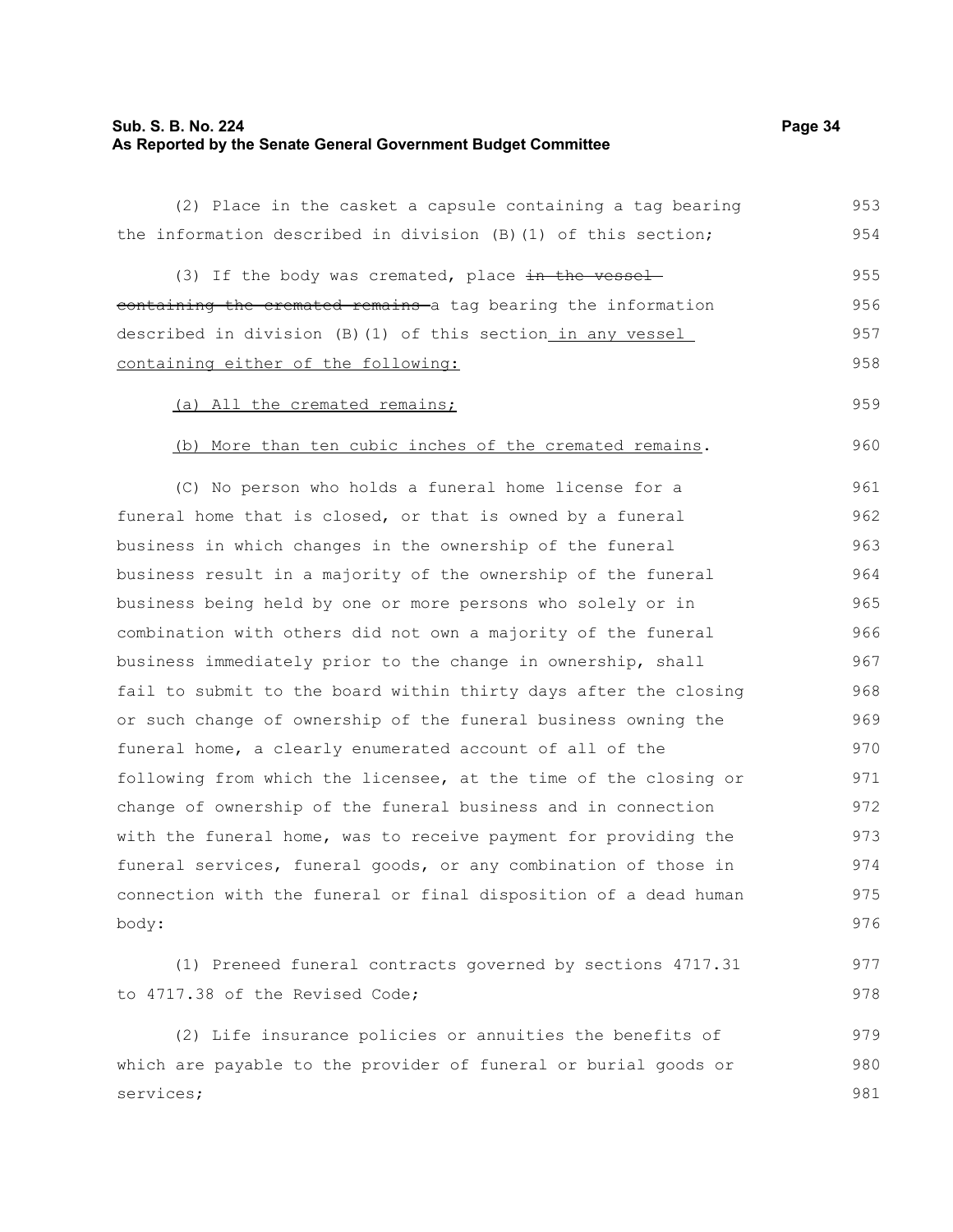(2) Place in the casket a capsule containing a tag bearing the information described in division (B)(1) of this section;

(3) If the body was cremated, place ~~in the vessel containing the cremated remains~~ a tag bearing the information described in division (B)(1) of this section in any vessel containing either of the following:

(a) All the cremated remains;

(b) More than ten cubic inches of the cremated remains.

(C) No person who holds a funeral home license for a funeral home that is closed, or that is owned by a funeral business in which changes in the ownership of the funeral business result in a majority of the ownership of the funeral business being held by one or more persons who solely or in combination with others did not own a majority of the funeral business immediately prior to the change in ownership, shall fail to submit to the board within thirty days after the closing or such change of ownership of the funeral business owning the funeral home, a clearly enumerated account of all of the following from which the licensee, at the time of the closing or change of ownership of the funeral business and in connection with the funeral home, was to receive payment for providing the funeral services, funeral goods, or any combination of those in connection with the funeral or final disposition of a dead human body:

(1) Preneed funeral contracts governed by sections 4717.31 to 4717.38 of the Revised Code;

(2) Life insurance policies or annuities the benefits of which are payable to the provider of funeral or burial goods or services;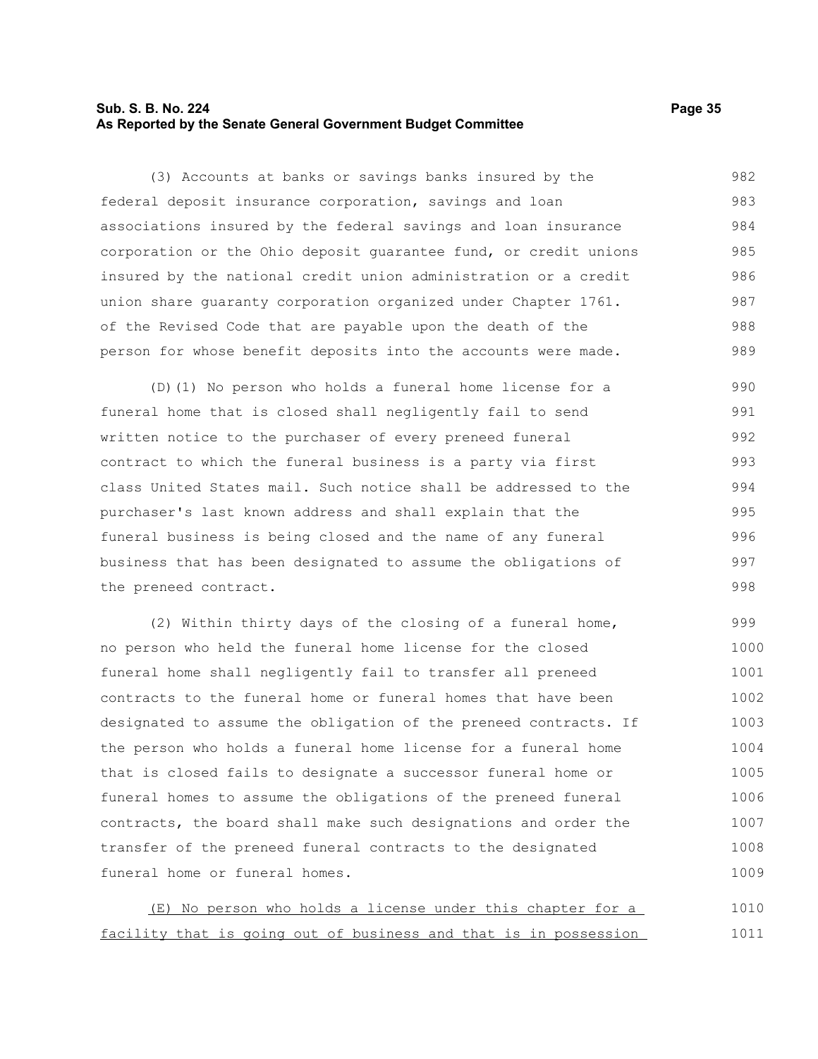(3) Accounts at banks or savings banks insured by the federal deposit insurance corporation, savings and loan associations insured by the federal savings and loan insurance corporation or the Ohio deposit guarantee fund, or credit unions insured by the national credit union administration or a credit union share guaranty corporation organized under Chapter 1761. of the Revised Code that are payable upon the death of the person for whose benefit deposits into the accounts were made.

(D)(1) No person who holds a funeral home license for a funeral home that is closed shall negligently fail to send written notice to the purchaser of every preneed funeral contract to which the funeral business is a party via first class United States mail. Such notice shall be addressed to the purchaser's last known address and shall explain that the funeral business is being closed and the name of any funeral business that has been designated to assume the obligations of the preneed contract.

(2) Within thirty days of the closing of a funeral home, no person who held the funeral home license for the closed funeral home shall negligently fail to transfer all preneed contracts to the funeral home or funeral homes that have been designated to assume the obligation of the preneed contracts. If the person who holds a funeral home license for a funeral home that is closed fails to designate a successor funeral home or funeral homes to assume the obligations of the preneed funeral contracts, the board shall make such designations and order the transfer of the preneed funeral contracts to the designated funeral home or funeral homes.

<u>(E) No person who holds a license under this chapter for a facility that is going out of business and that is in possession</u>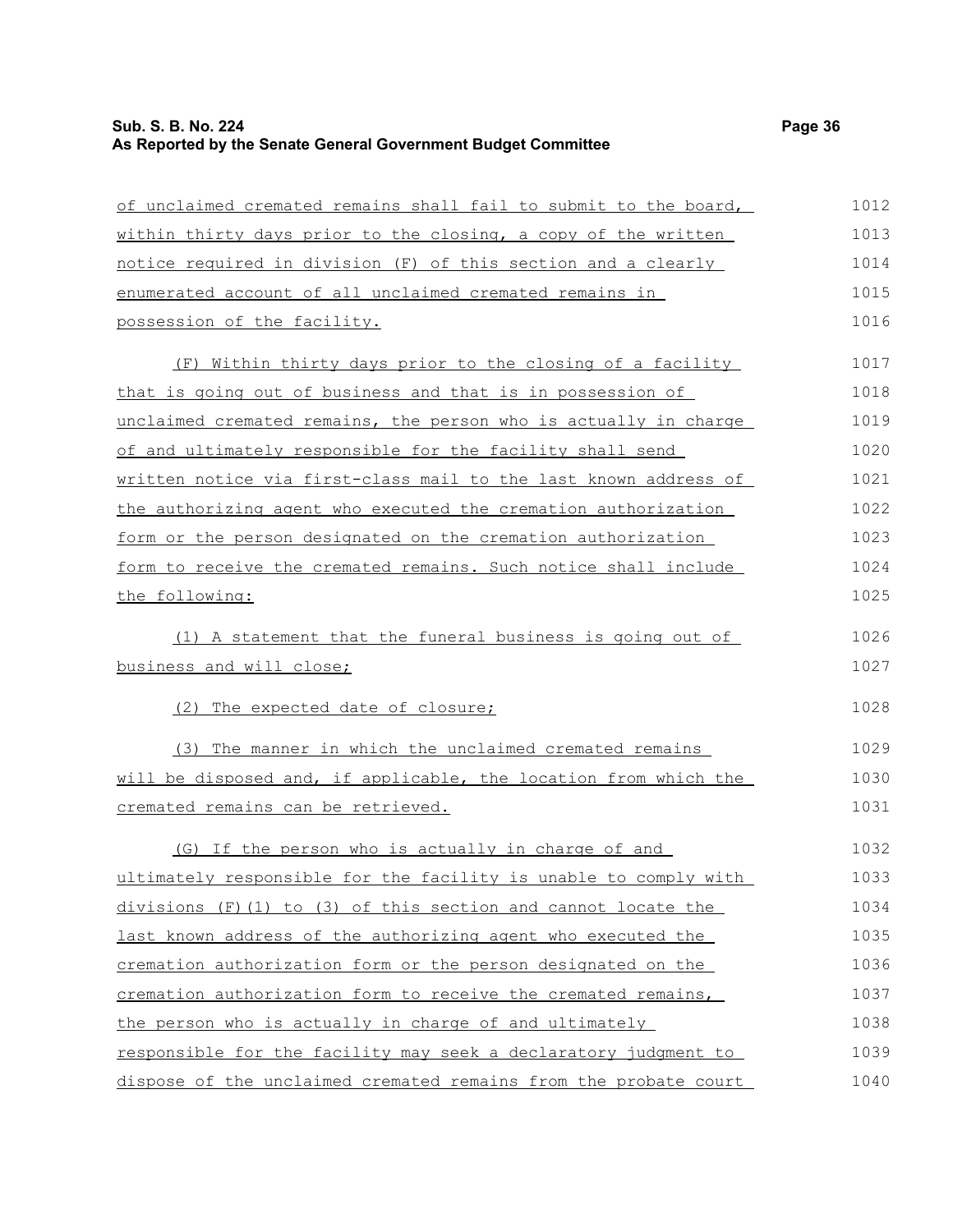of unclaimed cremated remains shall fail to submit to the board, within thirty days prior to the closing, a copy of the written notice required in division (F) of this section and a clearly enumerated account of all unclaimed cremated remains in possession of the facility.

(F) Within thirty days prior to the closing of a facility that is going out of business and that is in possession of unclaimed cremated remains, the person who is actually in charge of and ultimately responsible for the facility shall send written notice via first-class mail to the last known address of the authorizing agent who executed the cremation authorization form or the person designated on the cremation authorization form to receive the cremated remains. Such notice shall include the following:

(1) A statement that the funeral business is going out of business and will close;

(2) The expected date of closure;

(3) The manner in which the unclaimed cremated remains will be disposed and, if applicable, the location from which the cremated remains can be retrieved.

(G) If the person who is actually in charge of and ultimately responsible for the facility is unable to comply with divisions (F)(1) to (3) of this section and cannot locate the last known address of the authorizing agent who executed the cremation authorization form or the person designated on the cremation authorization form to receive the cremated remains, the person who is actually in charge of and ultimately responsible for the facility may seek a declaratory judgment to dispose of the unclaimed cremated remains from the probate court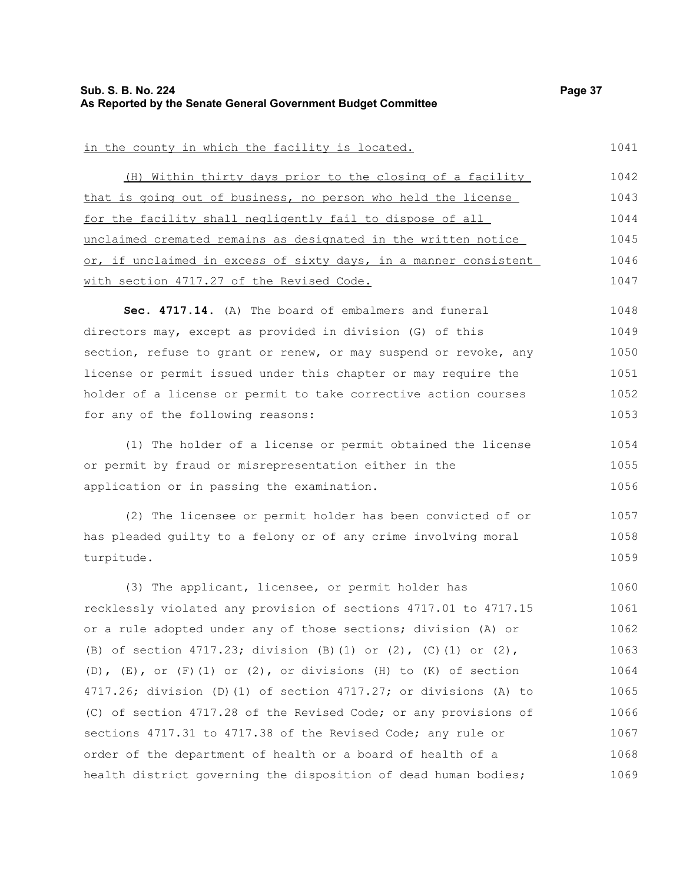in the county in which the facility is located.

(H) Within thirty days prior to the closing of a facility that is going out of business, no person who held the license for the facility shall negligently fail to dispose of all unclaimed cremated remains as designated in the written notice or, if unclaimed in excess of sixty days, in a manner consistent with section 4717.27 of the Revised Code.

**Sec. 4717.14.** (A) The board of embalmers and funeral directors may, except as provided in division (G) of this section, refuse to grant or renew, or may suspend or revoke, any license or permit issued under this chapter or may require the holder of a license or permit to take corrective action courses for any of the following reasons:

(1) The holder of a license or permit obtained the license or permit by fraud or misrepresentation either in the application or in passing the examination.

(2) The licensee or permit holder has been convicted of or has pleaded guilty to a felony or of any crime involving moral turpitude.

(3) The applicant, licensee, or permit holder has recklessly violated any provision of sections 4717.01 to 4717.15 or a rule adopted under any of those sections; division (A) or (B) of section 4717.23; division (B)(1) or (2), (C)(1) or (2), (D), (E), or (F)(1) or (2), or divisions (H) to (K) of section 4717.26; division (D)(1) of section 4717.27; or divisions (A) to (C) of section 4717.28 of the Revised Code; or any provisions of sections 4717.31 to 4717.38 of the Revised Code; any rule or order of the department of health or a board of health of a health district governing the disposition of dead human bodies;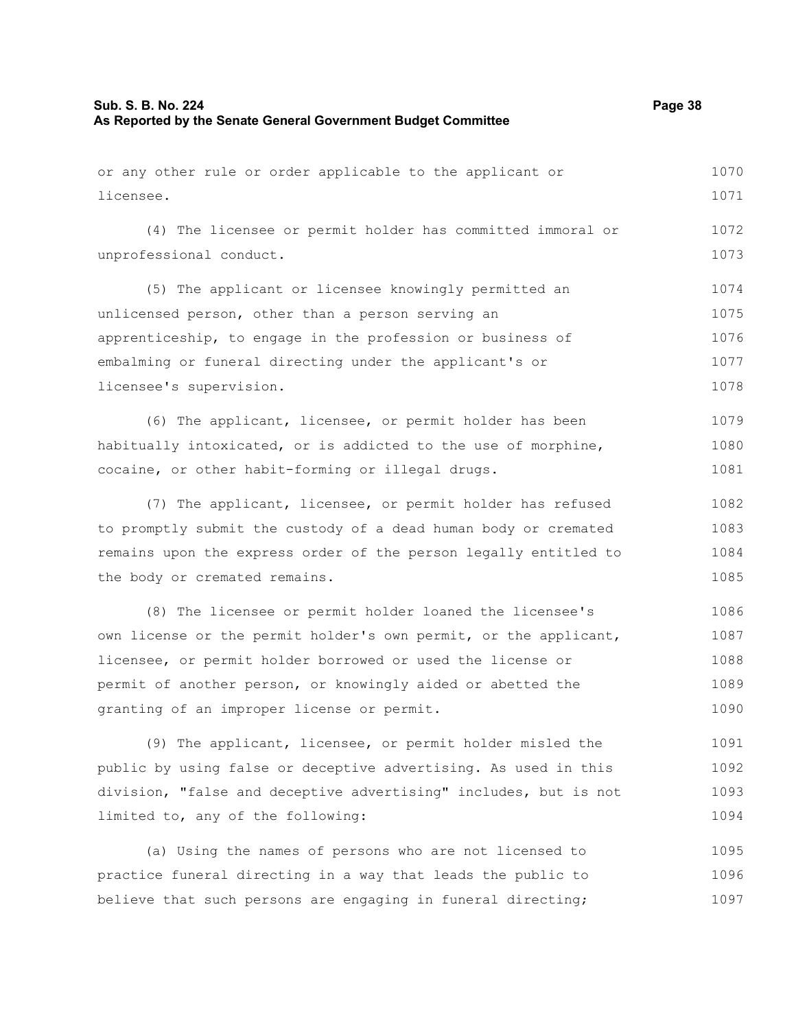or any other rule or order applicable to the applicant or licensee.

(4) The licensee or permit holder has committed immoral or unprofessional conduct.

(5) The applicant or licensee knowingly permitted an unlicensed person, other than a person serving an apprenticeship, to engage in the profession or business of embalming or funeral directing under the applicant's or licensee's supervision.

(6) The applicant, licensee, or permit holder has been habitually intoxicated, or is addicted to the use of morphine, cocaine, or other habit-forming or illegal drugs.

(7) The applicant, licensee, or permit holder has refused to promptly submit the custody of a dead human body or cremated remains upon the express order of the person legally entitled to the body or cremated remains.

(8) The licensee or permit holder loaned the licensee's own license or the permit holder's own permit, or the applicant, licensee, or permit holder borrowed or used the license or permit of another person, or knowingly aided or abetted the granting of an improper license or permit.

(9) The applicant, licensee, or permit holder misled the public by using false or deceptive advertising. As used in this division, "false and deceptive advertising" includes, but is not limited to, any of the following:

(a) Using the names of persons who are not licensed to practice funeral directing in a way that leads the public to believe that such persons are engaging in funeral directing;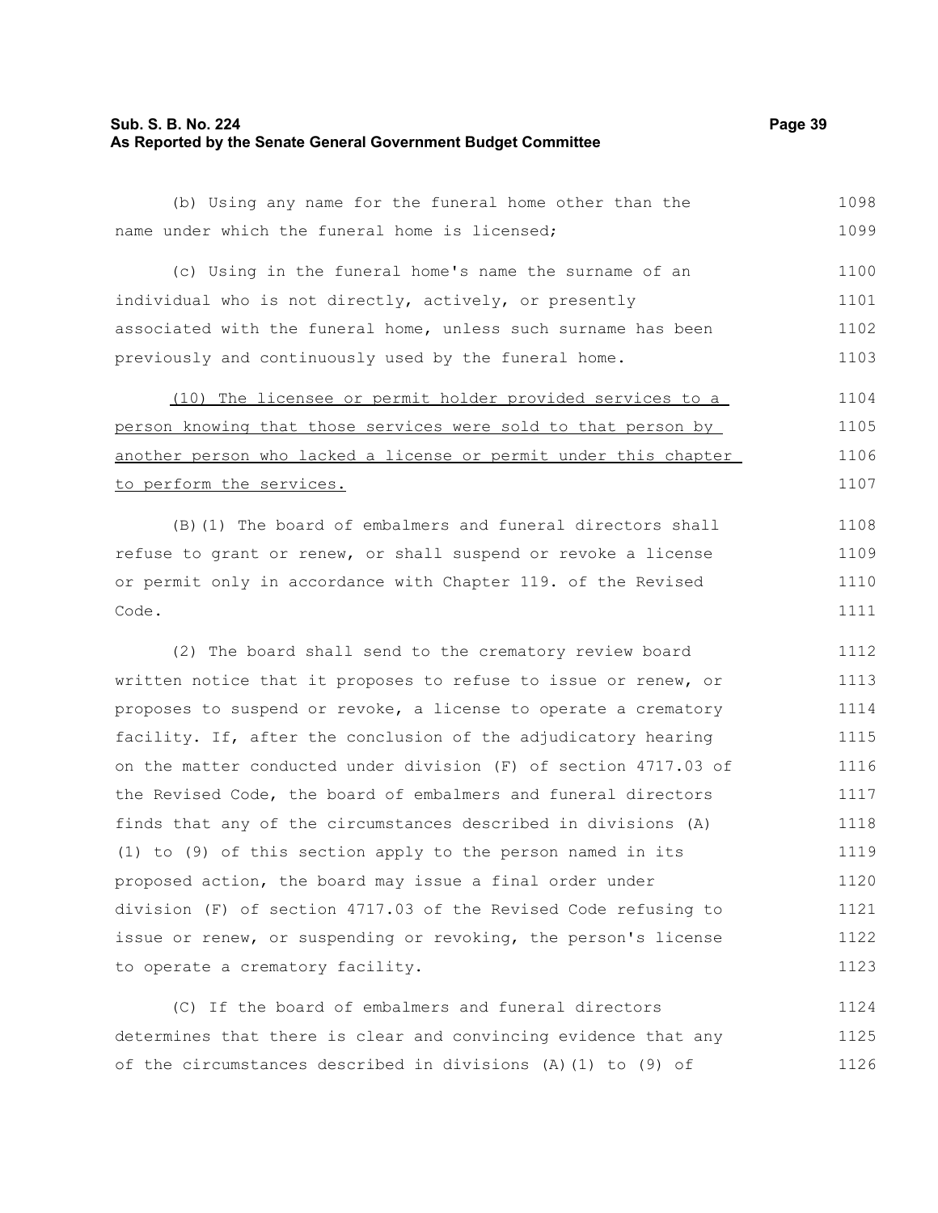(b) Using any name for the funeral home other than the name under which the funeral home is licensed;

(c) Using in the funeral home's name the surname of an individual who is not directly, actively, or presently associated with the funeral home, unless such surname has been previously and continuously used by the funeral home.

<u>(10) The licensee or permit holder provided services to a person knowing that those services were sold to that person by another person who lacked a license or permit under this chapter to perform the services.</u>

(B)(1) The board of embalmers and funeral directors shall refuse to grant or renew, or shall suspend or revoke a license or permit only in accordance with Chapter 119. of the Revised Code.

(2) The board shall send to the crematory review board written notice that it proposes to refuse to issue or renew, or proposes to suspend or revoke, a license to operate a crematory facility. If, after the conclusion of the adjudicatory hearing on the matter conducted under division (F) of section 4717.03 of the Revised Code, the board of embalmers and funeral directors finds that any of the circumstances described in divisions (A)(1) to (9) of this section apply to the person named in its proposed action, the board may issue a final order under division (F) of section 4717.03 of the Revised Code refusing to issue or renew, or suspending or revoking, the person's license to operate a crematory facility.

(C) If the board of embalmers and funeral directors determines that there is clear and convincing evidence that any of the circumstances described in divisions (A)(1) to (9) of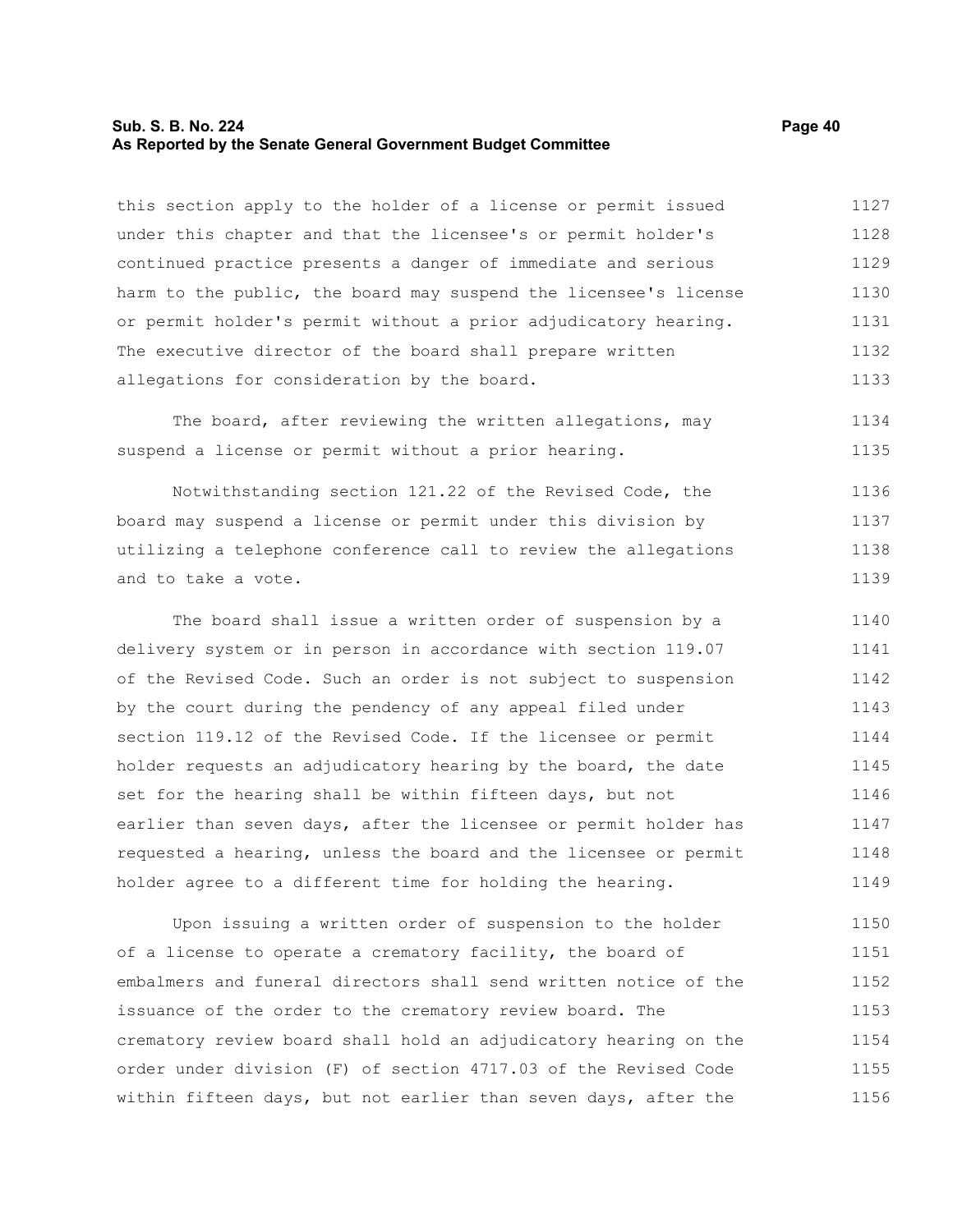this section apply to the holder of a license or permit issued under this chapter and that the licensee's or permit holder's continued practice presents a danger of immediate and serious harm to the public, the board may suspend the licensee's license or permit holder's permit without a prior adjudicatory hearing. The executive director of the board shall prepare written allegations for consideration by the board.

The board, after reviewing the written allegations, may suspend a license or permit without a prior hearing.

Notwithstanding section 121.22 of the Revised Code, the board may suspend a license or permit under this division by utilizing a telephone conference call to review the allegations and to take a vote.

The board shall issue a written order of suspension by a delivery system or in person in accordance with section 119.07 of the Revised Code. Such an order is not subject to suspension by the court during the pendency of any appeal filed under section 119.12 of the Revised Code. If the licensee or permit holder requests an adjudicatory hearing by the board, the date set for the hearing shall be within fifteen days, but not earlier than seven days, after the licensee or permit holder has requested a hearing, unless the board and the licensee or permit holder agree to a different time for holding the hearing.

Upon issuing a written order of suspension to the holder of a license to operate a crematory facility, the board of embalmers and funeral directors shall send written notice of the issuance of the order to the crematory review board. The crematory review board shall hold an adjudicatory hearing on the order under division (F) of section 4717.03 of the Revised Code within fifteen days, but not earlier than seven days, after the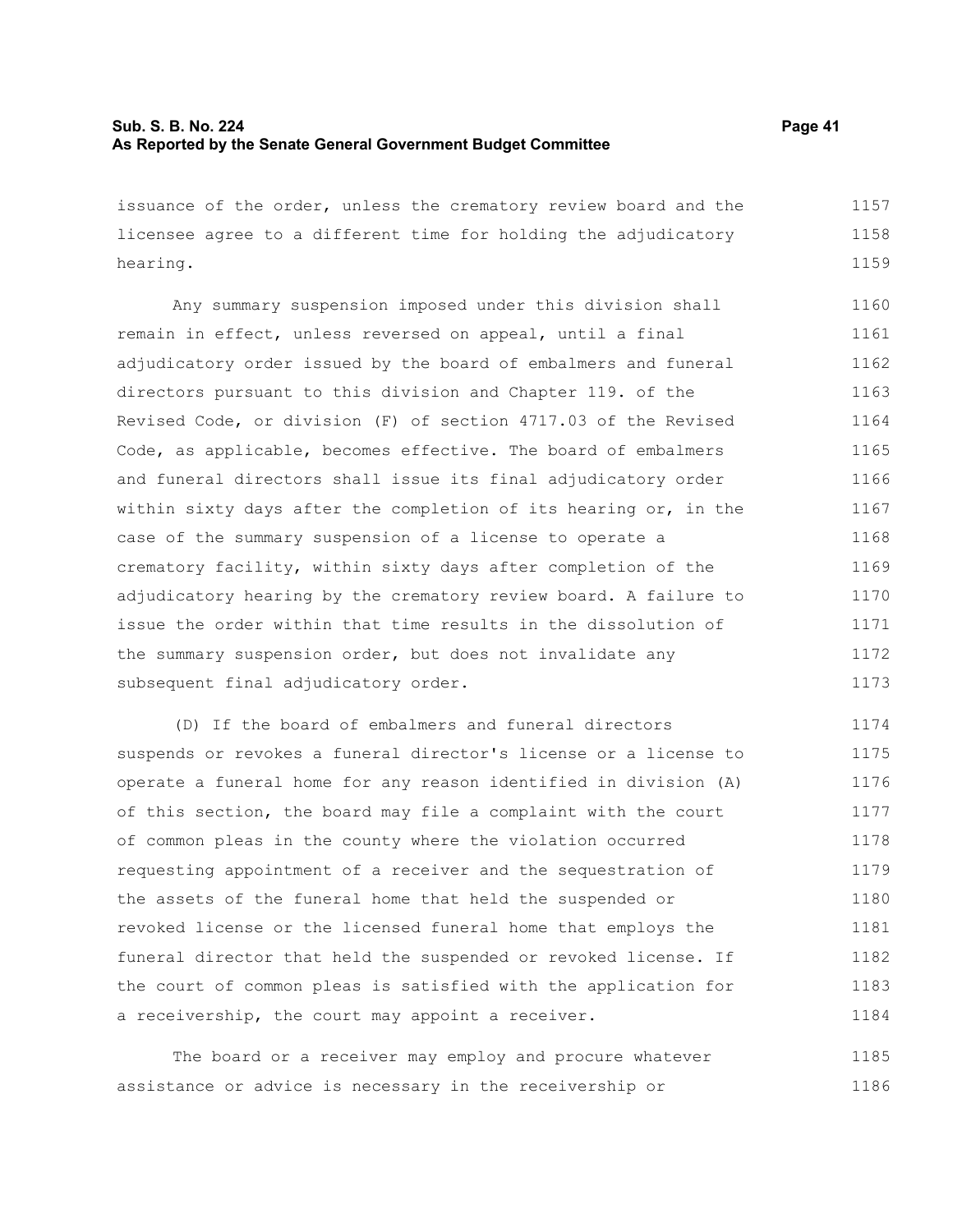issuance of the order, unless the crematory review board and the licensee agree to a different time for holding the adjudicatory hearing.

Any summary suspension imposed under this division shall remain in effect, unless reversed on appeal, until a final adjudicatory order issued by the board of embalmers and funeral directors pursuant to this division and Chapter 119. of the Revised Code, or division (F) of section 4717.03 of the Revised Code, as applicable, becomes effective. The board of embalmers and funeral directors shall issue its final adjudicatory order within sixty days after the completion of its hearing or, in the case of the summary suspension of a license to operate a crematory facility, within sixty days after completion of the adjudicatory hearing by the crematory review board. A failure to issue the order within that time results in the dissolution of the summary suspension order, but does not invalidate any subsequent final adjudicatory order.

(D) If the board of embalmers and funeral directors suspends or revokes a funeral director's license or a license to operate a funeral home for any reason identified in division (A) of this section, the board may file a complaint with the court of common pleas in the county where the violation occurred requesting appointment of a receiver and the sequestration of the assets of the funeral home that held the suspended or revoked license or the licensed funeral home that employs the funeral director that held the suspended or revoked license. If the court of common pleas is satisfied with the application for a receivership, the court may appoint a receiver.

The board or a receiver may employ and procure whatever assistance or advice is necessary in the receivership or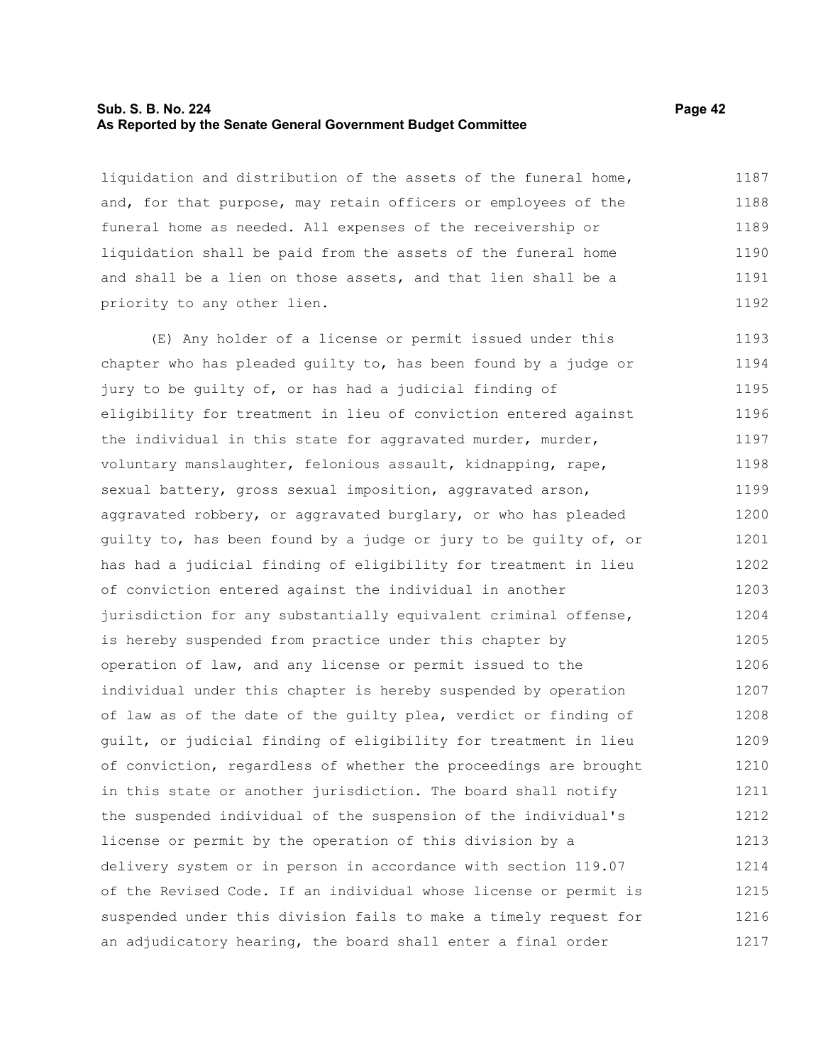liquidation and distribution of the assets of the funeral home, and, for that purpose, may retain officers or employees of the funeral home as needed. All expenses of the receivership or liquidation shall be paid from the assets of the funeral home and shall be a lien on those assets, and that lien shall be a priority to any other lien.

(E) Any holder of a license or permit issued under this chapter who has pleaded guilty to, has been found by a judge or jury to be guilty of, or has had a judicial finding of eligibility for treatment in lieu of conviction entered against the individual in this state for aggravated murder, murder, voluntary manslaughter, felonious assault, kidnapping, rape, sexual battery, gross sexual imposition, aggravated arson, aggravated robbery, or aggravated burglary, or who has pleaded guilty to, has been found by a judge or jury to be guilty of, or has had a judicial finding of eligibility for treatment in lieu of conviction entered against the individual in another jurisdiction for any substantially equivalent criminal offense, is hereby suspended from practice under this chapter by operation of law, and any license or permit issued to the individual under this chapter is hereby suspended by operation of law as of the date of the guilty plea, verdict or finding of guilt, or judicial finding of eligibility for treatment in lieu of conviction, regardless of whether the proceedings are brought in this state or another jurisdiction. The board shall notify the suspended individual of the suspension of the individual's license or permit by the operation of this division by a delivery system or in person in accordance with section 119.07 of the Revised Code. If an individual whose license or permit is suspended under this division fails to make a timely request for an adjudicatory hearing, the board shall enter a final order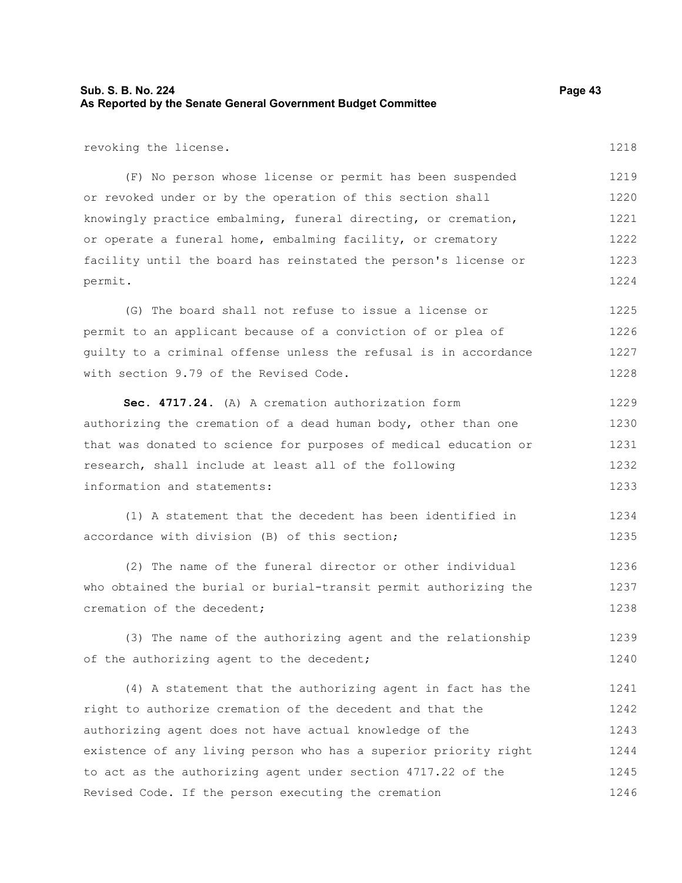revoking the license.

(F) No person whose license or permit has been suspended or revoked under or by the operation of this section shall knowingly practice embalming, funeral directing, or cremation, or operate a funeral home, embalming facility, or crematory facility until the board has reinstated the person's license or permit.

(G) The board shall not refuse to issue a license or permit to an applicant because of a conviction of or plea of guilty to a criminal offense unless the refusal is in accordance with section 9.79 of the Revised Code.

**Sec. 4717.24.** (A) A cremation authorization form authorizing the cremation of a dead human body, other than one that was donated to science for purposes of medical education or research, shall include at least all of the following information and statements:

(1) A statement that the decedent has been identified in accordance with division (B) of this section;

(2) The name of the funeral director or other individual who obtained the burial or burial-transit permit authorizing the cremation of the decedent;

(3) The name of the authorizing agent and the relationship of the authorizing agent to the decedent;

(4) A statement that the authorizing agent in fact has the right to authorize cremation of the decedent and that the authorizing agent does not have actual knowledge of the existence of any living person who has a superior priority right to act as the authorizing agent under section 4717.22 of the Revised Code. If the person executing the cremation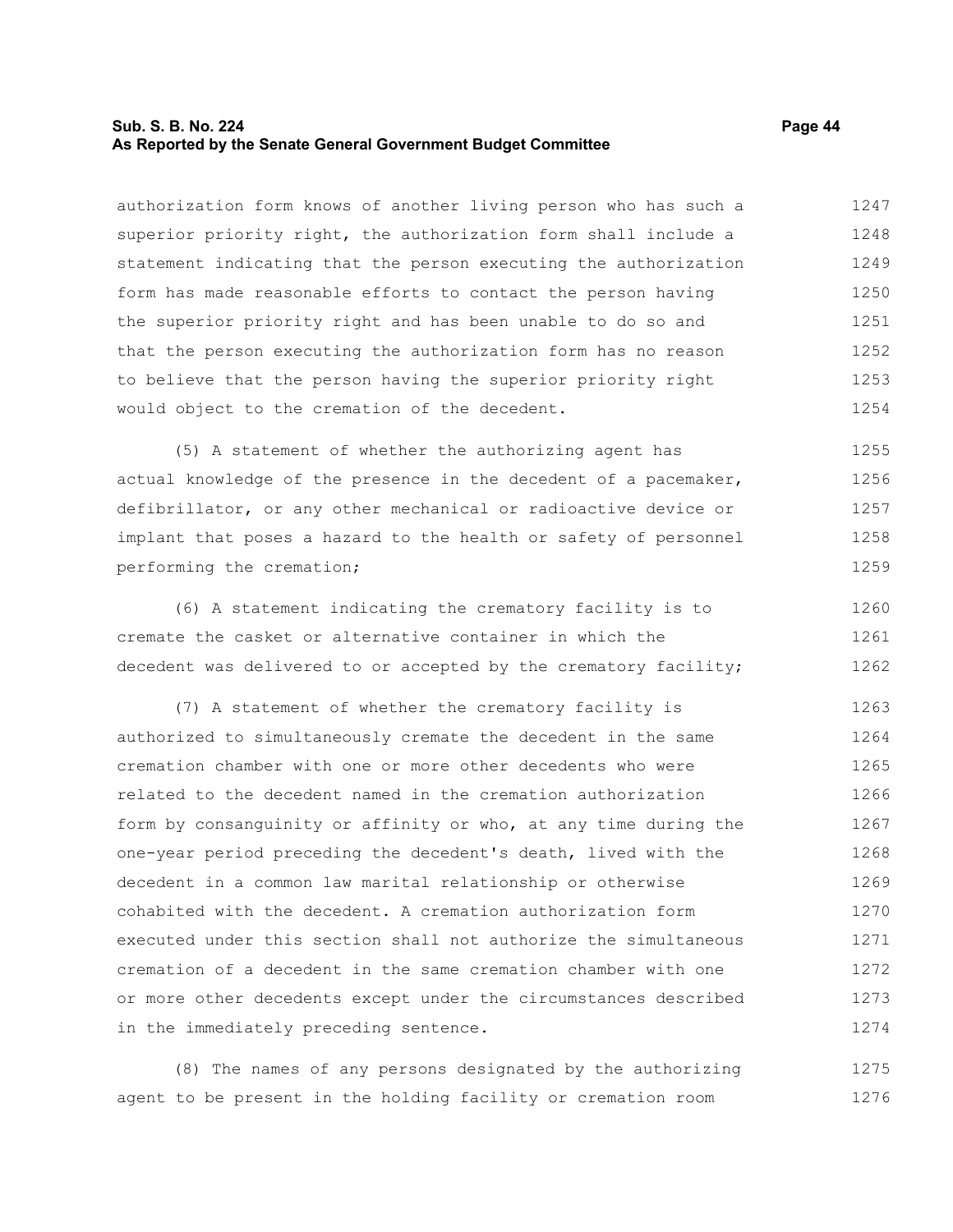authorization form knows of another living person who has such a superior priority right, the authorization form shall include a statement indicating that the person executing the authorization form has made reasonable efforts to contact the person having the superior priority right and has been unable to do so and that the person executing the authorization form has no reason to believe that the person having the superior priority right would object to the cremation of the decedent.

(5) A statement of whether the authorizing agent has actual knowledge of the presence in the decedent of a pacemaker, defibrillator, or any other mechanical or radioactive device or implant that poses a hazard to the health or safety of personnel performing the cremation;

(6) A statement indicating the crematory facility is to cremate the casket or alternative container in which the decedent was delivered to or accepted by the crematory facility;

(7) A statement of whether the crematory facility is authorized to simultaneously cremate the decedent in the same cremation chamber with one or more other decedents who were related to the decedent named in the cremation authorization form by consanguinity or affinity or who, at any time during the one-year period preceding the decedent's death, lived with the decedent in a common law marital relationship or otherwise cohabited with the decedent. A cremation authorization form executed under this section shall not authorize the simultaneous cremation of a decedent in the same cremation chamber with one or more other decedents except under the circumstances described in the immediately preceding sentence.

(8) The names of any persons designated by the authorizing agent to be present in the holding facility or cremation room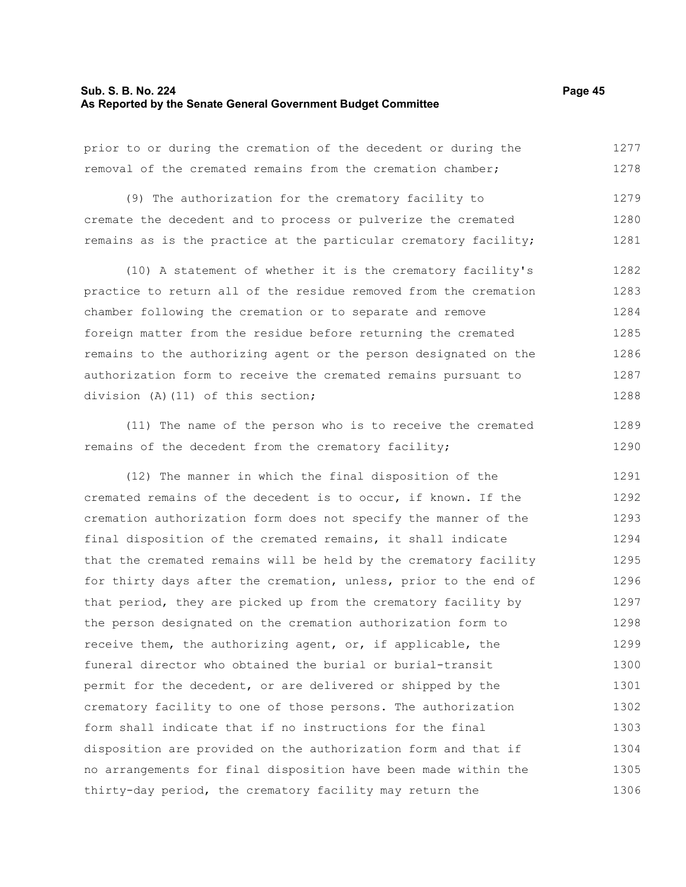prior to or during the cremation of the decedent or during the removal of the cremated remains from the cremation chamber;

(9) The authorization for the crematory facility to cremate the decedent and to process or pulverize the cremated remains as is the practice at the particular crematory facility;

(10) A statement of whether it is the crematory facility's practice to return all of the residue removed from the cremation chamber following the cremation or to separate and remove foreign matter from the residue before returning the cremated remains to the authorizing agent or the person designated on the authorization form to receive the cremated remains pursuant to division (A)(11) of this section;

(11) The name of the person who is to receive the cremated remains of the decedent from the crematory facility;

(12) The manner in which the final disposition of the cremated remains of the decedent is to occur, if known. If the cremation authorization form does not specify the manner of the final disposition of the cremated remains, it shall indicate that the cremated remains will be held by the crematory facility for thirty days after the cremation, unless, prior to the end of that period, they are picked up from the crematory facility by the person designated on the cremation authorization form to receive them, the authorizing agent, or, if applicable, the funeral director who obtained the burial or burial-transit permit for the decedent, or are delivered or shipped by the crematory facility to one of those persons. The authorization form shall indicate that if no instructions for the final disposition are provided on the authorization form and that if no arrangements for final disposition have been made within the thirty-day period, the crematory facility may return the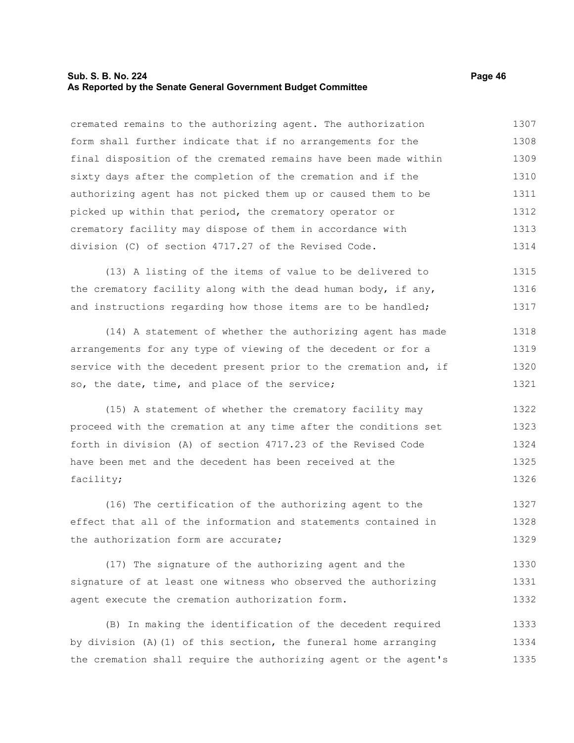cremated remains to the authorizing agent. The authorization form shall further indicate that if no arrangements for the final disposition of the cremated remains have been made within sixty days after the completion of the cremation and if the authorizing agent has not picked them up or caused them to be picked up within that period, the crematory operator or crematory facility may dispose of them in accordance with division (C) of section 4717.27 of the Revised Code.

(13) A listing of the items of value to be delivered to the crematory facility along with the dead human body, if any, and instructions regarding how those items are to be handled;

(14) A statement of whether the authorizing agent has made arrangements for any type of viewing of the decedent or for a service with the decedent present prior to the cremation and, if so, the date, time, and place of the service;

(15) A statement of whether the crematory facility may proceed with the cremation at any time after the conditions set forth in division (A) of section 4717.23 of the Revised Code have been met and the decedent has been received at the facility;

(16) The certification of the authorizing agent to the effect that all of the information and statements contained in the authorization form are accurate;

(17) The signature of the authorizing agent and the signature of at least one witness who observed the authorizing agent execute the cremation authorization form.

(B) In making the identification of the decedent required by division (A)(1) of this section, the funeral home arranging the cremation shall require the authorizing agent or the agent's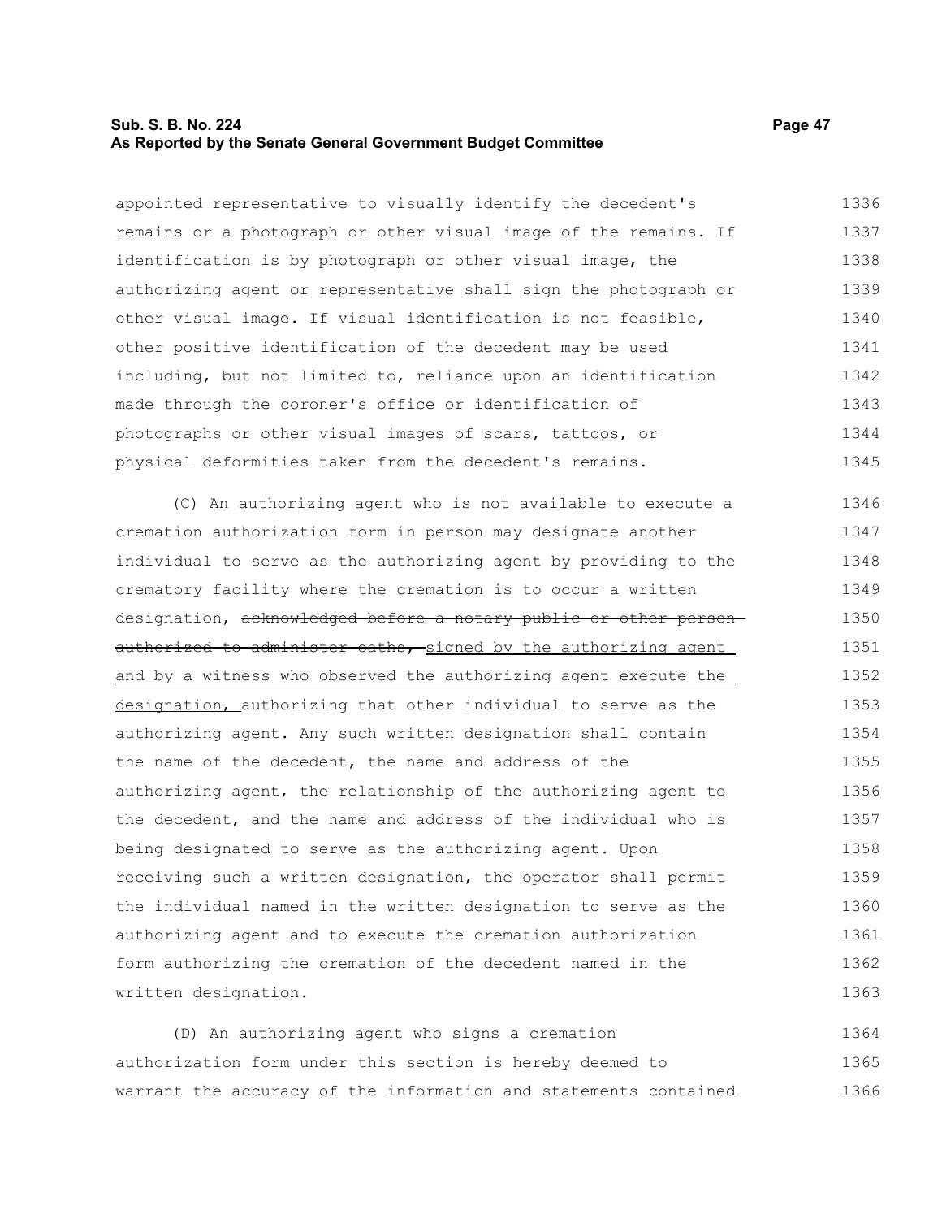appointed representative to visually identify the decedent's remains or a photograph or other visual image of the remains. If identification is by photograph or other visual image, the authorizing agent or representative shall sign the photograph or other visual image. If visual identification is not feasible, other positive identification of the decedent may be used including, but not limited to, reliance upon an identification made through the coroner's office or identification of photographs or other visual images of scars, tattoos, or physical deformities taken from the decedent's remains.

(C) An authorizing agent who is not available to execute a cremation authorization form in person may designate another individual to serve as the authorizing agent by providing to the crematory facility where the cremation is to occur a written designation, ~~acknowledged before a notary public or other person authorized to administer oaths,~~ signed by the authorizing agent and by a witness who observed the authorizing agent execute the designation, authorizing that other individual to serve as the authorizing agent. Any such written designation shall contain the name of the decedent, the name and address of the authorizing agent, the relationship of the authorizing agent to the decedent, and the name and address of the individual who is being designated to serve as the authorizing agent. Upon receiving such a written designation, the operator shall permit the individual named in the written designation to serve as the authorizing agent and to execute the cremation authorization form authorizing the cremation of the decedent named in the written designation.

(D) An authorizing agent who signs a cremation authorization form under this section is hereby deemed to warrant the accuracy of the information and statements contained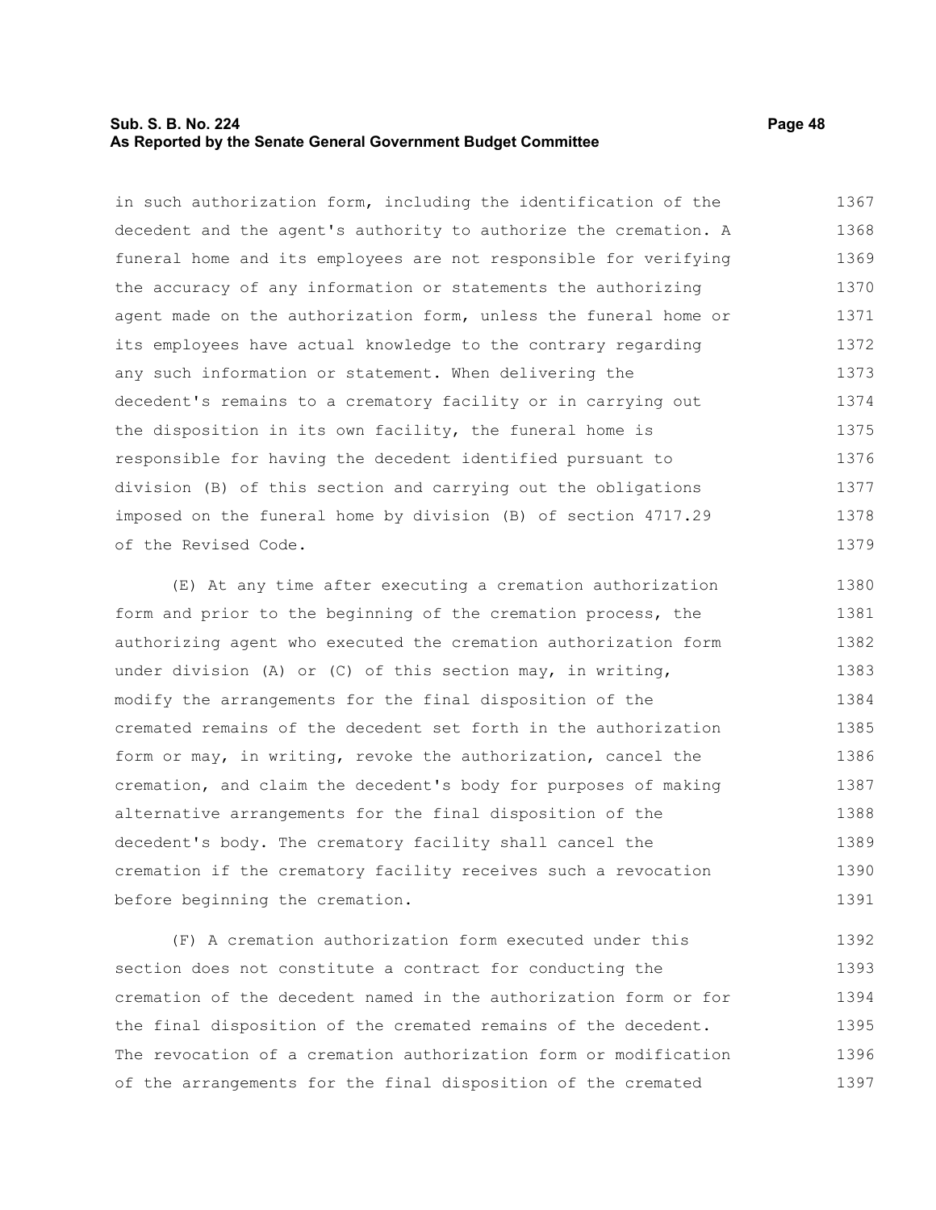in such authorization form, including the identification of the decedent and the agent's authority to authorize the cremation. A funeral home and its employees are not responsible for verifying the accuracy of any information or statements the authorizing agent made on the authorization form, unless the funeral home or its employees have actual knowledge to the contrary regarding any such information or statement. When delivering the decedent's remains to a crematory facility or in carrying out the disposition in its own facility, the funeral home is responsible for having the decedent identified pursuant to division (B) of this section and carrying out the obligations imposed on the funeral home by division (B) of section 4717.29 of the Revised Code.

(E) At any time after executing a cremation authorization form and prior to the beginning of the cremation process, the authorizing agent who executed the cremation authorization form under division (A) or (C) of this section may, in writing, modify the arrangements for the final disposition of the cremated remains of the decedent set forth in the authorization form or may, in writing, revoke the authorization, cancel the cremation, and claim the decedent's body for purposes of making alternative arrangements for the final disposition of the decedent's body. The crematory facility shall cancel the cremation if the crematory facility receives such a revocation before beginning the cremation.

(F) A cremation authorization form executed under this section does not constitute a contract for conducting the cremation of the decedent named in the authorization form or for the final disposition of the cremated remains of the decedent. The revocation of a cremation authorization form or modification of the arrangements for the final disposition of the cremated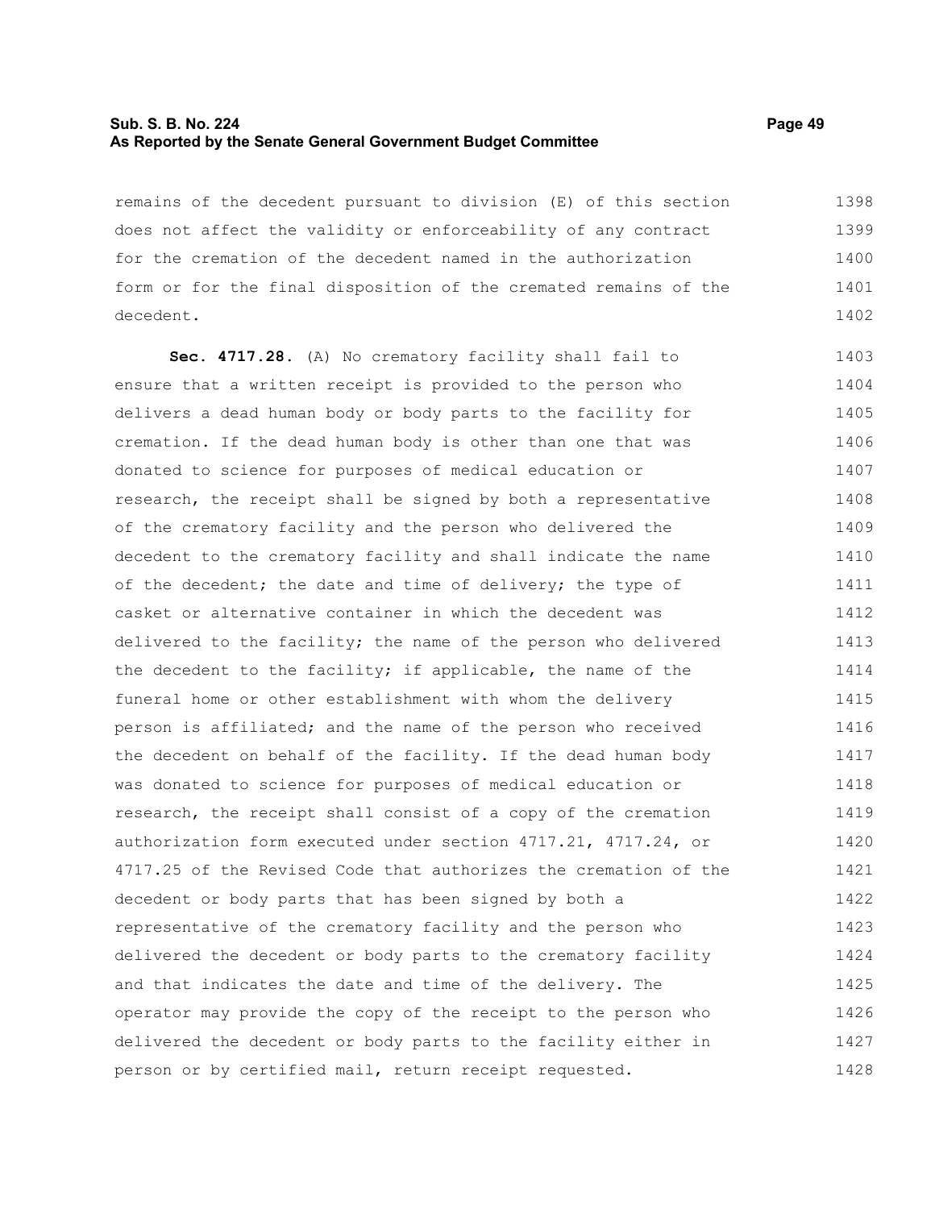remains of the decedent pursuant to division (E) of this section does not affect the validity or enforceability of any contract for the cremation of the decedent named in the authorization form or for the final disposition of the cremated remains of the decedent.

**Sec. 4717.28.** (A) No crematory facility shall fail to ensure that a written receipt is provided to the person who delivers a dead human body or body parts to the facility for cremation. If the dead human body is other than one that was donated to science for purposes of medical education or research, the receipt shall be signed by both a representative of the crematory facility and the person who delivered the decedent to the crematory facility and shall indicate the name of the decedent; the date and time of delivery; the type of casket or alternative container in which the decedent was delivered to the facility; the name of the person who delivered the decedent to the facility; if applicable, the name of the funeral home or other establishment with whom the delivery person is affiliated; and the name of the person who received the decedent on behalf of the facility. If the dead human body was donated to science for purposes of medical education or research, the receipt shall consist of a copy of the cremation authorization form executed under section 4717.21, 4717.24, or 4717.25 of the Revised Code that authorizes the cremation of the decedent or body parts that has been signed by both a representative of the crematory facility and the person who delivered the decedent or body parts to the crematory facility and that indicates the date and time of the delivery. The operator may provide the copy of the receipt to the person who delivered the decedent or body parts to the facility either in person or by certified mail, return receipt requested.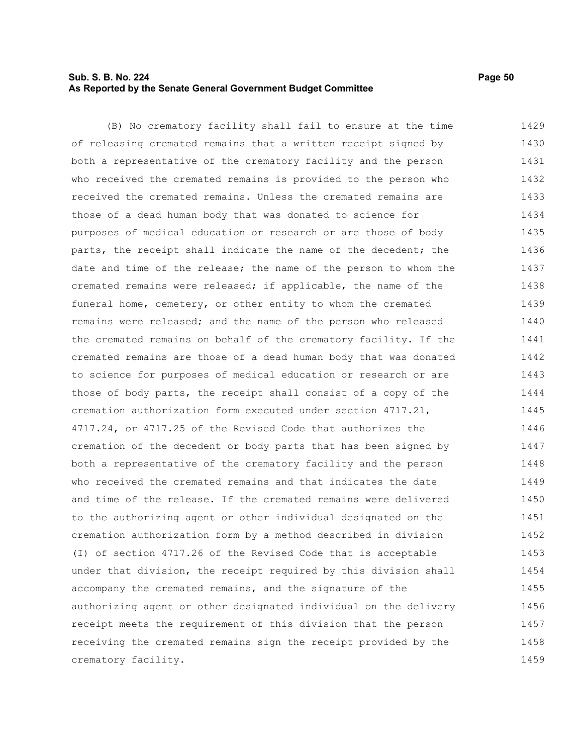(B) No crematory facility shall fail to ensure at the time of releasing cremated remains that a written receipt signed by both a representative of the crematory facility and the person who received the cremated remains is provided to the person who received the cremated remains. Unless the cremated remains are those of a dead human body that was donated to science for purposes of medical education or research or are those of body parts, the receipt shall indicate the name of the decedent; the date and time of the release; the name of the person to whom the cremated remains were released; if applicable, the name of the funeral home, cemetery, or other entity to whom the cremated remains were released; and the name of the person who released the cremated remains on behalf of the crematory facility. If the cremated remains are those of a dead human body that was donated to science for purposes of medical education or research or are those of body parts, the receipt shall consist of a copy of the cremation authorization form executed under section 4717.21, 4717.24, or 4717.25 of the Revised Code that authorizes the cremation of the decedent or body parts that has been signed by both a representative of the crematory facility and the person who received the cremated remains and that indicates the date and time of the release. If the cremated remains were delivered to the authorizing agent or other individual designated on the cremation authorization form by a method described in division (I) of section 4717.26 of the Revised Code that is acceptable under that division, the receipt required by this division shall accompany the cremated remains, and the signature of the authorizing agent or other designated individual on the delivery receipt meets the requirement of this division that the person receiving the cremated remains sign the receipt provided by the crematory facility.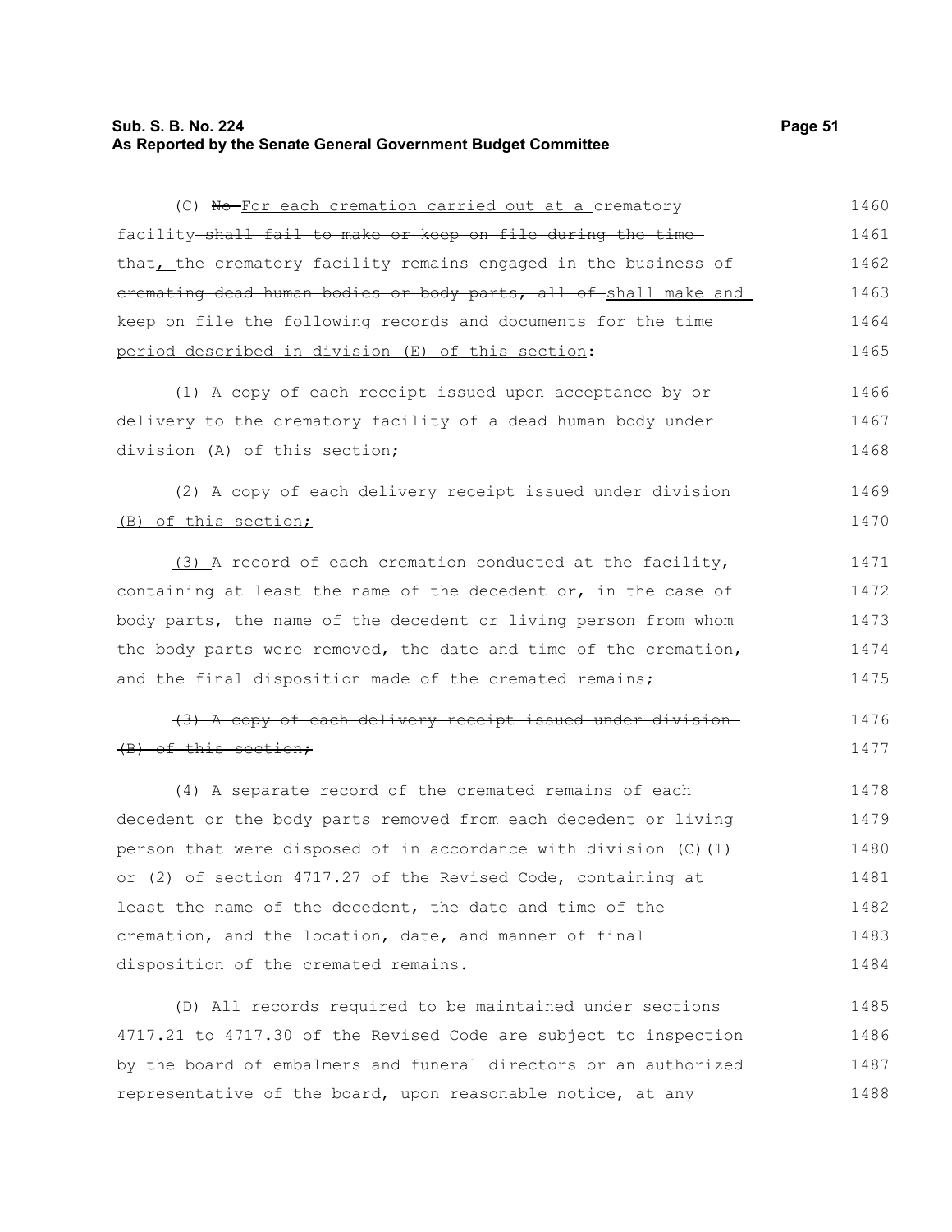(C) ~~No~~ For each cremation carried out at a crematory facility ~~shall fail to make or keep on file during the time that~~, the crematory facility ~~remains engaged in the business of cremating dead human bodies or body parts, all of~~ shall make and keep on file the following records and documents for the time period described in division (E) of this section:

(1) A copy of each receipt issued upon acceptance by or delivery to the crematory facility of a dead human body under division (A) of this section;

(2) A copy of each delivery receipt issued under division (B) of this section;

(3) A record of each cremation conducted at the facility, containing at least the name of the decedent or, in the case of body parts, the name of the decedent or living person from whom the body parts were removed, the date and time of the cremation, and the final disposition made of the cremated remains;

~~(3) A copy of each delivery receipt issued under division (B) of this section;~~

(4) A separate record of the cremated remains of each decedent or the body parts removed from each decedent or living person that were disposed of in accordance with division (C)(1) or (2) of section 4717.27 of the Revised Code, containing at least the name of the decedent, the date and time of the cremation, and the location, date, and manner of final disposition of the cremated remains.

(D) All records required to be maintained under sections 4717.21 to 4717.30 of the Revised Code are subject to inspection by the board of embalmers and funeral directors or an authorized representative of the board, upon reasonable notice, at any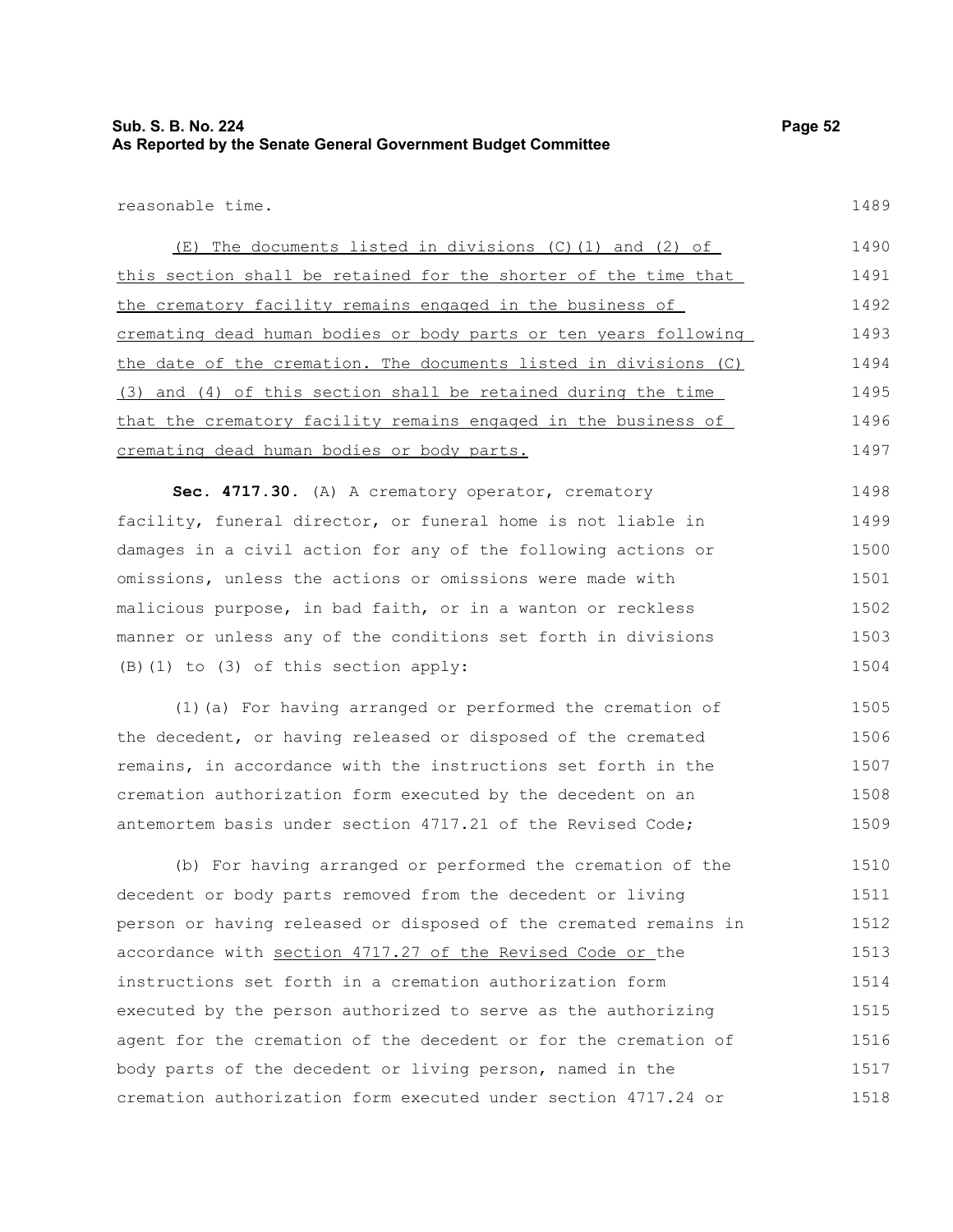reasonable time.

(E) The documents listed in divisions (C)(1) and (2) of this section shall be retained for the shorter of the time that the crematory facility remains engaged in the business of cremating dead human bodies or body parts or ten years following the date of the cremation. The documents listed in divisions (C)(3) and (4) of this section shall be retained during the time that the crematory facility remains engaged in the business of cremating dead human bodies or body parts.

**Sec. 4717.30.** (A) A crematory operator, crematory facility, funeral director, or funeral home is not liable in damages in a civil action for any of the following actions or omissions, unless the actions or omissions were made with malicious purpose, in bad faith, or in a wanton or reckless manner or unless any of the conditions set forth in divisions (B)(1) to (3) of this section apply:

(1)(a) For having arranged or performed the cremation of the decedent, or having released or disposed of the cremated remains, in accordance with the instructions set forth in the cremation authorization form executed by the decedent on an antemortem basis under section 4717.21 of the Revised Code;

(b) For having arranged or performed the cremation of the decedent or body parts removed from the decedent or living person or having released or disposed of the cremated remains in accordance with section 4717.27 of the Revised Code or the instructions set forth in a cremation authorization form executed by the person authorized to serve as the authorizing agent for the cremation of the decedent or for the cremation of body parts of the decedent or living person, named in the cremation authorization form executed under section 4717.24 or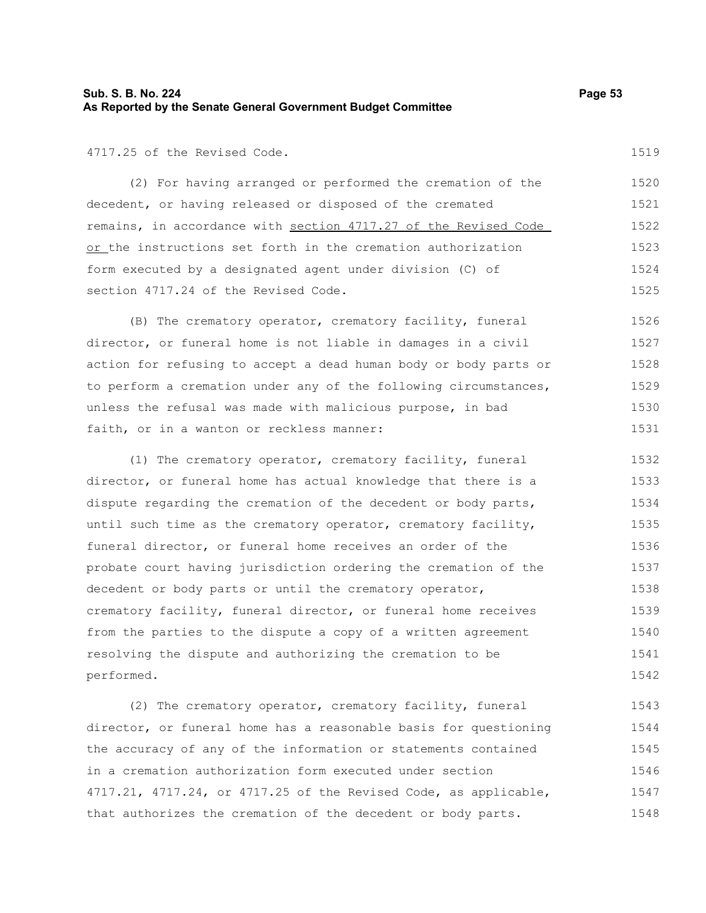4717.25 of the Revised Code.

(2) For having arranged or performed the cremation of the decedent, or having released or disposed of the cremated remains, in accordance with section 4717.27 of the Revised Code or the instructions set forth in the cremation authorization form executed by a designated agent under division (C) of section 4717.24 of the Revised Code.

(B) The crematory operator, crematory facility, funeral director, or funeral home is not liable in damages in a civil action for refusing to accept a dead human body or body parts or to perform a cremation under any of the following circumstances, unless the refusal was made with malicious purpose, in bad faith, or in a wanton or reckless manner:

(1) The crematory operator, crematory facility, funeral director, or funeral home has actual knowledge that there is a dispute regarding the cremation of the decedent or body parts, until such time as the crematory operator, crematory facility, funeral director, or funeral home receives an order of the probate court having jurisdiction ordering the cremation of the decedent or body parts or until the crematory operator, crematory facility, funeral director, or funeral home receives from the parties to the dispute a copy of a written agreement resolving the dispute and authorizing the cremation to be performed.

(2) The crematory operator, crematory facility, funeral director, or funeral home has a reasonable basis for questioning the accuracy of any of the information or statements contained in a cremation authorization form executed under section 4717.21, 4717.24, or 4717.25 of the Revised Code, as applicable, that authorizes the cremation of the decedent or body parts.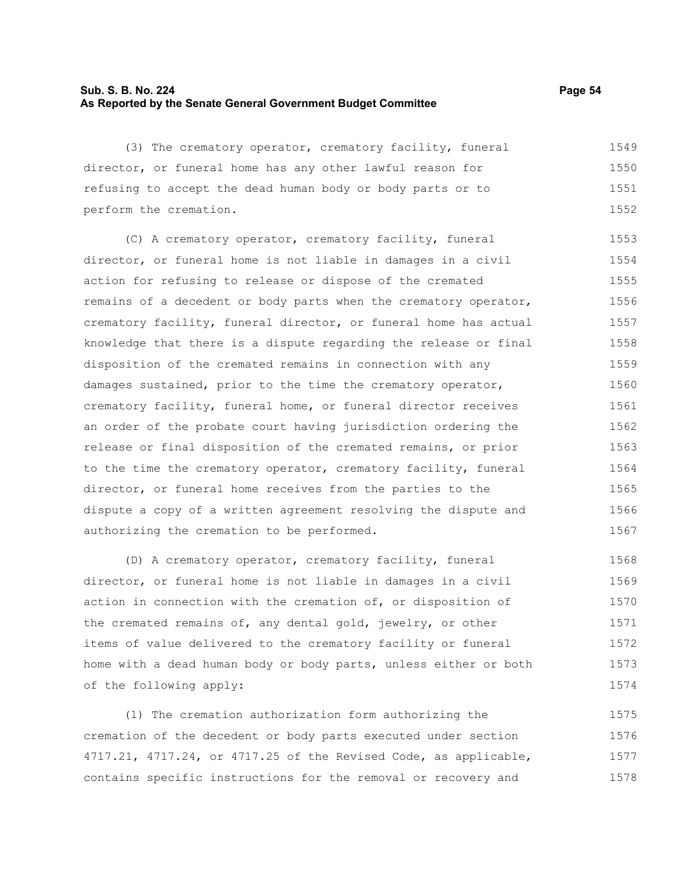(3) The crematory operator, crematory facility, funeral director, or funeral home has any other lawful reason for refusing to accept the dead human body or body parts or to perform the cremation.

(C) A crematory operator, crematory facility, funeral director, or funeral home is not liable in damages in a civil action for refusing to release or dispose of the cremated remains of a decedent or body parts when the crematory operator, crematory facility, funeral director, or funeral home has actual knowledge that there is a dispute regarding the release or final disposition of the cremated remains in connection with any damages sustained, prior to the time the crematory operator, crematory facility, funeral home, or funeral director receives an order of the probate court having jurisdiction ordering the release or final disposition of the cremated remains, or prior to the time the crematory operator, crematory facility, funeral director, or funeral home receives from the parties to the dispute a copy of a written agreement resolving the dispute and authorizing the cremation to be performed.

(D) A crematory operator, crematory facility, funeral director, or funeral home is not liable in damages in a civil action in connection with the cremation of, or disposition of the cremated remains of, any dental gold, jewelry, or other items of value delivered to the crematory facility or funeral home with a dead human body or body parts, unless either or both of the following apply:

(1) The cremation authorization form authorizing the cremation of the decedent or body parts executed under section 4717.21, 4717.24, or 4717.25 of the Revised Code, as applicable, contains specific instructions for the removal or recovery and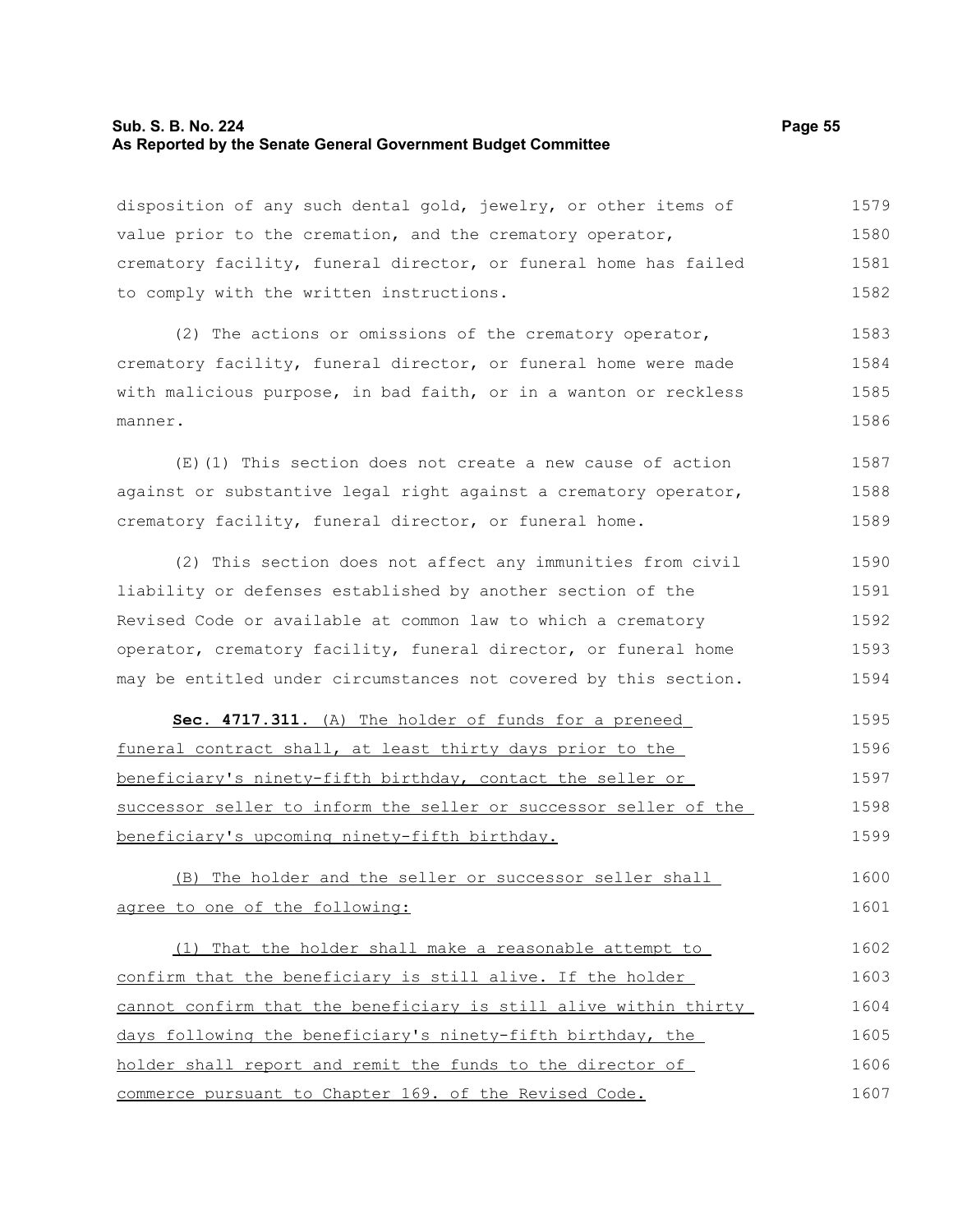disposition of any such dental gold, jewelry, or other items of value prior to the cremation, and the crematory operator, crematory facility, funeral director, or funeral home has failed to comply with the written instructions.

(2) The actions or omissions of the crematory operator, crematory facility, funeral director, or funeral home were made with malicious purpose, in bad faith, or in a wanton or reckless manner.

(E)(1) This section does not create a new cause of action against or substantive legal right against a crematory operator, crematory facility, funeral director, or funeral home.

(2) This section does not affect any immunities from civil liability or defenses established by another section of the Revised Code or available at common law to which a crematory operator, crematory facility, funeral director, or funeral home may be entitled under circumstances not covered by this section.

**Sec. 4717.311.** (A) The holder of funds for a preneed funeral contract shall, at least thirty days prior to the beneficiary's ninety-fifth birthday, contact the seller or successor seller to inform the seller or successor seller of the beneficiary's upcoming ninety-fifth birthday.

(B) The holder and the seller or successor seller shall agree to one of the following:

(1) That the holder shall make a reasonable attempt to confirm that the beneficiary is still alive. If the holder cannot confirm that the beneficiary is still alive within thirty days following the beneficiary's ninety-fifth birthday, the holder shall report and remit the funds to the director of commerce pursuant to Chapter 169. of the Revised Code.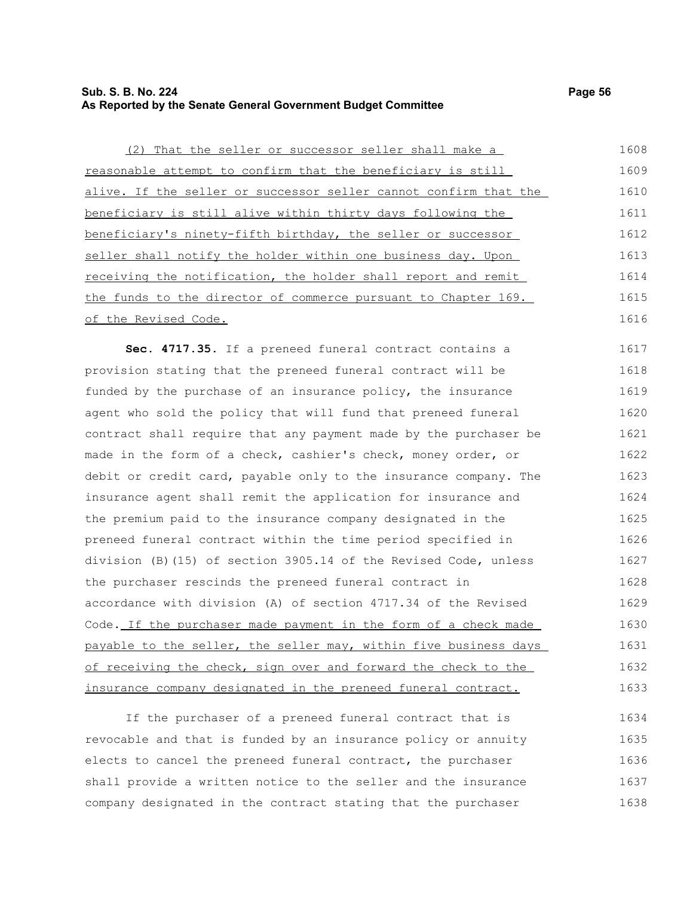(2) That the seller or successor seller shall make a reasonable attempt to confirm that the beneficiary is still alive. If the seller or successor seller cannot confirm that the beneficiary is still alive within thirty days following the beneficiary's ninety-fifth birthday, the seller or successor seller shall notify the holder within one business day. Upon receiving the notification, the holder shall report and remit the funds to the director of commerce pursuant to Chapter 169. of the Revised Code.

**Sec. 4717.35.** If a preneed funeral contract contains a provision stating that the preneed funeral contract will be funded by the purchase of an insurance policy, the insurance agent who sold the policy that will fund that preneed funeral contract shall require that any payment made by the purchaser be made in the form of a check, cashier's check, money order, or debit or credit card, payable only to the insurance company. The insurance agent shall remit the application for insurance and the premium paid to the insurance company designated in the preneed funeral contract within the time period specified in division (B)(15) of section 3905.14 of the Revised Code, unless the purchaser rescinds the preneed funeral contract in accordance with division (A) of section 4717.34 of the Revised Code. If the purchaser made payment in the form of a check made payable to the seller, the seller may, within five business days of receiving the check, sign over and forward the check to the insurance company designated in the preneed funeral contract.

If the purchaser of a preneed funeral contract that is revocable and that is funded by an insurance policy or annuity elects to cancel the preneed funeral contract, the purchaser shall provide a written notice to the seller and the insurance company designated in the contract stating that the purchaser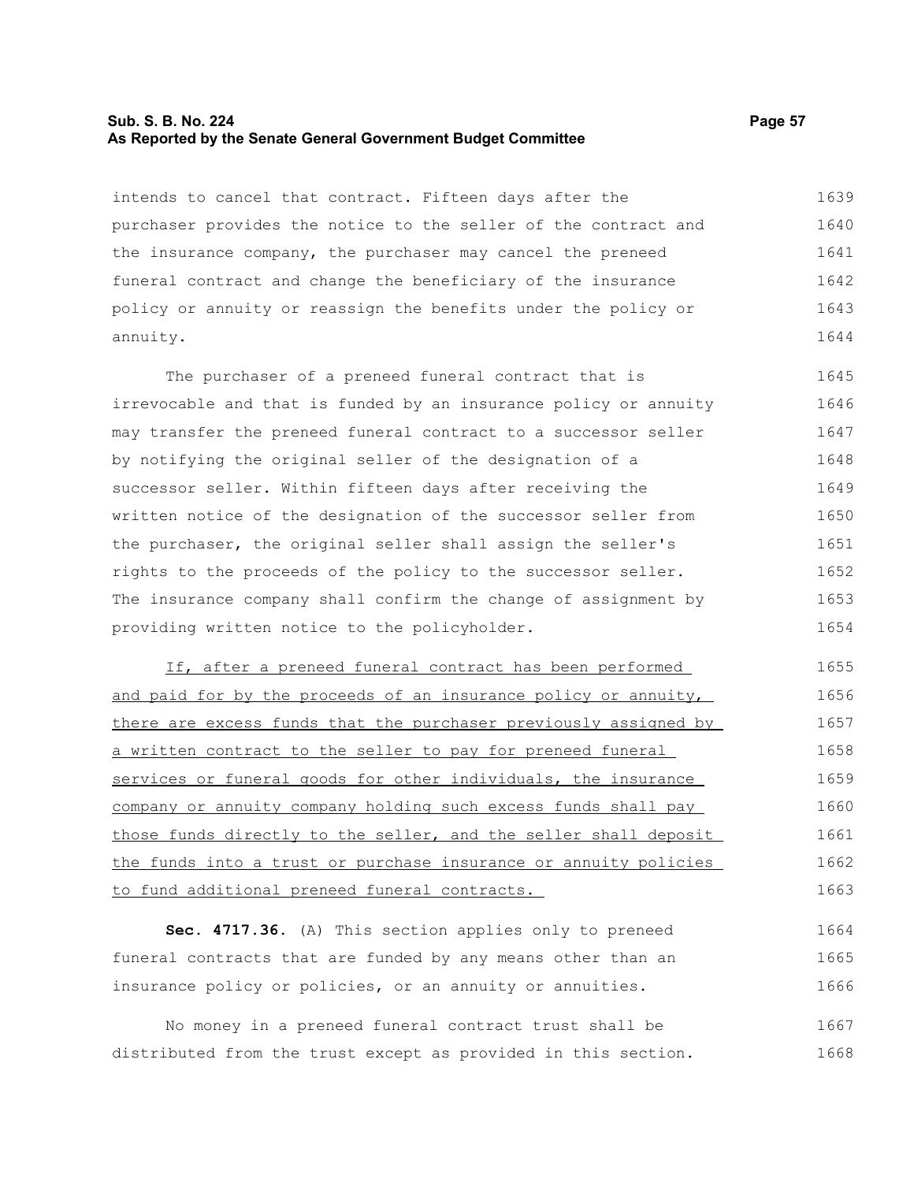intends to cancel that contract. Fifteen days after the purchaser provides the notice to the seller of the contract and the insurance company, the purchaser may cancel the preneed funeral contract and change the beneficiary of the insurance policy or annuity or reassign the benefits under the policy or annuity.

The purchaser of a preneed funeral contract that is irrevocable and that is funded by an insurance policy or annuity may transfer the preneed funeral contract to a successor seller by notifying the original seller of the designation of a successor seller. Within fifteen days after receiving the written notice of the designation of the successor seller from the purchaser, the original seller shall assign the seller's rights to the proceeds of the policy to the successor seller. The insurance company shall confirm the change of assignment by providing written notice to the policyholder.

If, after a preneed funeral contract has been performed and paid for by the proceeds of an insurance policy or annuity, there are excess funds that the purchaser previously assigned by a written contract to the seller to pay for preneed funeral services or funeral goods for other individuals, the insurance company or annuity company holding such excess funds shall pay those funds directly to the seller, and the seller shall deposit the funds into a trust or purchase insurance or annuity policies to fund additional preneed funeral contracts.

**Sec. 4717.36.** (A) This section applies only to preneed funeral contracts that are funded by any means other than an insurance policy or policies, or an annuity or annuities.

No money in a preneed funeral contract trust shall be distributed from the trust except as provided in this section.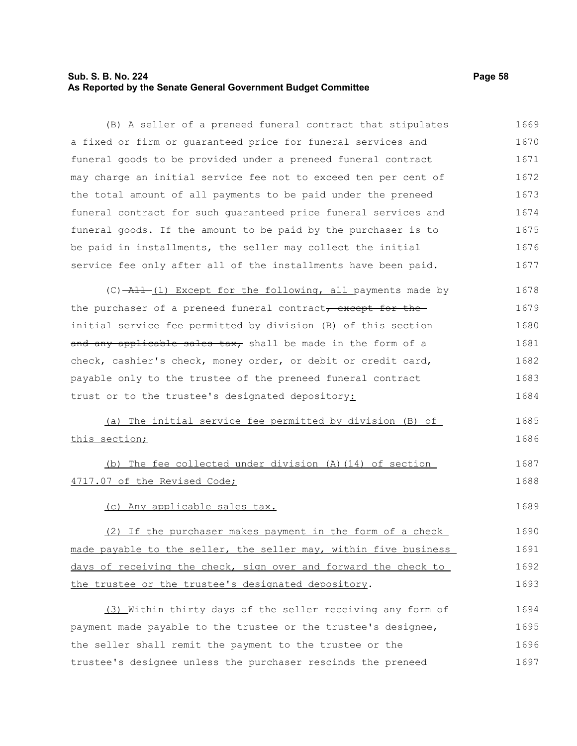(B) A seller of a preneed funeral contract that stipulates a fixed or firm or guaranteed price for funeral services and funeral goods to be provided under a preneed funeral contract may charge an initial service fee not to exceed ten per cent of the total amount of all payments to be paid under the preneed funeral contract for such guaranteed price funeral services and funeral goods. If the amount to be paid by the purchaser is to be paid in installments, the seller may collect the initial service fee only after all of the installments have been paid.

(C) ~~All~~ (1) Except for the following, all payments made by the purchaser of a preneed funeral contract~~, except for the initial service fee permitted by division (B) of this section and any applicable sales tax,~~ shall be made in the form of a check, cashier's check, money order, or debit or credit card, payable only to the trustee of the preneed funeral contract trust or to the trustee's designated depository:

(a) The initial service fee permitted by division (B) of this section;

(b) The fee collected under division (A)(14) of section 4717.07 of the Revised Code;

(c) Any applicable sales tax.

(2) If the purchaser makes payment in the form of a check made payable to the seller, the seller may, within five business days of receiving the check, sign over and forward the check to the trustee or the trustee's designated depository.

(3) Within thirty days of the seller receiving any form of payment made payable to the trustee or the trustee's designee, the seller shall remit the payment to the trustee or the trustee's designee unless the purchaser rescinds the preneed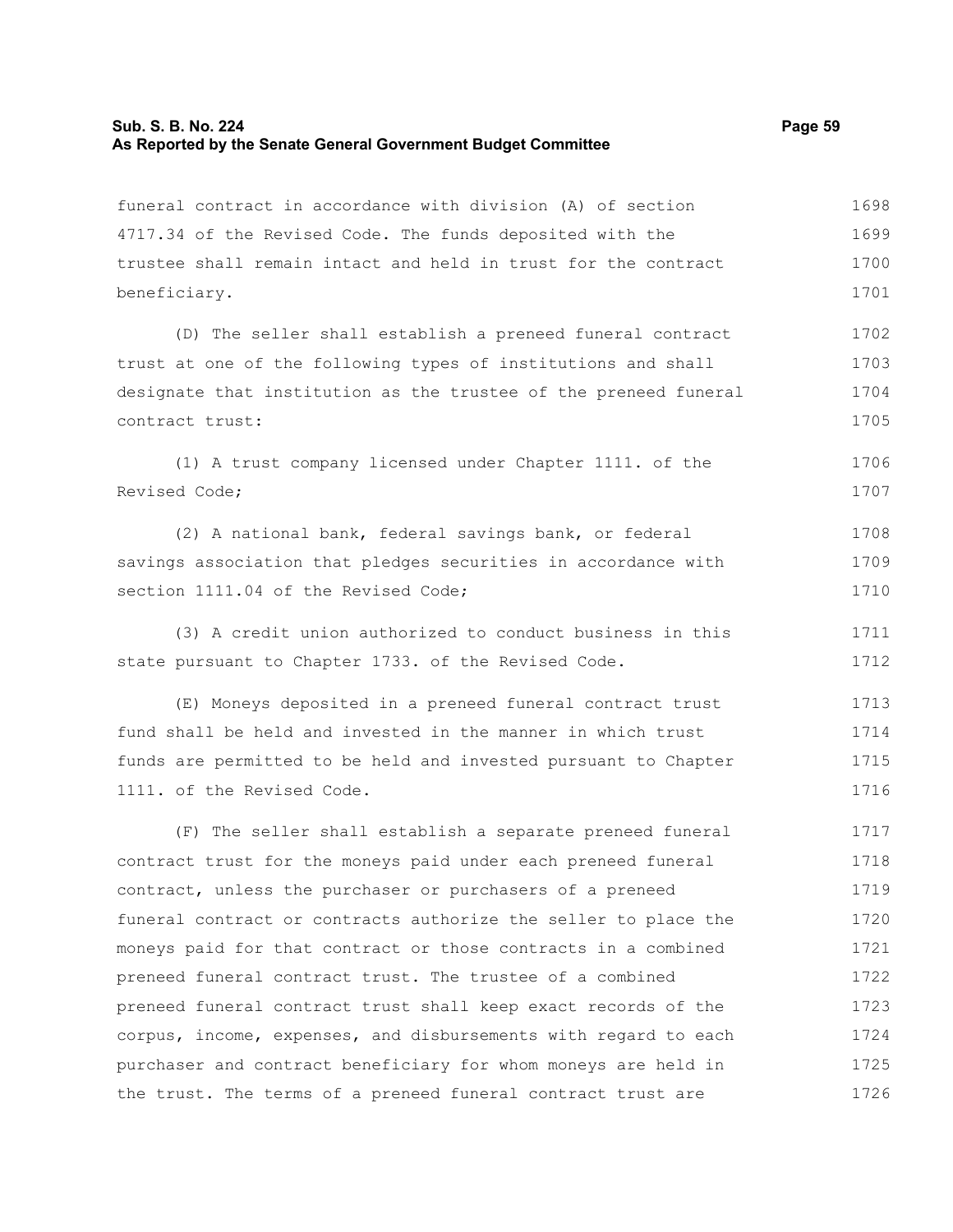funeral contract in accordance with division (A) of section 4717.34 of the Revised Code. The funds deposited with the trustee shall remain intact and held in trust for the contract beneficiary.

(D) The seller shall establish a preneed funeral contract trust at one of the following types of institutions and shall designate that institution as the trustee of the preneed funeral contract trust:

(1) A trust company licensed under Chapter 1111. of the Revised Code;

(2) A national bank, federal savings bank, or federal savings association that pledges securities in accordance with section 1111.04 of the Revised Code;

(3) A credit union authorized to conduct business in this state pursuant to Chapter 1733. of the Revised Code.

(E) Moneys deposited in a preneed funeral contract trust fund shall be held and invested in the manner in which trust funds are permitted to be held and invested pursuant to Chapter 1111. of the Revised Code.

(F) The seller shall establish a separate preneed funeral contract trust for the moneys paid under each preneed funeral contract, unless the purchaser or purchasers of a preneed funeral contract or contracts authorize the seller to place the moneys paid for that contract or those contracts in a combined preneed funeral contract trust. The trustee of a combined preneed funeral contract trust shall keep exact records of the corpus, income, expenses, and disbursements with regard to each purchaser and contract beneficiary for whom moneys are held in the trust. The terms of a preneed funeral contract trust are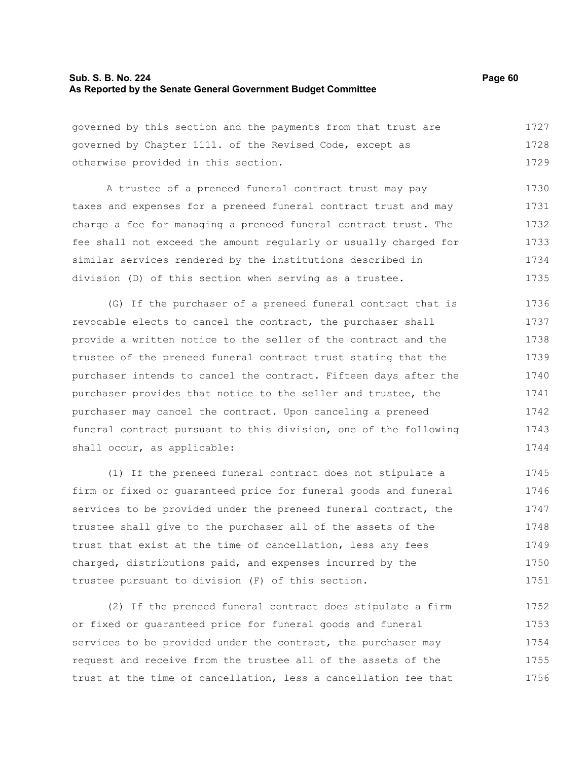governed by this section and the payments from that trust are governed by Chapter 1111. of the Revised Code, except as otherwise provided in this section.

A trustee of a preneed funeral contract trust may pay taxes and expenses for a preneed funeral contract trust and may charge a fee for managing a preneed funeral contract trust. The fee shall not exceed the amount regularly or usually charged for similar services rendered by the institutions described in division (D) of this section when serving as a trustee.

(G) If the purchaser of a preneed funeral contract that is revocable elects to cancel the contract, the purchaser shall provide a written notice to the seller of the contract and the trustee of the preneed funeral contract trust stating that the purchaser intends to cancel the contract. Fifteen days after the purchaser provides that notice to the seller and trustee, the purchaser may cancel the contract. Upon canceling a preneed funeral contract pursuant to this division, one of the following shall occur, as applicable:

(1) If the preneed funeral contract does not stipulate a firm or fixed or guaranteed price for funeral goods and funeral services to be provided under the preneed funeral contract, the trustee shall give to the purchaser all of the assets of the trust that exist at the time of cancellation, less any fees charged, distributions paid, and expenses incurred by the trustee pursuant to division (F) of this section.

(2) If the preneed funeral contract does stipulate a firm or fixed or guaranteed price for funeral goods and funeral services to be provided under the contract, the purchaser may request and receive from the trustee all of the assets of the trust at the time of cancellation, less a cancellation fee that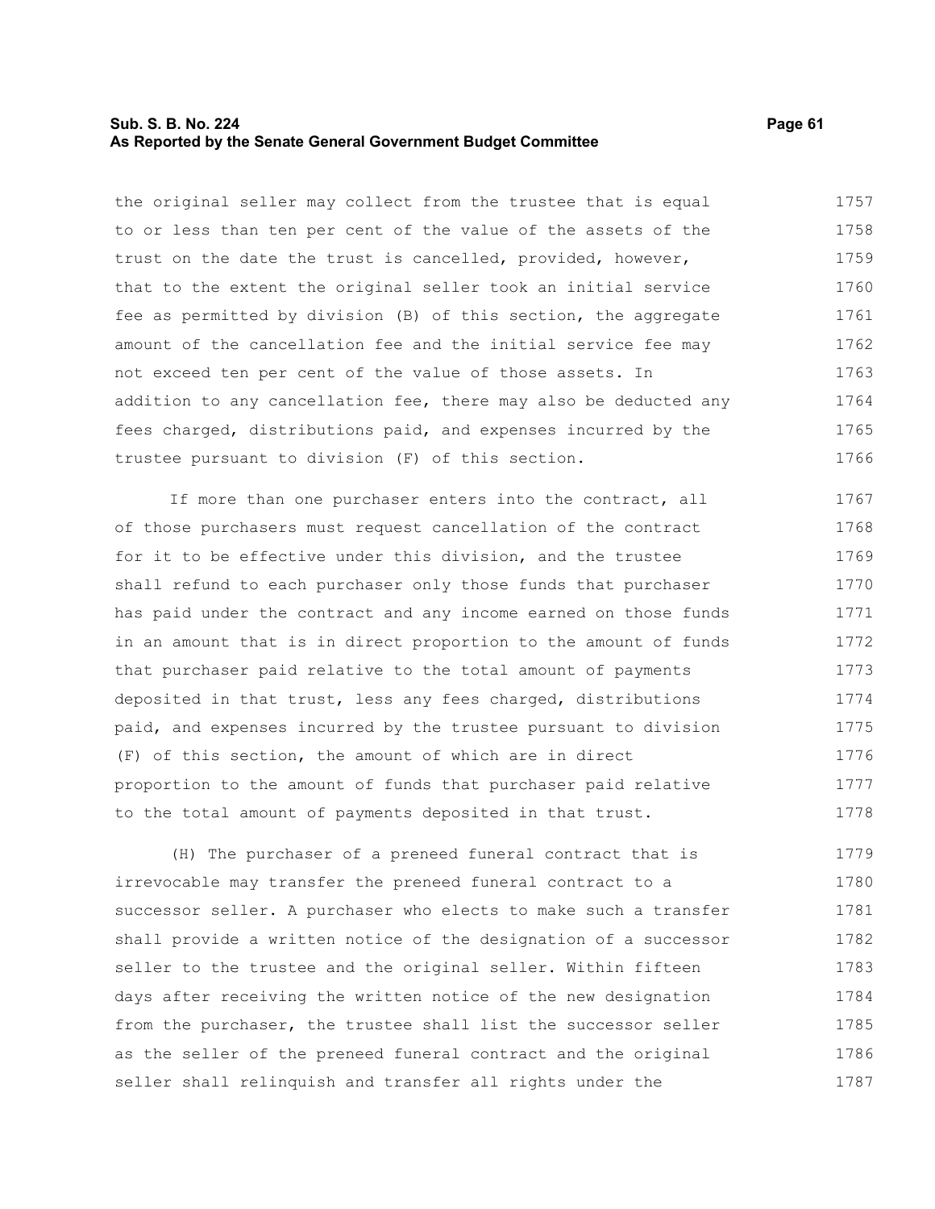the original seller may collect from the trustee that is equal to or less than ten per cent of the value of the assets of the trust on the date the trust is cancelled, provided, however, that to the extent the original seller took an initial service fee as permitted by division (B) of this section, the aggregate amount of the cancellation fee and the initial service fee may not exceed ten per cent of the value of those assets. In addition to any cancellation fee, there may also be deducted any fees charged, distributions paid, and expenses incurred by the trustee pursuant to division (F) of this section.

If more than one purchaser enters into the contract, all of those purchasers must request cancellation of the contract for it to be effective under this division, and the trustee shall refund to each purchaser only those funds that purchaser has paid under the contract and any income earned on those funds in an amount that is in direct proportion to the amount of funds that purchaser paid relative to the total amount of payments deposited in that trust, less any fees charged, distributions paid, and expenses incurred by the trustee pursuant to division (F) of this section, the amount of which are in direct proportion to the amount of funds that purchaser paid relative to the total amount of payments deposited in that trust.

(H) The purchaser of a preneed funeral contract that is irrevocable may transfer the preneed funeral contract to a successor seller. A purchaser who elects to make such a transfer shall provide a written notice of the designation of a successor seller to the trustee and the original seller. Within fifteen days after receiving the written notice of the new designation from the purchaser, the trustee shall list the successor seller as the seller of the preneed funeral contract and the original seller shall relinquish and transfer all rights under the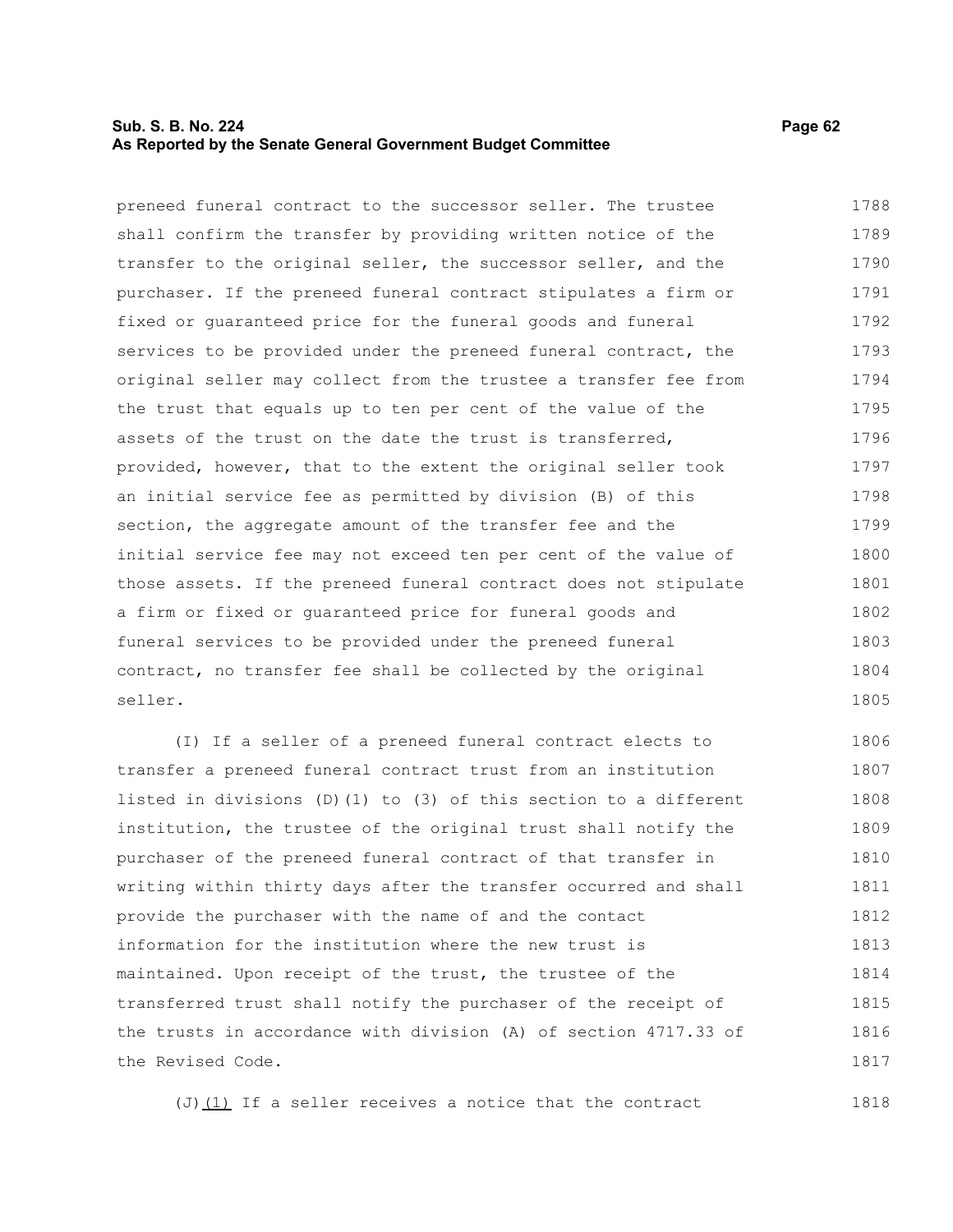preneed funeral contract to the successor seller. The trustee shall confirm the transfer by providing written notice of the transfer to the original seller, the successor seller, and the purchaser. If the preneed funeral contract stipulates a firm or fixed or guaranteed price for the funeral goods and funeral services to be provided under the preneed funeral contract, the original seller may collect from the trustee a transfer fee from the trust that equals up to ten per cent of the value of the assets of the trust on the date the trust is transferred, provided, however, that to the extent the original seller took an initial service fee as permitted by division (B) of this section, the aggregate amount of the transfer fee and the initial service fee may not exceed ten per cent of the value of those assets. If the preneed funeral contract does not stipulate a firm or fixed or guaranteed price for funeral goods and funeral services to be provided under the preneed funeral contract, no transfer fee shall be collected by the original seller.

(I) If a seller of a preneed funeral contract elects to transfer a preneed funeral contract trust from an institution listed in divisions (D)(1) to (3) of this section to a different institution, the trustee of the original trust shall notify the purchaser of the preneed funeral contract of that transfer in writing within thirty days after the transfer occurred and shall provide the purchaser with the name of and the contact information for the institution where the new trust is maintained. Upon receipt of the trust, the trustee of the transferred trust shall notify the purchaser of the receipt of the trusts in accordance with division (A) of section 4717.33 of the Revised Code.

(J)(1) If a seller receives a notice that the contract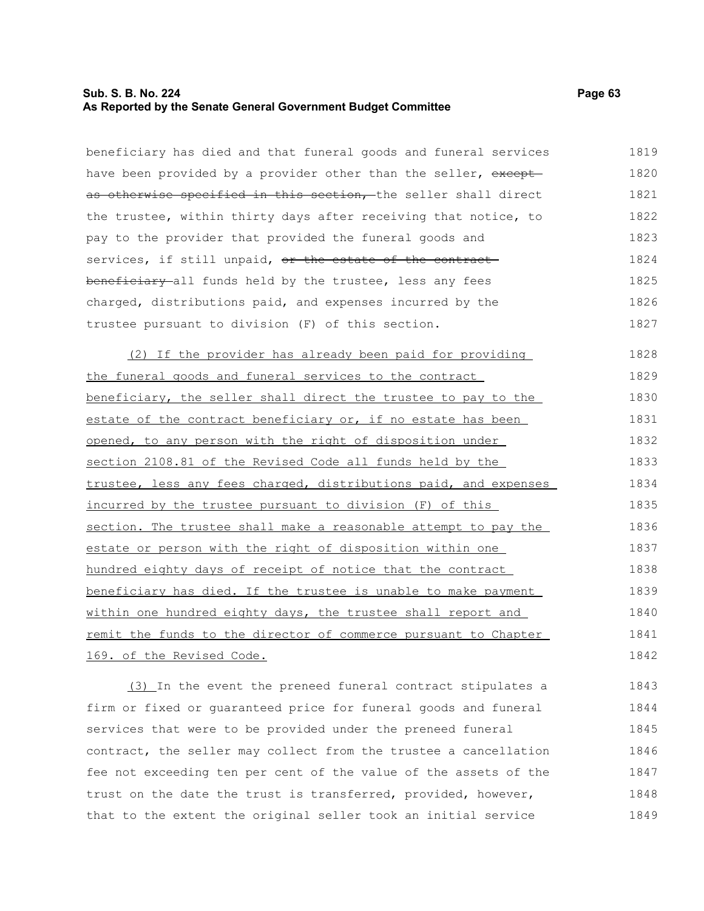beneficiary has died and that funeral goods and funeral services have been provided by a provider other than the seller, ~~except as otherwise specified in this section,~~ the seller shall direct the trustee, within thirty days after receiving that notice, to pay to the provider that provided the funeral goods and services, if still unpaid, ~~or the estate of the contract beneficiary~~ all funds held by the trustee, less any fees charged, distributions paid, and expenses incurred by the trustee pursuant to division (F) of this section.

(2) If the provider has already been paid for providing the funeral goods and funeral services to the contract beneficiary, the seller shall direct the trustee to pay to the estate of the contract beneficiary or, if no estate has been opened, to any person with the right of disposition under section 2108.81 of the Revised Code all funds held by the trustee, less any fees charged, distributions paid, and expenses incurred by the trustee pursuant to division (F) of this section. The trustee shall make a reasonable attempt to pay the estate or person with the right of disposition within one hundred eighty days of receipt of notice that the contract beneficiary has died. If the trustee is unable to make payment within one hundred eighty days, the trustee shall report and remit the funds to the director of commerce pursuant to Chapter 169. of the Revised Code.

(3) In the event the preneed funeral contract stipulates a firm or fixed or guaranteed price for funeral goods and funeral services that were to be provided under the preneed funeral contract, the seller may collect from the trustee a cancellation fee not exceeding ten per cent of the value of the assets of the trust on the date the trust is transferred, provided, however, that to the extent the original seller took an initial service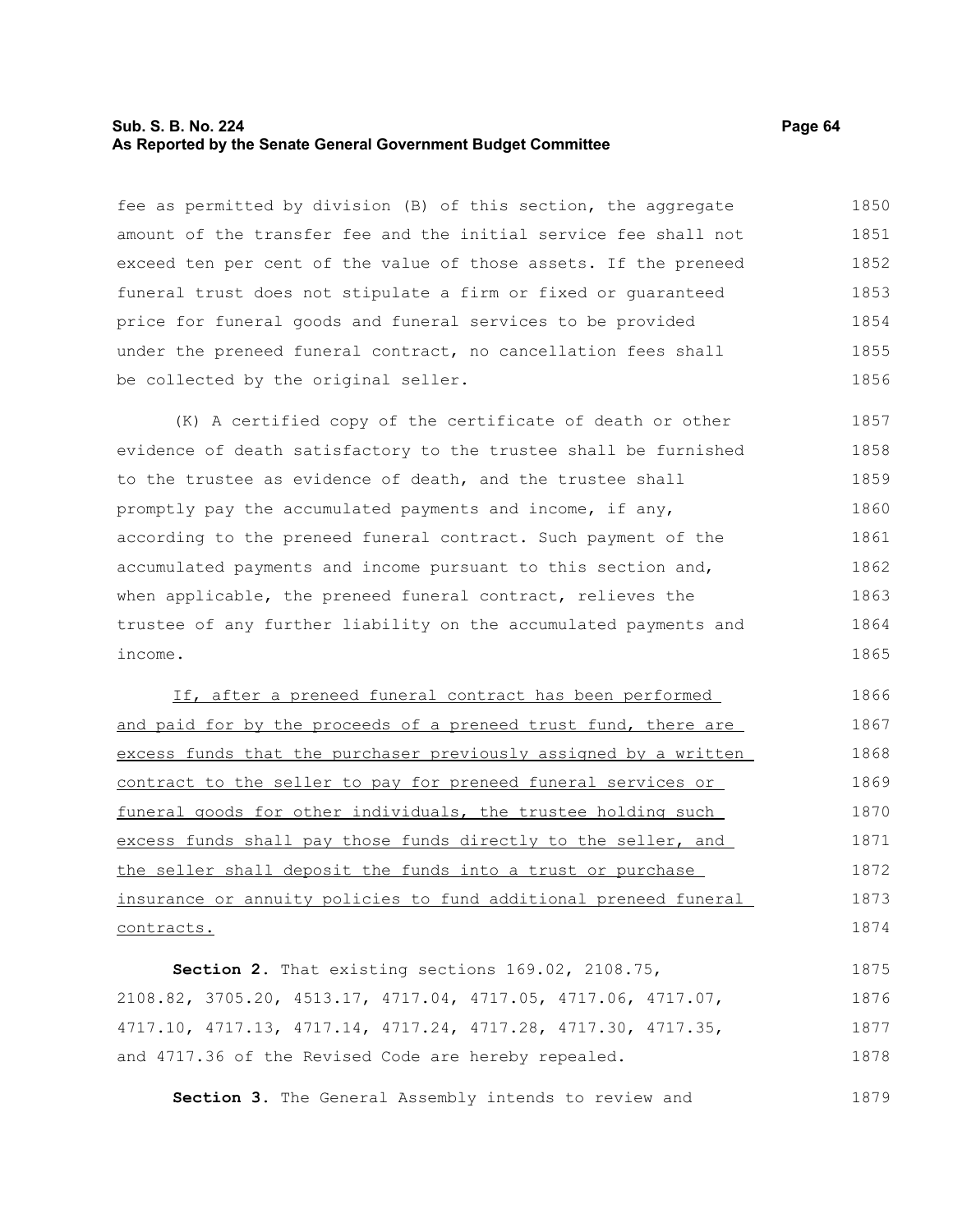fee as permitted by division (B) of this section, the aggregate amount of the transfer fee and the initial service fee shall not exceed ten per cent of the value of those assets. If the preneed funeral trust does not stipulate a firm or fixed or guaranteed price for funeral goods and funeral services to be provided under the preneed funeral contract, no cancellation fees shall be collected by the original seller.

(K) A certified copy of the certificate of death or other evidence of death satisfactory to the trustee shall be furnished to the trustee as evidence of death, and the trustee shall promptly pay the accumulated payments and income, if any, according to the preneed funeral contract. Such payment of the accumulated payments and income pursuant to this section and, when applicable, the preneed funeral contract, relieves the trustee of any further liability on the accumulated payments and income.

<u>If, after a preneed funeral contract has been performed and paid for by the proceeds of a preneed trust fund, there are excess funds that the purchaser previously assigned by a written contract to the seller to pay for preneed funeral services or funeral goods for other individuals, the trustee holding such excess funds shall pay those funds directly to the seller, and the seller shall deposit the funds into a trust or purchase insurance or annuity policies to fund additional preneed funeral contracts.</u>

**Section 2.** That existing sections 169.02, 2108.75, 2108.82, 3705.20, 4513.17, 4717.04, 4717.05, 4717.06, 4717.07, 4717.10, 4717.13, 4717.14, 4717.24, 4717.28, 4717.30, 4717.35, and 4717.36 of the Revised Code are hereby repealed.

**Section 3.** The General Assembly intends to review and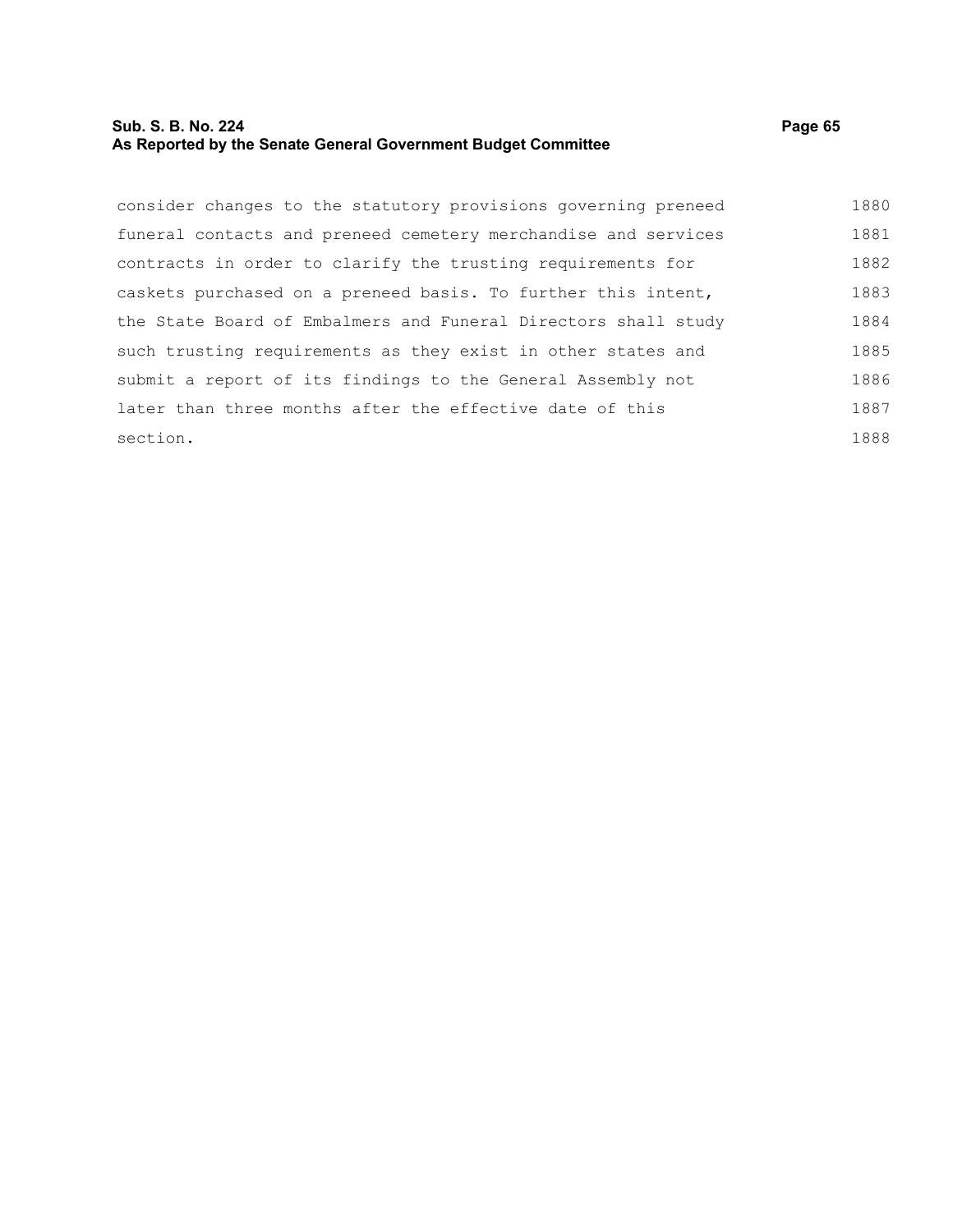consider changes to the statutory provisions governing preneed funeral contacts and preneed cemetery merchandise and services contracts in order to clarify the trusting requirements for caskets purchased on a preneed basis. To further this intent, the State Board of Embalmers and Funeral Directors shall study such trusting requirements as they exist in other states and submit a report of its findings to the General Assembly not later than three months after the effective date of this section.